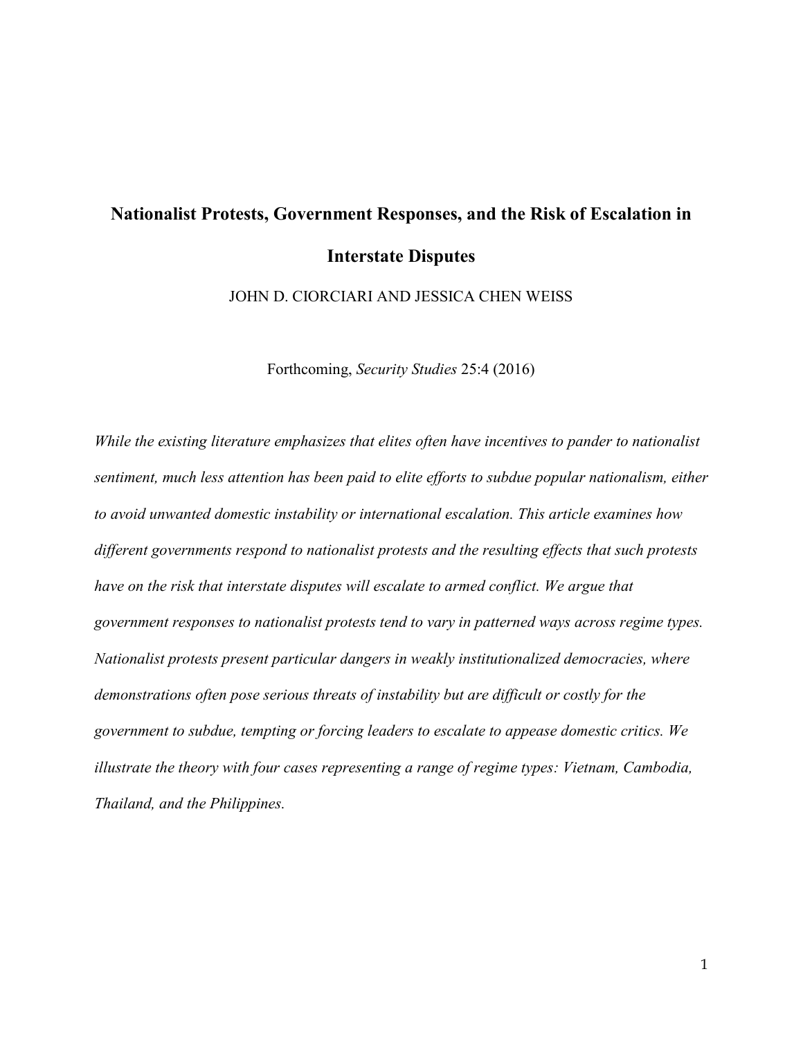# Nationalist Protests, Government Responses, and the Risk of Escalation in Interstate Disputes

JOHN D. CIORCIARI AND JESSICA CHEN WEISS

Forthcoming, *Security Studies* 25:4 (2016)

*While the existing literature emphasizes that elites often have incentives to pander to nationalist sentiment, much less attention has been paid to elite efforts to subdue popular nationalism, either to avoid unwanted domestic instability or international escalation. This article examines how different governments respond to nationalist protests and the resulting effects that such protests have on the risk that interstate disputes will escalate to armed conflict. We argue that government responses to nationalist protests tend to vary in patterned ways across regime types. Nationalist protests present particular dangers in weakly institutionalized democracies, where demonstrations often pose serious threats of instability but are difficult or costly for the government to subdue, tempting or forcing leaders to escalate to appease domestic critics. We illustrate the theory with four cases representing a range of regime types: Vietnam, Cambodia, Thailand, and the Philippines.*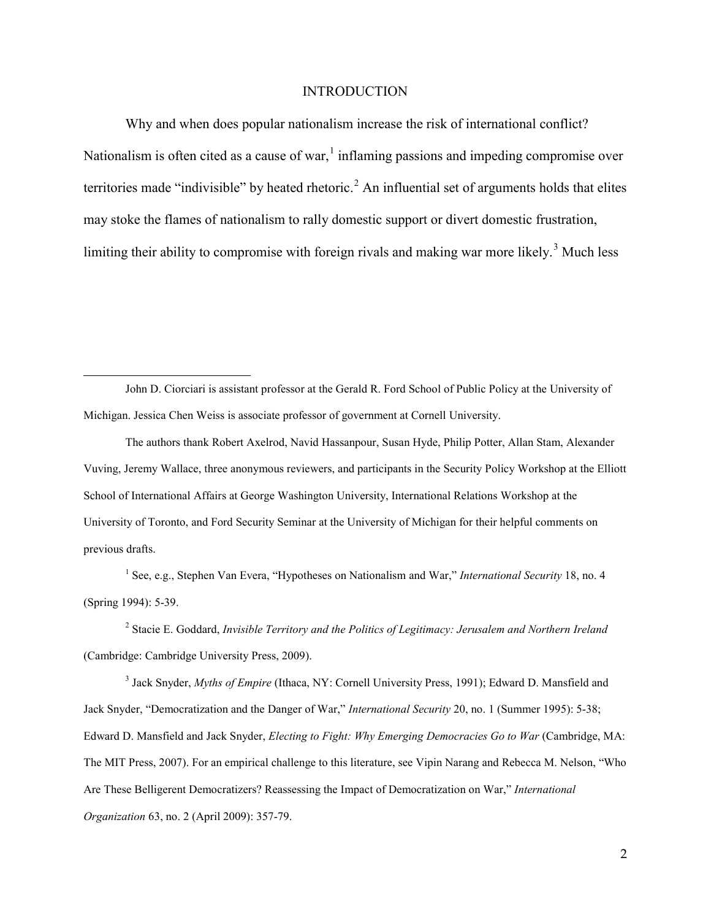## INTRODUCTION

Why and when does popular nationalism increase the risk of international conflict? Nationalism is often cited as a cause of war,[1] inflaming passions and impeding compromise over territories made "indivisible" by heated rhetoric.[2] An influential set of arguments holds that elites may stoke the flames of nationalism to rally domestic support or divert domestic frustration, limiting their ability to compromise with foreign rivals and making war more likely.[3] Much less

---

John D. Ciorciari is assistant professor at the Gerald R. Ford School of Public Policy at the University of Michigan. Jessica Chen Weiss is associate professor of government at Cornell University.

The authors thank Robert Axelrod, Navid Hassanpour, Susan Hyde, Philip Potter, Allan Stam, Alexander Vuving, Jeremy Wallace, three anonymous reviewers, and participants in the Security Policy Workshop at the Elliott School of International Affairs at George Washington University, International Relations Workshop at the University of Toronto, and Ford Security Seminar at the University of Michigan for their helpful comments on previous drafts.

[1] See, e.g., Stephen Van Evera, "Hypotheses on Nationalism and War," *International Security* 18, no. 4 (Spring 1994): 5-39.

[2] Stacie E. Goddard, *Invisible Territory and the Politics of Legitimacy: Jerusalem and Northern Ireland* (Cambridge: Cambridge University Press, 2009).

[3] Jack Snyder, *Myths of Empire* (Ithaca, NY: Cornell University Press, 1991); Edward D. Mansfield and Jack Snyder, "Democratization and the Danger of War," *International Security* 20, no. 1 (Summer 1995): 5-38; Edward D. Mansfield and Jack Snyder, *Electing to Fight: Why Emerging Democracies Go to War* (Cambridge, MA: The MIT Press, 2007). For an empirical challenge to this literature, see Vipin Narang and Rebecca M. Nelson, "Who Are These Belligerent Democratizers? Reassessing the Impact of Democratization on War," *International Organization* 63, no. 2 (April 2009): 357-79.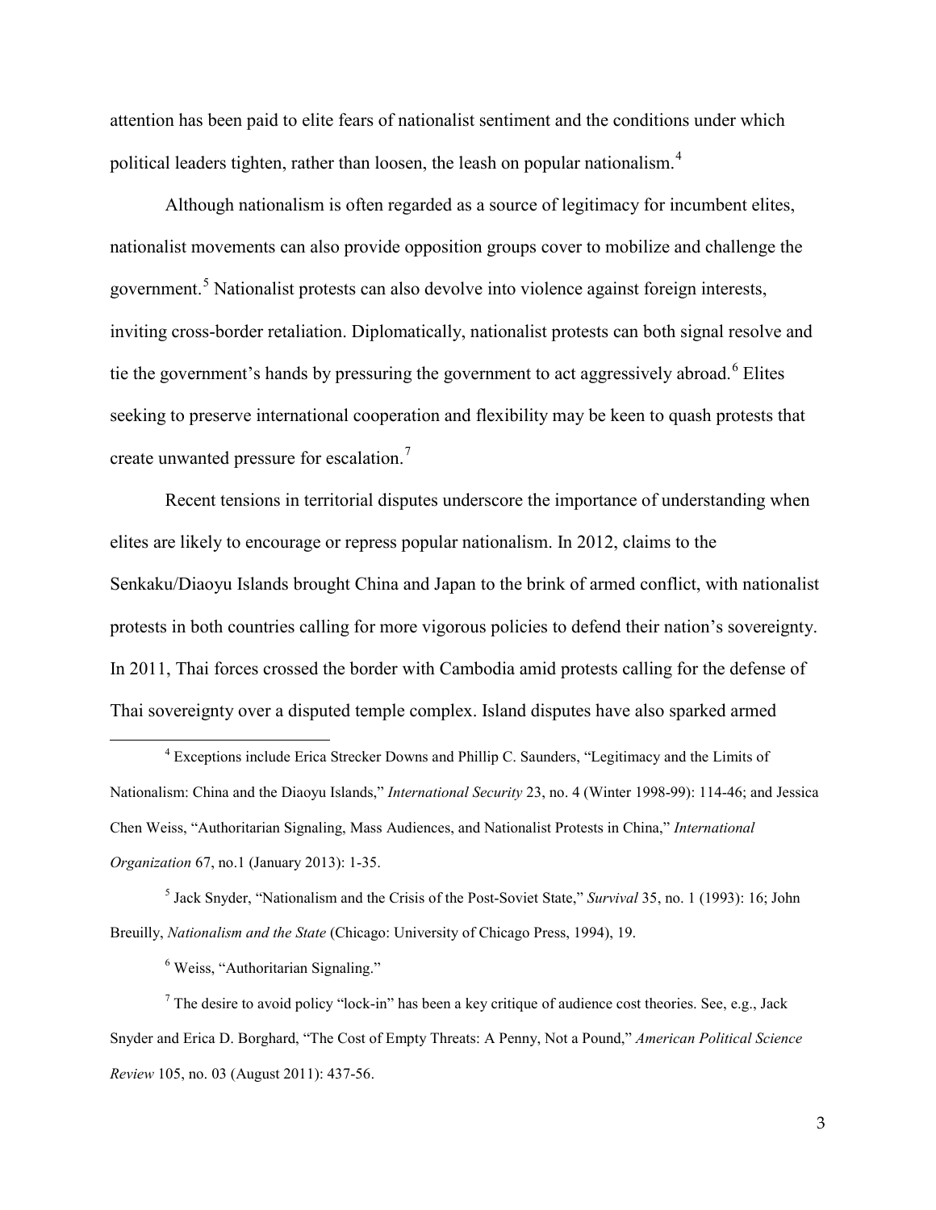attention has been paid to elite fears of nationalist sentiment and the conditions under which political leaders tighten, rather than loosen, the leash on popular nationalism.[4]

Although nationalism is often regarded as a source of legitimacy for incumbent elites, nationalist movements can also provide opposition groups cover to mobilize and challenge the government.[5] Nationalist protests can also devolve into violence against foreign interests, inviting cross-border retaliation. Diplomatically, nationalist protests can both signal resolve and tie the government's hands by pressuring the government to act aggressively abroad.[6] Elites seeking to preserve international cooperation and flexibility may be keen to quash protests that create unwanted pressure for escalation.[7]

Recent tensions in territorial disputes underscore the importance of understanding when elites are likely to encourage or repress popular nationalism. In 2012, claims to the Senkaku/Diaoyu Islands brought China and Japan to the brink of armed conflict, with nationalist protests in both countries calling for more vigorous policies to defend their nation's sovereignty. In 2011, Thai forces crossed the border with Cambodia amid protests calling for the defense of Thai sovereignty over a disputed temple complex. Island disputes have also sparked armed

---

[4] Exceptions include Erica Strecker Downs and Phillip C. Saunders, "Legitimacy and the Limits of Nationalism: China and the Diaoyu Islands," *International Security* 23, no. 4 (Winter 1998-99): 114-46; and Jessica Chen Weiss, "Authoritarian Signaling, Mass Audiences, and Nationalist Protests in China," *International Organization* 67, no.1 (January 2013): 1-35.

[5] Jack Snyder, "Nationalism and the Crisis of the Post-Soviet State," *Survival* 35, no. 1 (1993): 16; John Breuilly, *Nationalism and the State* (Chicago: University of Chicago Press, 1994), 19.

[6] Weiss, "Authoritarian Signaling."

[7] The desire to avoid policy "lock-in" has been a key critique of audience cost theories. See, e.g., Jack Snyder and Erica D. Borghard, "The Cost of Empty Threats: A Penny, Not a Pound," *American Political Science Review* 105, no. 03 (August 2011): 437-56.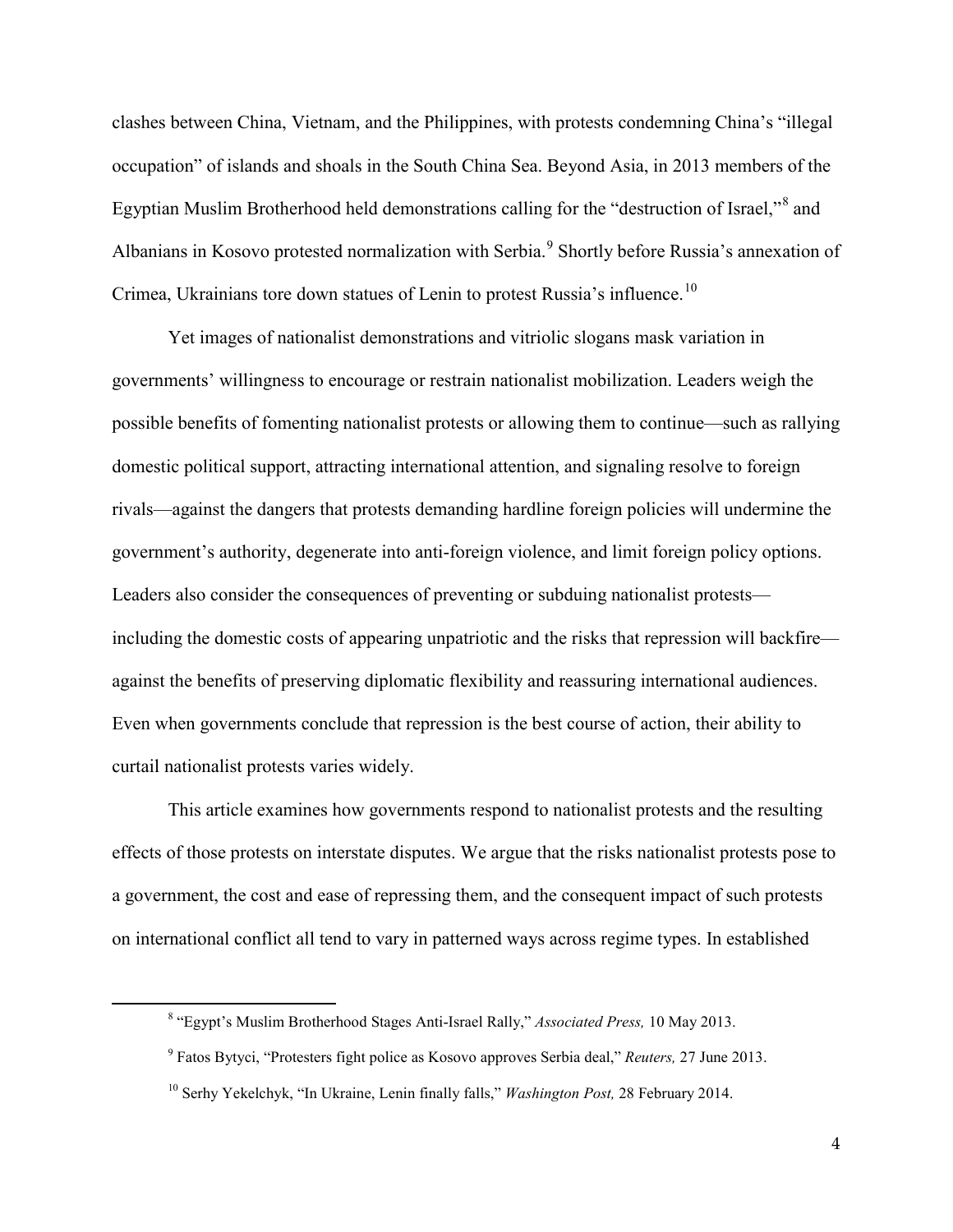clashes between China, Vietnam, and the Philippines, with protests condemning China's "illegal occupation" of islands and shoals in the South China Sea. Beyond Asia, in 2013 members of the Egyptian Muslim Brotherhood held demonstrations calling for the "destruction of Israel,"[8] and Albanians in Kosovo protested normalization with Serbia.[9] Shortly before Russia's annexation of Crimea, Ukrainians tore down statues of Lenin to protest Russia's influence.[10]

Yet images of nationalist demonstrations and vitriolic slogans mask variation in governments' willingness to encourage or restrain nationalist mobilization. Leaders weigh the possible benefits of fomenting nationalist protests or allowing them to continue—such as rallying domestic political support, attracting international attention, and signaling resolve to foreign rivals—against the dangers that protests demanding hardline foreign policies will undermine the government's authority, degenerate into anti-foreign violence, and limit foreign policy options. Leaders also consider the consequences of preventing or subduing nationalist protests—including the domestic costs of appearing unpatriotic and the risks that repression will backfire—against the benefits of preserving diplomatic flexibility and reassuring international audiences. Even when governments conclude that repression is the best course of action, their ability to curtail nationalist protests varies widely.

This article examines how governments respond to nationalist protests and the resulting effects of those protests on interstate disputes. We argue that the risks nationalist protests pose to a government, the cost and ease of repressing them, and the consequent impact of such protests on international conflict all tend to vary in patterned ways across regime types. In established

[8] "Egypt's Muslim Brotherhood Stages Anti-Israel Rally," *Associated Press,* 10 May 2013.

[9] Fatos Bytyci, "Protesters fight police as Kosovo approves Serbia deal," *Reuters,* 27 June 2013.

[10] Serhy Yekelchyk, "In Ukraine, Lenin finally falls," *Washington Post,* 28 February 2014.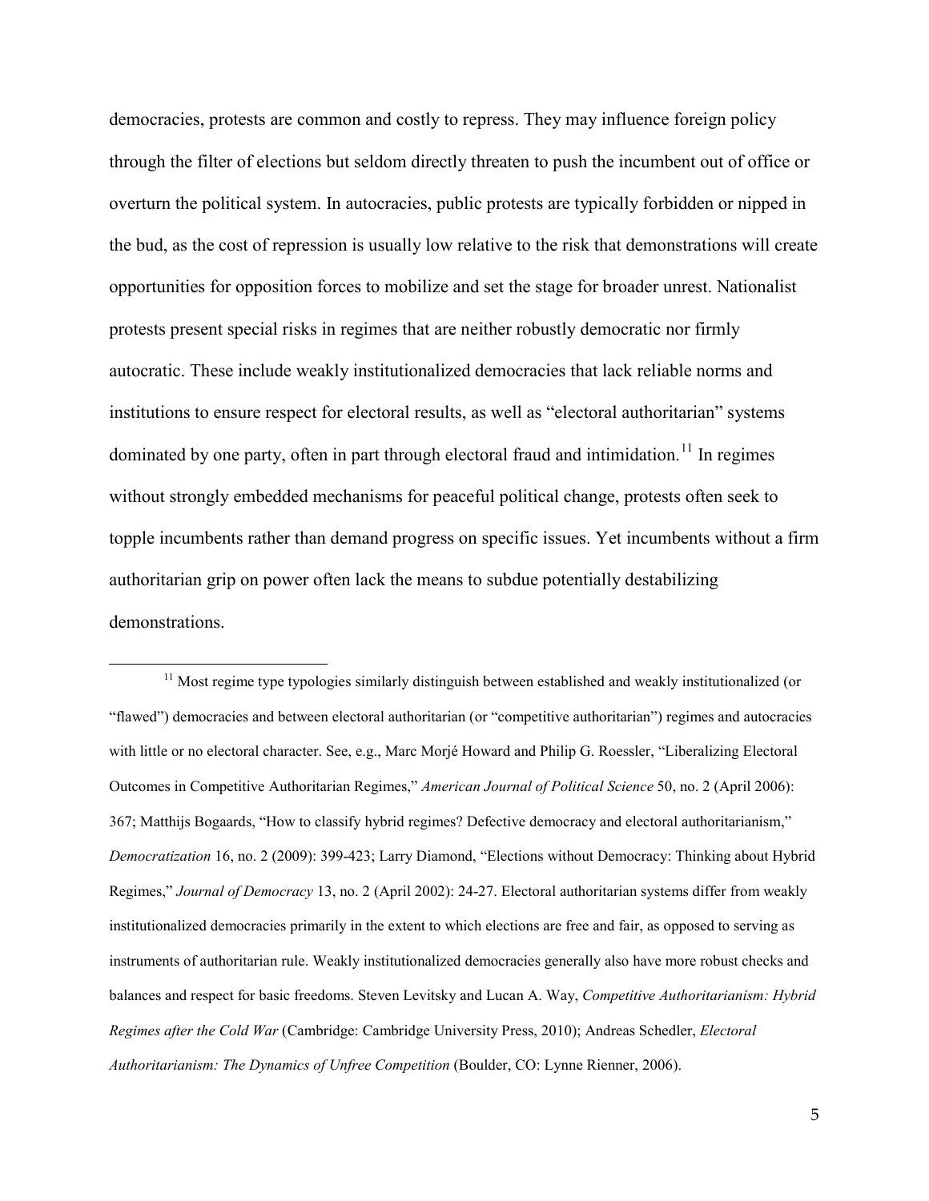democracies, protests are common and costly to repress. They may influence foreign policy through the filter of elections but seldom directly threaten to push the incumbent out of office or overturn the political system. In autocracies, public protests are typically forbidden or nipped in the bud, as the cost of repression is usually low relative to the risk that demonstrations will create opportunities for opposition forces to mobilize and set the stage for broader unrest. Nationalist protests present special risks in regimes that are neither robustly democratic nor firmly autocratic. These include weakly institutionalized democracies that lack reliable norms and institutions to ensure respect for electoral results, as well as "electoral authoritarian" systems dominated by one party, often in part through electoral fraud and intimidation.[11] In regimes without strongly embedded mechanisms for peaceful political change, protests often seek to topple incumbents rather than demand progress on specific issues. Yet incumbents without a firm authoritarian grip on power often lack the means to subdue potentially destabilizing demonstrations.

[11] Most regime type typologies similarly distinguish between established and weakly institutionalized (or "flawed") democracies and between electoral authoritarian (or "competitive authoritarian") regimes and autocracies with little or no electoral character. See, e.g., Marc Morjé Howard and Philip G. Roessler, "Liberalizing Electoral Outcomes in Competitive Authoritarian Regimes," *American Journal of Political Science* 50, no. 2 (April 2006): 367; Matthijs Bogaards, "How to classify hybrid regimes? Defective democracy and electoral authoritarianism," *Democratization* 16, no. 2 (2009): 399-423; Larry Diamond, "Elections without Democracy: Thinking about Hybrid Regimes," *Journal of Democracy* 13, no. 2 (April 2002): 24-27. Electoral authoritarian systems differ from weakly institutionalized democracies primarily in the extent to which elections are free and fair, as opposed to serving as instruments of authoritarian rule. Weakly institutionalized democracies generally also have more robust checks and balances and respect for basic freedoms. Steven Levitsky and Lucan A. Way, *Competitive Authoritarianism: Hybrid Regimes after the Cold War* (Cambridge: Cambridge University Press, 2010); Andreas Schedler, *Electoral Authoritarianism: The Dynamics of Unfree Competition* (Boulder, CO: Lynne Rienner, 2006).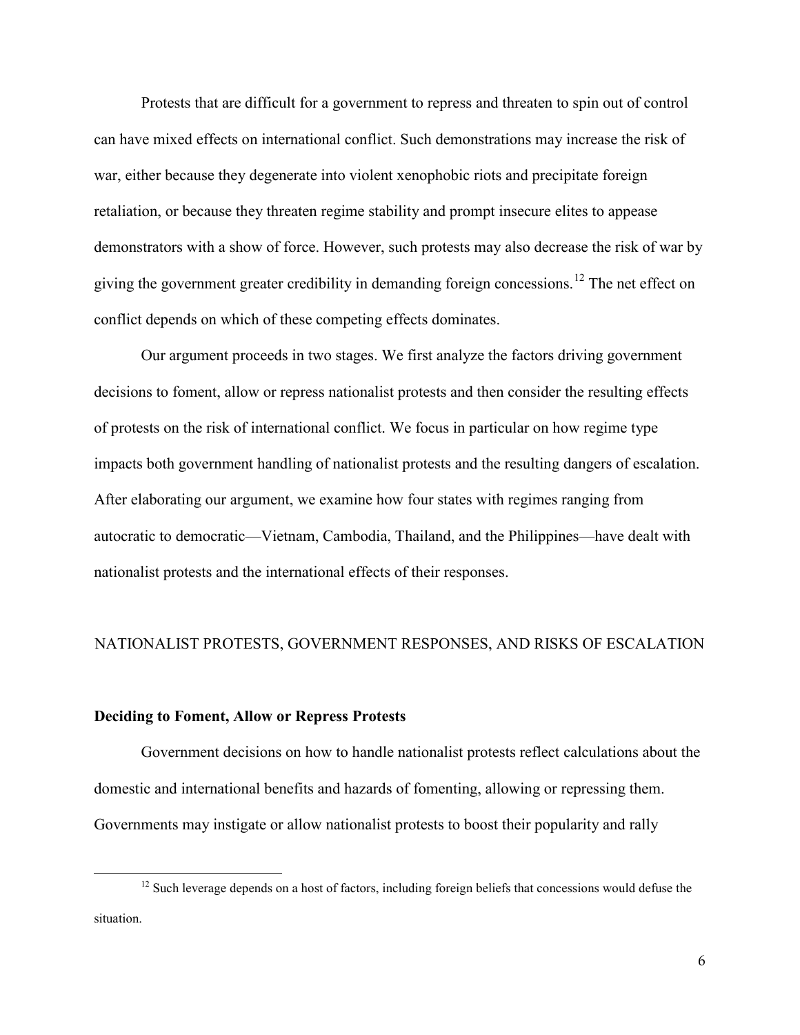Protests that are difficult for a government to repress and threaten to spin out of control can have mixed effects on international conflict. Such demonstrations may increase the risk of war, either because they degenerate into violent xenophobic riots and precipitate foreign retaliation, or because they threaten regime stability and prompt insecure elites to appease demonstrators with a show of force. However, such protests may also decrease the risk of war by giving the government greater credibility in demanding foreign concessions.[12] The net effect on conflict depends on which of these competing effects dominates.

Our argument proceeds in two stages. We first analyze the factors driving government decisions to foment, allow or repress nationalist protests and then consider the resulting effects of protests on the risk of international conflict. We focus in particular on how regime type impacts both government handling of nationalist protests and the resulting dangers of escalation. After elaborating our argument, we examine how four states with regimes ranging from autocratic to democratic—Vietnam, Cambodia, Thailand, and the Philippines—have dealt with nationalist protests and the international effects of their responses.

## NATIONALIST PROTESTS, GOVERNMENT RESPONSES, AND RISKS OF ESCALATION

### Deciding to Foment, Allow or Repress Protests

Government decisions on how to handle nationalist protests reflect calculations about the domestic and international benefits and hazards of fomenting, allowing or repressing them. Governments may instigate or allow nationalist protests to boost their popularity and rally

[12] Such leverage depends on a host of factors, including foreign beliefs that concessions would defuse the situation.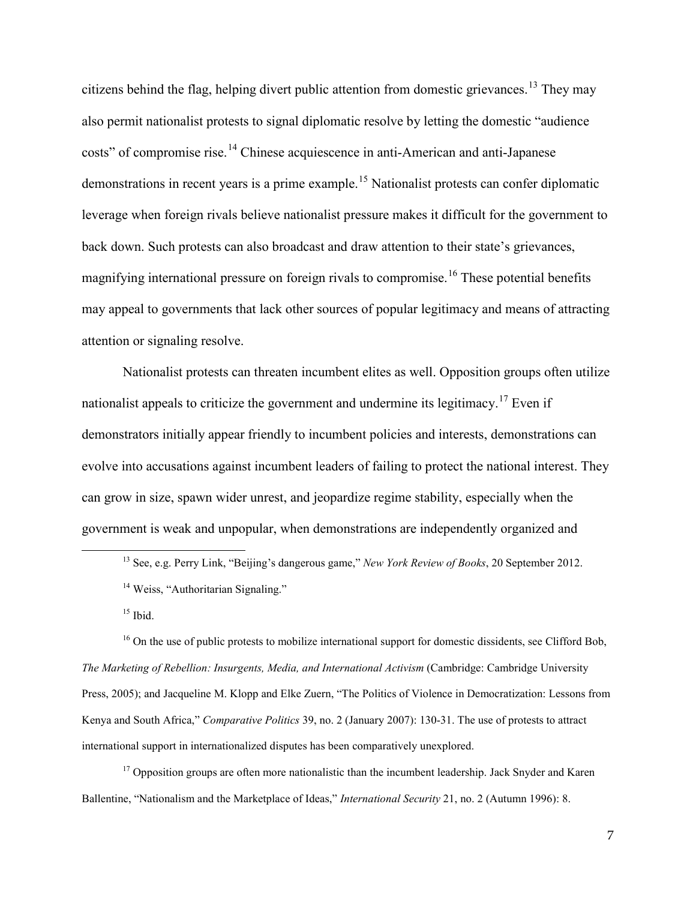citizens behind the flag, helping divert public attention from domestic grievances.[13] They may also permit nationalist protests to signal diplomatic resolve by letting the domestic "audience costs" of compromise rise.[14] Chinese acquiescence in anti-American and anti-Japanese demonstrations in recent years is a prime example.[15] Nationalist protests can confer diplomatic leverage when foreign rivals believe nationalist pressure makes it difficult for the government to back down. Such protests can also broadcast and draw attention to their state's grievances, magnifying international pressure on foreign rivals to compromise.[16] These potential benefits may appeal to governments that lack other sources of popular legitimacy and means of attracting attention or signaling resolve.

Nationalist protests can threaten incumbent elites as well. Opposition groups often utilize nationalist appeals to criticize the government and undermine its legitimacy.[17] Even if demonstrators initially appear friendly to incumbent policies and interests, demonstrations can evolve into accusations against incumbent leaders of failing to protect the national interest. They can grow in size, spawn wider unrest, and jeopardize regime stability, especially when the government is weak and unpopular, when demonstrations are independently organized and

---

[13] See, e.g. Perry Link, "Beijing's dangerous game," *New York Review of Books*, 20 September 2012.

[14] Weiss, "Authoritarian Signaling."

[15] Ibid.

[16] On the use of public protests to mobilize international support for domestic dissidents, see Clifford Bob, *The Marketing of Rebellion: Insurgents, Media, and International Activism* (Cambridge: Cambridge University Press, 2005); and Jacqueline M. Klopp and Elke Zuern, "The Politics of Violence in Democratization: Lessons from Kenya and South Africa," *Comparative Politics* 39, no. 2 (January 2007): 130-31. The use of protests to attract international support in internationalized disputes has been comparatively unexplored.

[17] Opposition groups are often more nationalistic than the incumbent leadership. Jack Snyder and Karen Ballentine, "Nationalism and the Marketplace of Ideas," *International Security* 21, no. 2 (Autumn 1996): 8.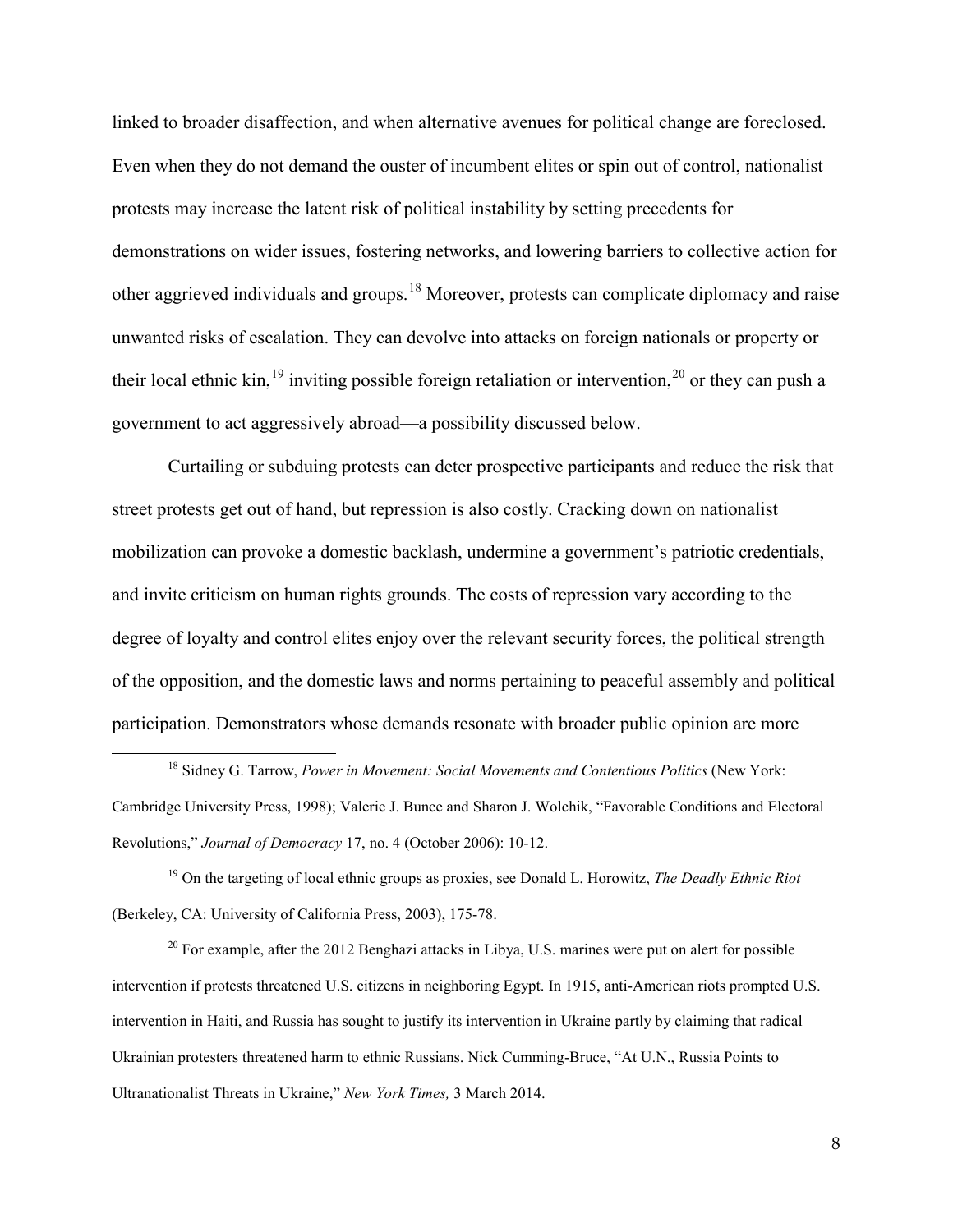linked to broader disaffection, and when alternative avenues for political change are foreclosed. Even when they do not demand the ouster of incumbent elites or spin out of control, nationalist protests may increase the latent risk of political instability by setting precedents for demonstrations on wider issues, fostering networks, and lowering barriers to collective action for other aggrieved individuals and groups.[18] Moreover, protests can complicate diplomacy and raise unwanted risks of escalation. They can devolve into attacks on foreign nationals or property or their local ethnic kin,[19] inviting possible foreign retaliation or intervention,[20] or they can push a government to act aggressively abroad—a possibility discussed below.

Curtailing or subduing protests can deter prospective participants and reduce the risk that street protests get out of hand, but repression is also costly. Cracking down on nationalist mobilization can provoke a domestic backlash, undermine a government's patriotic credentials, and invite criticism on human rights grounds. The costs of repression vary according to the degree of loyalty and control elites enjoy over the relevant security forces, the political strength of the opposition, and the domestic laws and norms pertaining to peaceful assembly and political participation. Demonstrators whose demands resonate with broader public opinion are more

---

[18] Sidney G. Tarrow, *Power in Movement: Social Movements and Contentious Politics* (New York: Cambridge University Press, 1998); Valerie J. Bunce and Sharon J. Wolchik, "Favorable Conditions and Electoral Revolutions," *Journal of Democracy* 17, no. 4 (October 2006): 10-12.

[19] On the targeting of local ethnic groups as proxies, see Donald L. Horowitz, *The Deadly Ethnic Riot* (Berkeley, CA: University of California Press, 2003), 175-78.

[20] For example, after the 2012 Benghazi attacks in Libya, U.S. marines were put on alert for possible intervention if protests threatened U.S. citizens in neighboring Egypt. In 1915, anti-American riots prompted U.S. intervention in Haiti, and Russia has sought to justify its intervention in Ukraine partly by claiming that radical Ukrainian protesters threatened harm to ethnic Russians. Nick Cumming-Bruce, "At U.N., Russia Points to Ultranationalist Threats in Ukraine," *New York Times,* 3 March 2014.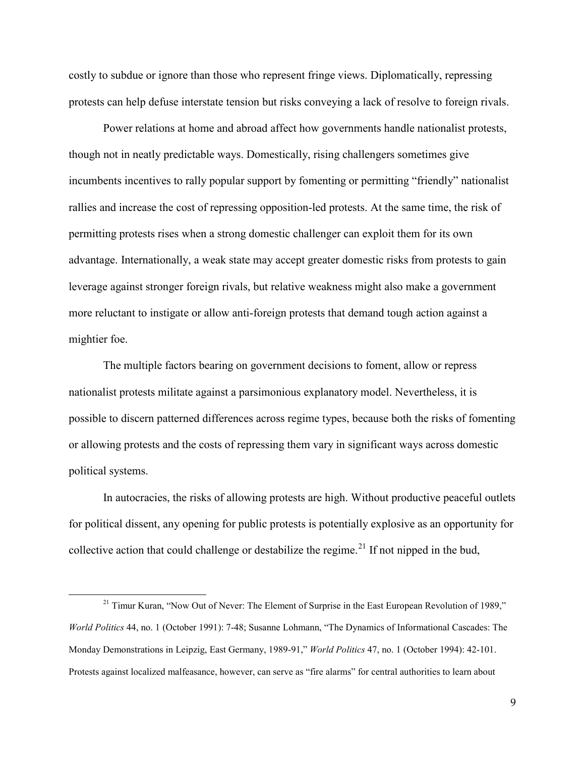costly to subdue or ignore than those who represent fringe views. Diplomatically, repressing protests can help defuse interstate tension but risks conveying a lack of resolve to foreign rivals.

Power relations at home and abroad affect how governments handle nationalist protests, though not in neatly predictable ways. Domestically, rising challengers sometimes give incumbents incentives to rally popular support by fomenting or permitting "friendly" nationalist rallies and increase the cost of repressing opposition-led protests. At the same time, the risk of permitting protests rises when a strong domestic challenger can exploit them for its own advantage. Internationally, a weak state may accept greater domestic risks from protests to gain leverage against stronger foreign rivals, but relative weakness might also make a government more reluctant to instigate or allow anti-foreign protests that demand tough action against a mightier foe.

The multiple factors bearing on government decisions to foment, allow or repress nationalist protests militate against a parsimonious explanatory model. Nevertheless, it is possible to discern patterned differences across regime types, because both the risks of fomenting or allowing protests and the costs of repressing them vary in significant ways across domestic political systems.

In autocracies, the risks of allowing protests are high. Without productive peaceful outlets for political dissent, any opening for public protests is potentially explosive as an opportunity for collective action that could challenge or destabilize the regime.[21] If not nipped in the bud,

[21] Timur Kuran, "Now Out of Never: The Element of Surprise in the East European Revolution of 1989," *World Politics* 44, no. 1 (October 1991): 7-48; Susanne Lohmann, "The Dynamics of Informational Cascades: The Monday Demonstrations in Leipzig, East Germany, 1989-91," *World Politics* 47, no. 1 (October 1994): 42-101. Protests against localized malfeasance, however, can serve as "fire alarms" for central authorities to learn about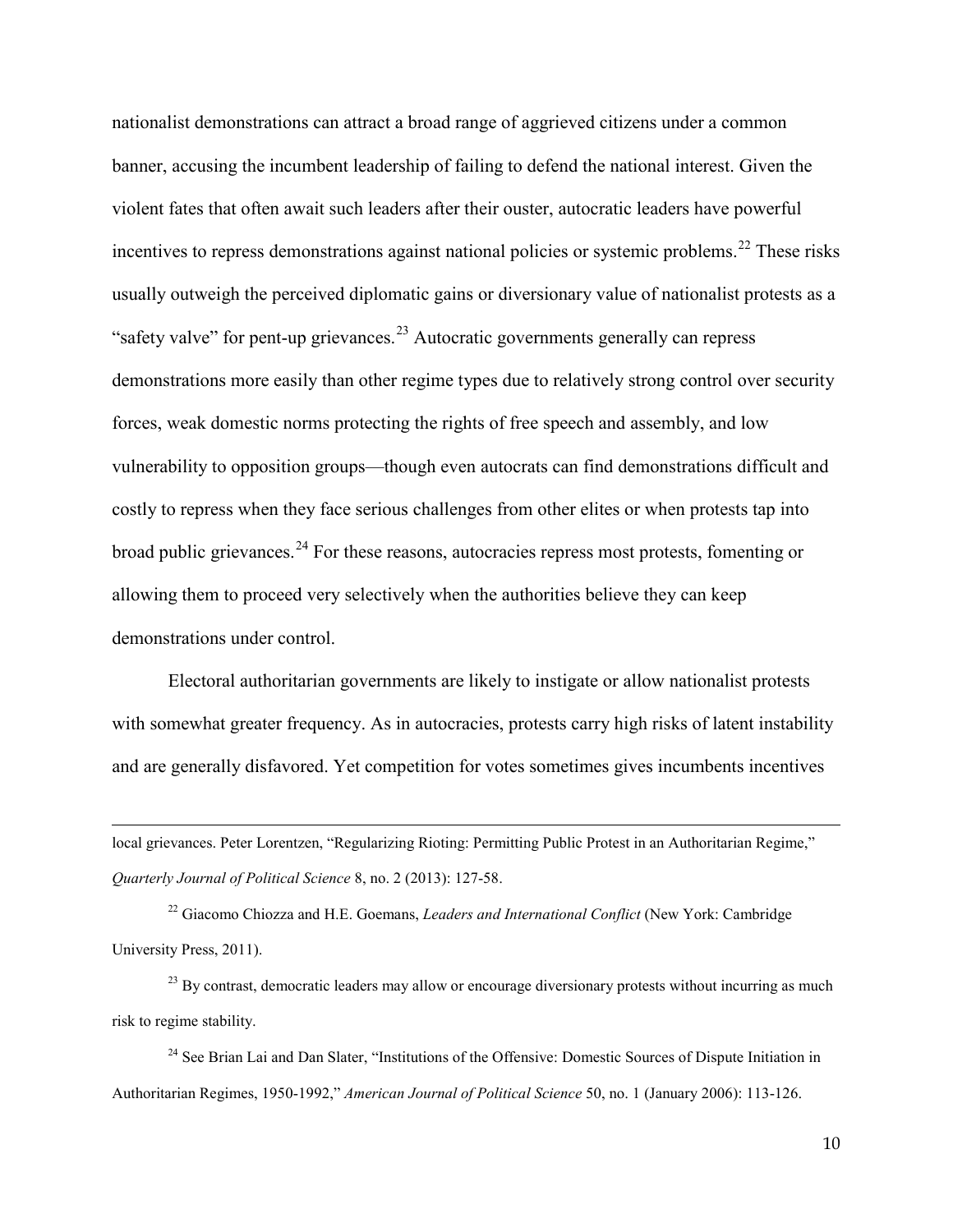nationalist demonstrations can attract a broad range of aggrieved citizens under a common banner, accusing the incumbent leadership of failing to defend the national interest. Given the violent fates that often await such leaders after their ouster, autocratic leaders have powerful incentives to repress demonstrations against national policies or systemic problems.[22] These risks usually outweigh the perceived diplomatic gains or diversionary value of nationalist protests as a "safety valve" for pent-up grievances.[23] Autocratic governments generally can repress demonstrations more easily than other regime types due to relatively strong control over security forces, weak domestic norms protecting the rights of free speech and assembly, and low vulnerability to opposition groups—though even autocrats can find demonstrations difficult and costly to repress when they face serious challenges from other elites or when protests tap into broad public grievances.[24] For these reasons, autocracies repress most protests, fomenting or allowing them to proceed very selectively when the authorities believe they can keep demonstrations under control.

Electoral authoritarian governments are likely to instigate or allow nationalist protests with somewhat greater frequency. As in autocracies, protests carry high risks of latent instability and are generally disfavored. Yet competition for votes sometimes gives incumbents incentives

---

local grievances. Peter Lorentzen, "Regularizing Rioting: Permitting Public Protest in an Authoritarian Regime," *Quarterly Journal of Political Science* 8, no. 2 (2013): 127-58.

[22] Giacomo Chiozza and H.E. Goemans, *Leaders and International Conflict* (New York: Cambridge University Press, 2011).

[23] By contrast, democratic leaders may allow or encourage diversionary protests without incurring as much risk to regime stability.

[24] See Brian Lai and Dan Slater, "Institutions of the Offensive: Domestic Sources of Dispute Initiation in Authoritarian Regimes, 1950-1992," *American Journal of Political Science* 50, no. 1 (January 2006): 113-126.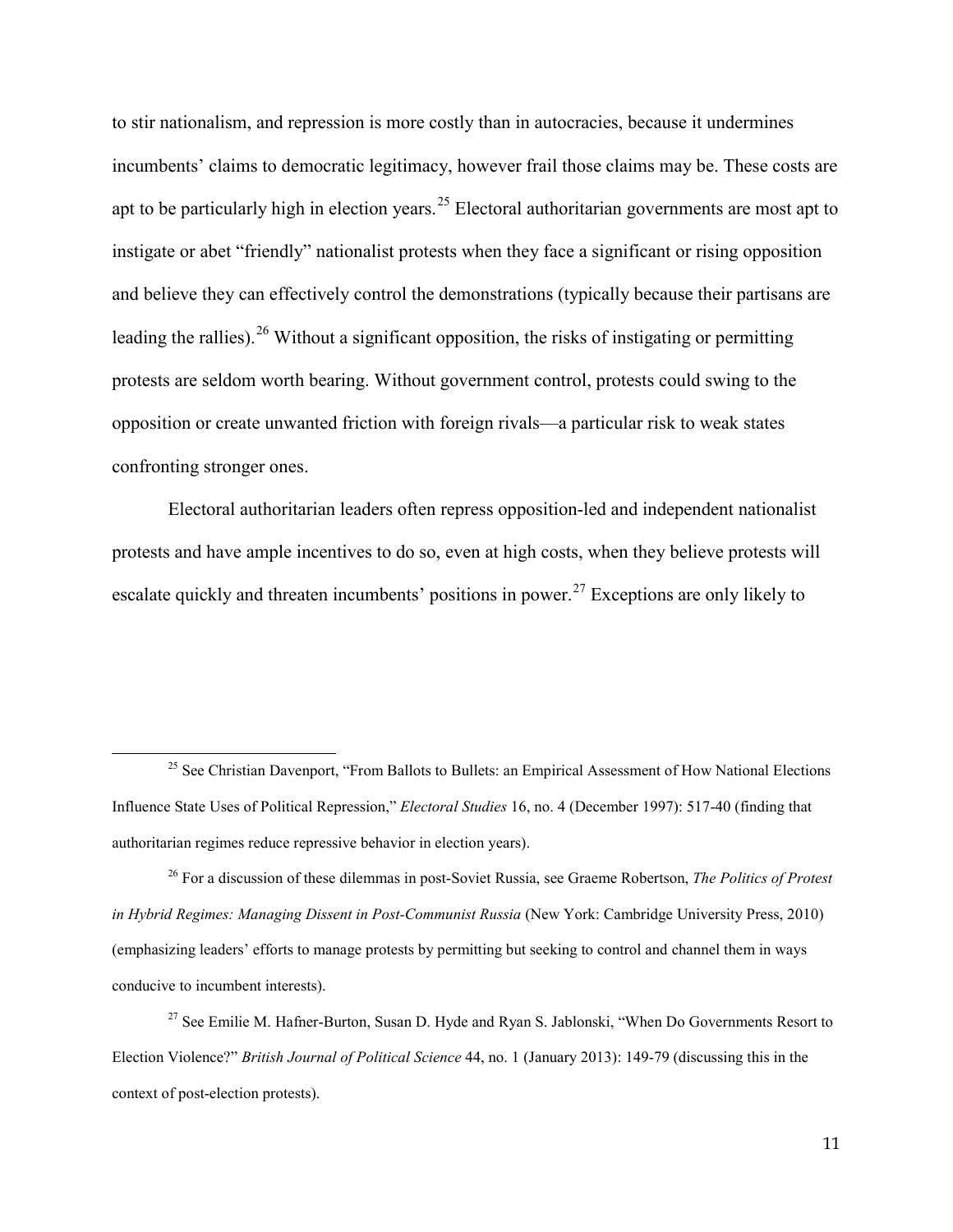to stir nationalism, and repression is more costly than in autocracies, because it undermines incumbents' claims to democratic legitimacy, however frail those claims may be. These costs are apt to be particularly high in election years.[25] Electoral authoritarian governments are most apt to instigate or abet "friendly" nationalist protests when they face a significant or rising opposition and believe they can effectively control the demonstrations (typically because their partisans are leading the rallies).[26] Without a significant opposition, the risks of instigating or permitting protests are seldom worth bearing. Without government control, protests could swing to the opposition or create unwanted friction with foreign rivals—a particular risk to weak states confronting stronger ones.

Electoral authoritarian leaders often repress opposition-led and independent nationalist protests and have ample incentives to do so, even at high costs, when they believe protests will escalate quickly and threaten incumbents' positions in power.[27] Exceptions are only likely to

[25] See Christian Davenport, "From Ballots to Bullets: an Empirical Assessment of How National Elections Influence State Uses of Political Repression," *Electoral Studies* 16, no. 4 (December 1997): 517-40 (finding that authoritarian regimes reduce repressive behavior in election years).

[26] For a discussion of these dilemmas in post-Soviet Russia, see Graeme Robertson, *The Politics of Protest in Hybrid Regimes: Managing Dissent in Post-Communist Russia* (New York: Cambridge University Press, 2010) (emphasizing leaders' efforts to manage protests by permitting but seeking to control and channel them in ways conducive to incumbent interests).

[27] See Emilie M. Hafner-Burton, Susan D. Hyde and Ryan S. Jablonski, "When Do Governments Resort to Election Violence?" *British Journal of Political Science* 44, no. 1 (January 2013): 149-79 (discussing this in the context of post-election protests).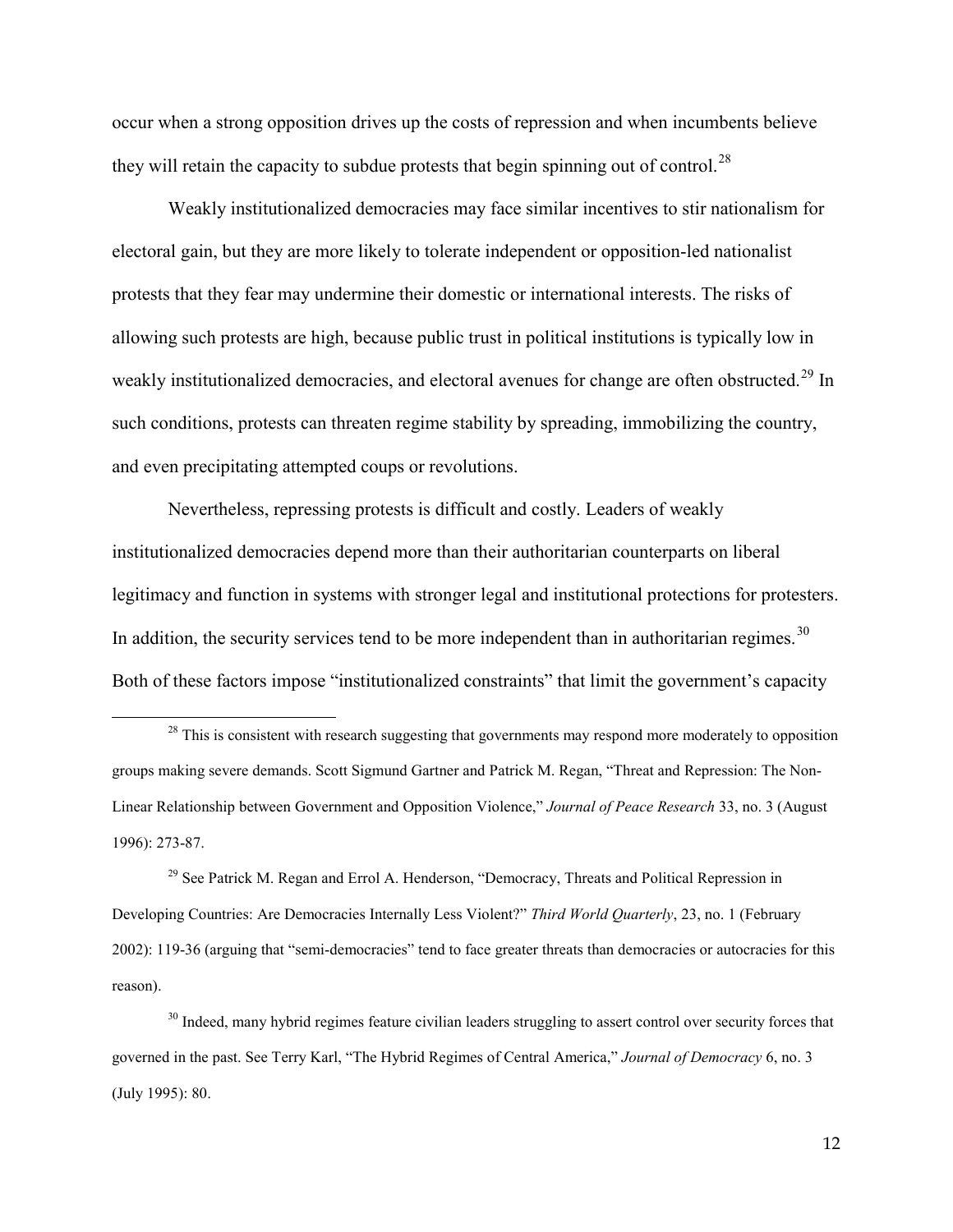occur when a strong opposition drives up the costs of repression and when incumbents believe they will retain the capacity to subdue protests that begin spinning out of control.[28]

Weakly institutionalized democracies may face similar incentives to stir nationalism for electoral gain, but they are more likely to tolerate independent or opposition-led nationalist protests that they fear may undermine their domestic or international interests. The risks of allowing such protests are high, because public trust in political institutions is typically low in weakly institutionalized democracies, and electoral avenues for change are often obstructed.[29] In such conditions, protests can threaten regime stability by spreading, immobilizing the country, and even precipitating attempted coups or revolutions.

Nevertheless, repressing protests is difficult and costly. Leaders of weakly institutionalized democracies depend more than their authoritarian counterparts on liberal legitimacy and function in systems with stronger legal and institutional protections for protesters. In addition, the security services tend to be more independent than in authoritarian regimes.[30] Both of these factors impose "institutionalized constraints" that limit the government's capacity

---

[28] This is consistent with research suggesting that governments may respond more moderately to opposition groups making severe demands. Scott Sigmund Gartner and Patrick M. Regan, "Threat and Repression: The Non-Linear Relationship between Government and Opposition Violence," *Journal of Peace Research* 33, no. 3 (August 1996): 273-87.

[29] See Patrick M. Regan and Errol A. Henderson, "Democracy, Threats and Political Repression in Developing Countries: Are Democracies Internally Less Violent?" *Third World Quarterly*, 23, no. 1 (February 2002): 119-36 (arguing that "semi-democracies" tend to face greater threats than democracies or autocracies for this reason).

[30] Indeed, many hybrid regimes feature civilian leaders struggling to assert control over security forces that governed in the past. See Terry Karl, "The Hybrid Regimes of Central America," *Journal of Democracy* 6, no. 3 (July 1995): 80.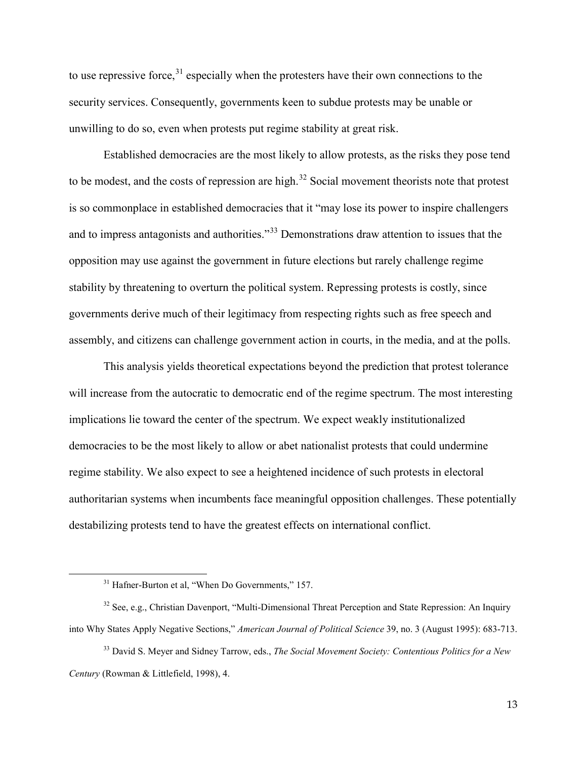to use repressive force,[31] especially when the protesters have their own connections to the security services. Consequently, governments keen to subdue protests may be unable or unwilling to do so, even when protests put regime stability at great risk.

Established democracies are the most likely to allow protests, as the risks they pose tend to be modest, and the costs of repression are high.[32] Social movement theorists note that protest is so commonplace in established democracies that it "may lose its power to inspire challengers and to impress antagonists and authorities."[33] Demonstrations draw attention to issues that the opposition may use against the government in future elections but rarely challenge regime stability by threatening to overturn the political system. Repressing protests is costly, since governments derive much of their legitimacy from respecting rights such as free speech and assembly, and citizens can challenge government action in courts, in the media, and at the polls.

This analysis yields theoretical expectations beyond the prediction that protest tolerance will increase from the autocratic to democratic end of the regime spectrum. The most interesting implications lie toward the center of the spectrum. We expect weakly institutionalized democracies to be the most likely to allow or abet nationalist protests that could undermine regime stability. We also expect to see a heightened incidence of such protests in electoral authoritarian systems when incumbents face meaningful opposition challenges. These potentially destabilizing protests tend to have the greatest effects on international conflict.

[31] Hafner-Burton et al, "When Do Governments," 157.

[32] See, e.g., Christian Davenport, "Multi-Dimensional Threat Perception and State Repression: An Inquiry into Why States Apply Negative Sections," *American Journal of Political Science* 39, no. 3 (August 1995): 683-713.

[33] David S. Meyer and Sidney Tarrow, eds., *The Social Movement Society: Contentious Politics for a New Century* (Rowman & Littlefield, 1998), 4.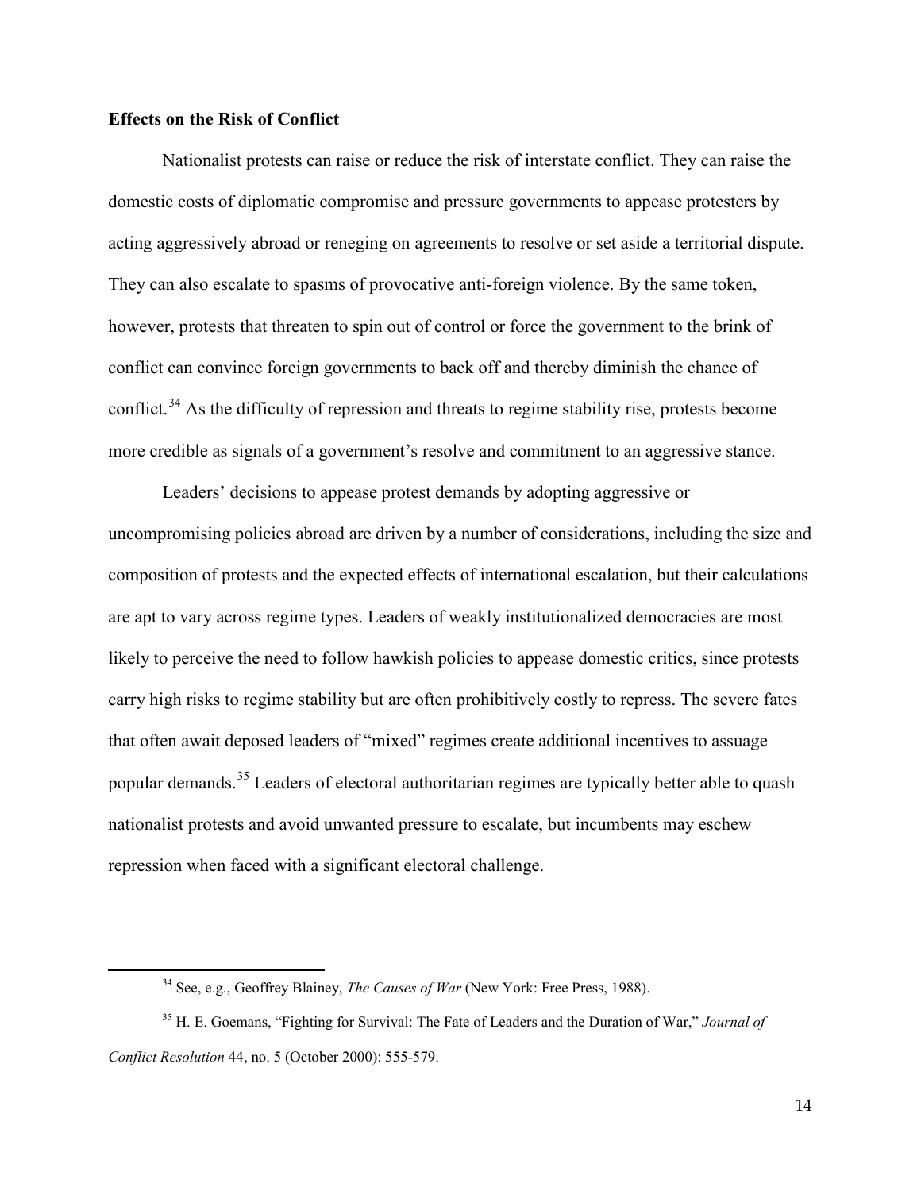**Effects on the Risk of Conflict**

Nationalist protests can raise or reduce the risk of interstate conflict. They can raise the domestic costs of diplomatic compromise and pressure governments to appease protesters by acting aggressively abroad or reneging on agreements to resolve or set aside a territorial dispute. They can also escalate to spasms of provocative anti-foreign violence. By the same token, however, protests that threaten to spin out of control or force the government to the brink of conflict can convince foreign governments to back off and thereby diminish the chance of conflict.[34] As the difficulty of repression and threats to regime stability rise, protests become more credible as signals of a government's resolve and commitment to an aggressive stance.

Leaders' decisions to appease protest demands by adopting aggressive or uncompromising policies abroad are driven by a number of considerations, including the size and composition of protests and the expected effects of international escalation, but their calculations are apt to vary across regime types. Leaders of weakly institutionalized democracies are most likely to perceive the need to follow hawkish policies to appease domestic critics, since protests carry high risks to regime stability but are often prohibitively costly to repress. The severe fates that often await deposed leaders of "mixed" regimes create additional incentives to assuage popular demands.[35] Leaders of electoral authoritarian regimes are typically better able to quash nationalist protests and avoid unwanted pressure to escalate, but incumbents may eschew repression when faced with a significant electoral challenge.

---

[34] See, e.g., Geoffrey Blainey, *The Causes of War* (New York: Free Press, 1988).

[35] H. E. Goemans, "Fighting for Survival: The Fate of Leaders and the Duration of War," *Journal of Conflict Resolution* 44, no. 5 (October 2000): 555-579.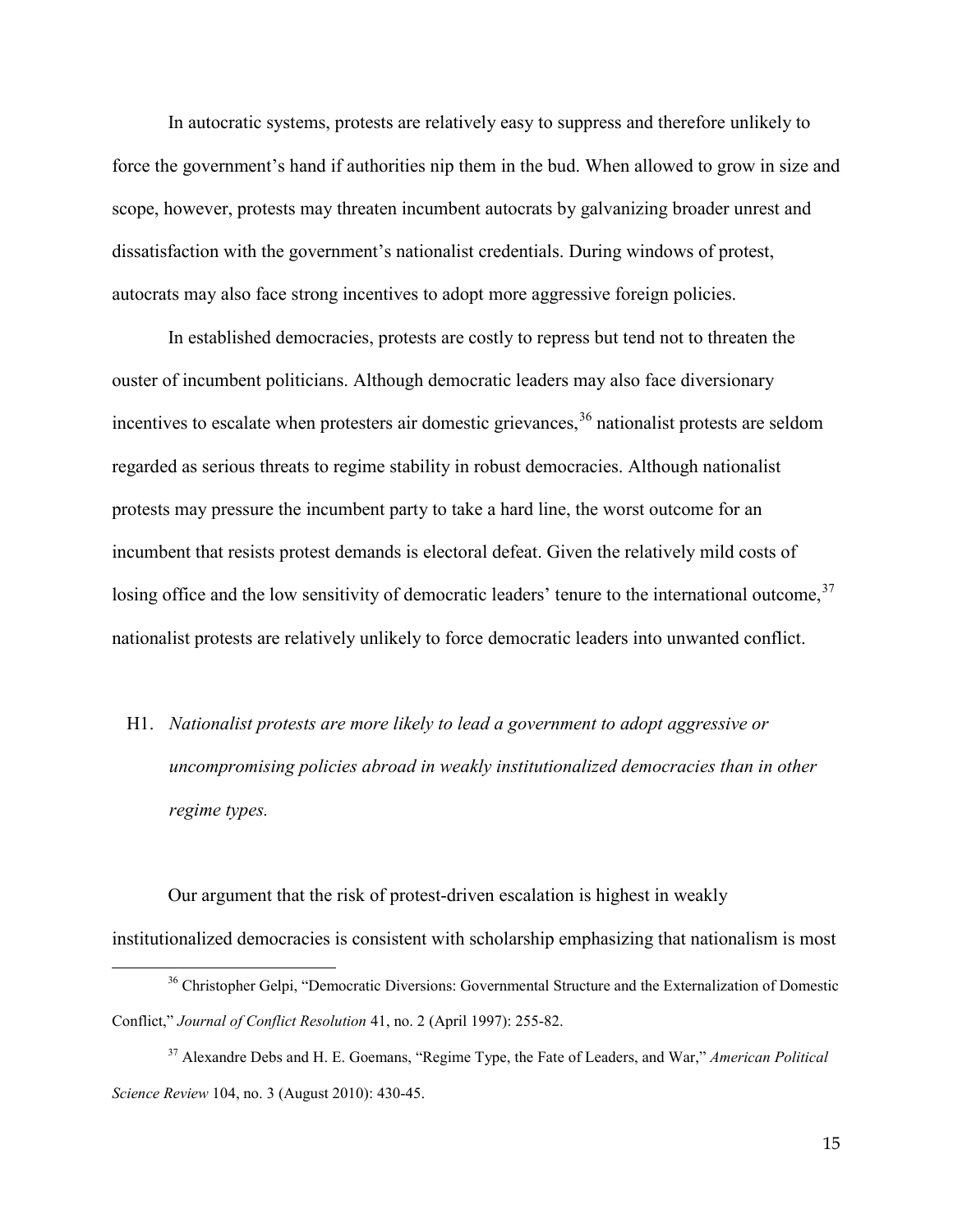In autocratic systems, protests are relatively easy to suppress and therefore unlikely to force the government's hand if authorities nip them in the bud. When allowed to grow in size and scope, however, protests may threaten incumbent autocrats by galvanizing broader unrest and dissatisfaction with the government's nationalist credentials. During windows of protest, autocrats may also face strong incentives to adopt more aggressive foreign policies.

In established democracies, protests are costly to repress but tend not to threaten the ouster of incumbent politicians. Although democratic leaders may also face diversionary incentives to escalate when protesters air domestic grievances,[36] nationalist protests are seldom regarded as serious threats to regime stability in robust democracies. Although nationalist protests may pressure the incumbent party to take a hard line, the worst outcome for an incumbent that resists protest demands is electoral defeat. Given the relatively mild costs of losing office and the low sensitivity of democratic leaders' tenure to the international outcome,[37] nationalist protests are relatively unlikely to force democratic leaders into unwanted conflict.

H1. *Nationalist protests are more likely to lead a government to adopt aggressive or uncompromising policies abroad in weakly institutionalized democracies than in other regime types.*

Our argument that the risk of protest-driven escalation is highest in weakly institutionalized democracies is consistent with scholarship emphasizing that nationalism is most

[36] Christopher Gelpi, "Democratic Diversions: Governmental Structure and the Externalization of Domestic Conflict," *Journal of Conflict Resolution* 41, no. 2 (April 1997): 255-82.

[37] Alexandre Debs and H. E. Goemans, "Regime Type, the Fate of Leaders, and War," *American Political Science Review* 104, no. 3 (August 2010): 430-45.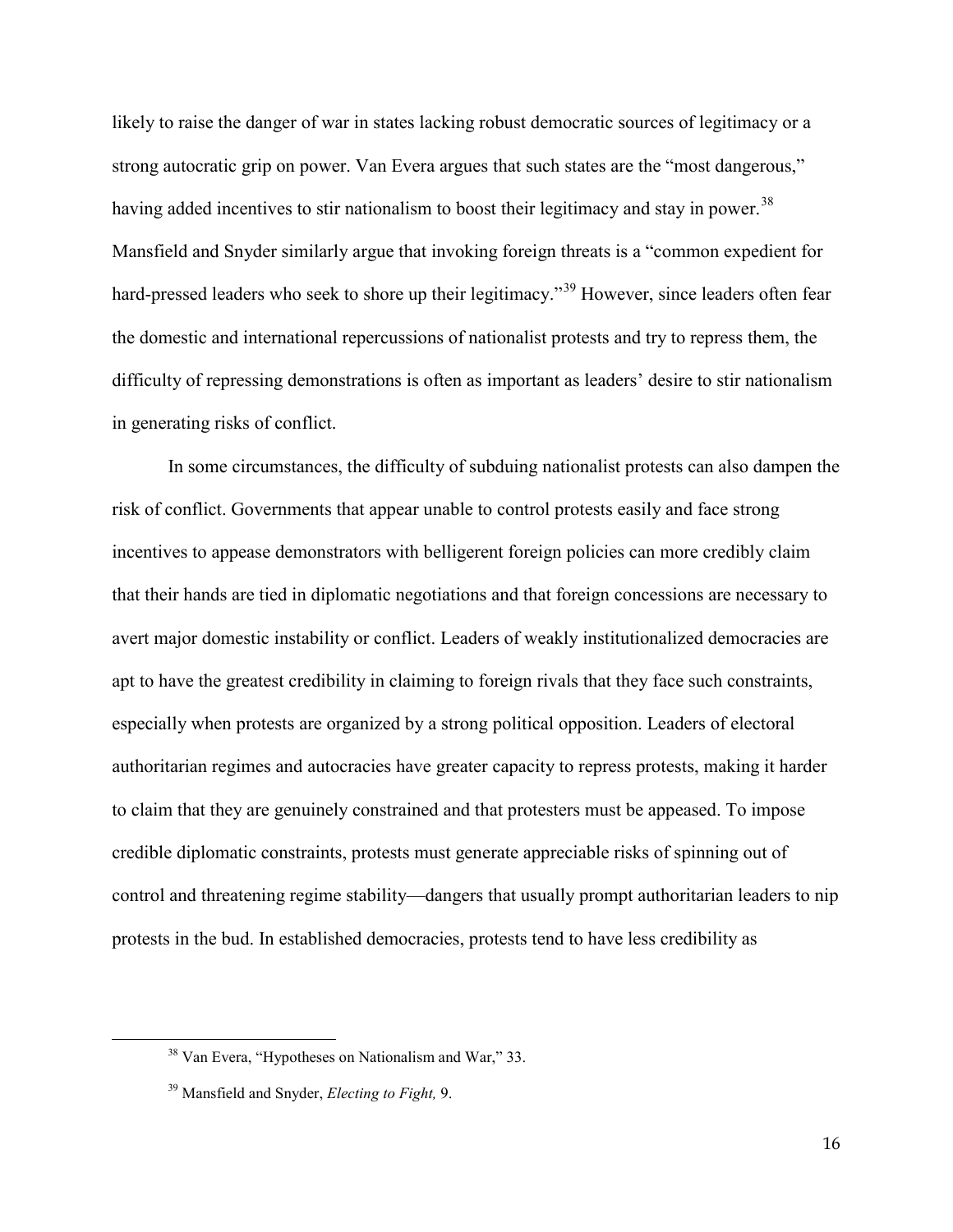likely to raise the danger of war in states lacking robust democratic sources of legitimacy or a strong autocratic grip on power. Van Evera argues that such states are the "most dangerous," having added incentives to stir nationalism to boost their legitimacy and stay in power.[38] Mansfield and Snyder similarly argue that invoking foreign threats is a "common expedient for hard-pressed leaders who seek to shore up their legitimacy."[39] However, since leaders often fear the domestic and international repercussions of nationalist protests and try to repress them, the difficulty of repressing demonstrations is often as important as leaders' desire to stir nationalism in generating risks of conflict.

In some circumstances, the difficulty of subduing nationalist protests can also dampen the risk of conflict. Governments that appear unable to control protests easily and face strong incentives to appease demonstrators with belligerent foreign policies can more credibly claim that their hands are tied in diplomatic negotiations and that foreign concessions are necessary to avert major domestic instability or conflict. Leaders of weakly institutionalized democracies are apt to have the greatest credibility in claiming to foreign rivals that they face such constraints, especially when protests are organized by a strong political opposition. Leaders of electoral authoritarian regimes and autocracies have greater capacity to repress protests, making it harder to claim that they are genuinely constrained and that protesters must be appeased. To impose credible diplomatic constraints, protests must generate appreciable risks of spinning out of control and threatening regime stability—dangers that usually prompt authoritarian leaders to nip protests in the bud. In established democracies, protests tend to have less credibility as

[38] Van Evera, "Hypotheses on Nationalism and War," 33.

[39] Mansfield and Snyder, *Electing to Fight,* 9.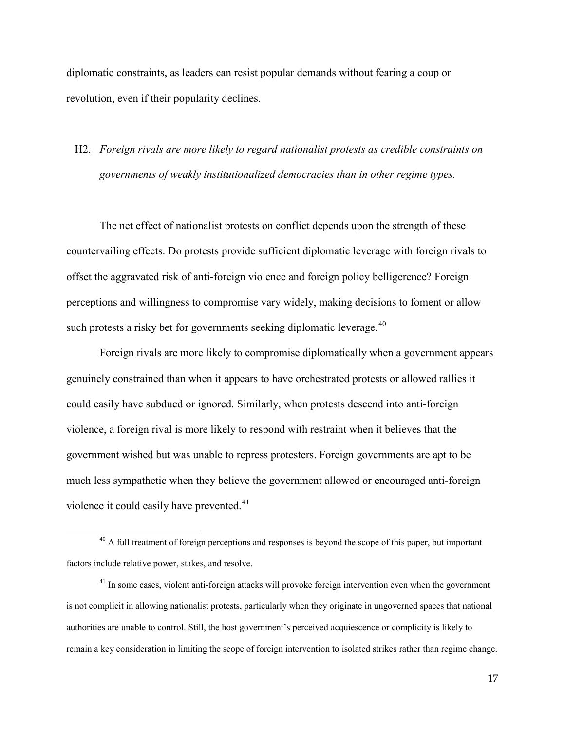diplomatic constraints, as leaders can resist popular demands without fearing a coup or revolution, even if their popularity declines.

H2. *Foreign rivals are more likely to regard nationalist protests as credible constraints on governments of weakly institutionalized democracies than in other regime types.*

The net effect of nationalist protests on conflict depends upon the strength of these countervailing effects. Do protests provide sufficient diplomatic leverage with foreign rivals to offset the aggravated risk of anti-foreign violence and foreign policy belligerence? Foreign perceptions and willingness to compromise vary widely, making decisions to foment or allow such protests a risky bet for governments seeking diplomatic leverage.[40]

Foreign rivals are more likely to compromise diplomatically when a government appears genuinely constrained than when it appears to have orchestrated protests or allowed rallies it could easily have subdued or ignored. Similarly, when protests descend into anti-foreign violence, a foreign rival is more likely to respond with restraint when it believes that the government wished but was unable to repress protesters. Foreign governments are apt to be much less sympathetic when they believe the government allowed or encouraged anti-foreign violence it could easily have prevented.[41]

---

[40] A full treatment of foreign perceptions and responses is beyond the scope of this paper, but important factors include relative power, stakes, and resolve.

[41] In some cases, violent anti-foreign attacks will provoke foreign intervention even when the government is not complicit in allowing nationalist protests, particularly when they originate in ungoverned spaces that national authorities are unable to control. Still, the host government's perceived acquiescence or complicity is likely to remain a key consideration in limiting the scope of foreign intervention to isolated strikes rather than regime change.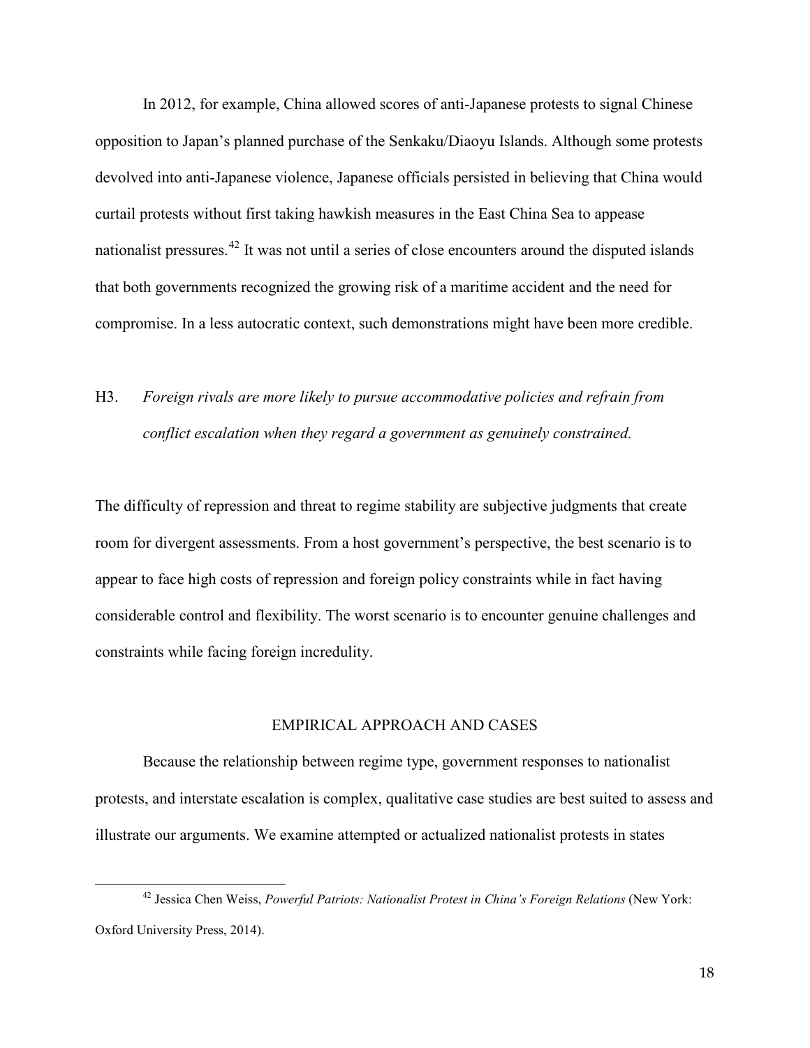In 2012, for example, China allowed scores of anti-Japanese protests to signal Chinese opposition to Japan's planned purchase of the Senkaku/Diaoyu Islands. Although some protests devolved into anti-Japanese violence, Japanese officials persisted in believing that China would curtail protests without first taking hawkish measures in the East China Sea to appease nationalist pressures.[42] It was not until a series of close encounters around the disputed islands that both governments recognized the growing risk of a maritime accident and the need for compromise. In a less autocratic context, such demonstrations might have been more credible.

H3. *Foreign rivals are more likely to pursue accommodative policies and refrain from conflict escalation when they regard a government as genuinely constrained.*

The difficulty of repression and threat to regime stability are subjective judgments that create room for divergent assessments. From a host government's perspective, the best scenario is to appear to face high costs of repression and foreign policy constraints while in fact having considerable control and flexibility. The worst scenario is to encounter genuine challenges and constraints while facing foreign incredulity.

## EMPIRICAL APPROACH AND CASES

Because the relationship between regime type, government responses to nationalist protests, and interstate escalation is complex, qualitative case studies are best suited to assess and illustrate our arguments. We examine attempted or actualized nationalist protests in states

[42] Jessica Chen Weiss, *Powerful Patriots: Nationalist Protest in China's Foreign Relations* (New York: Oxford University Press, 2014).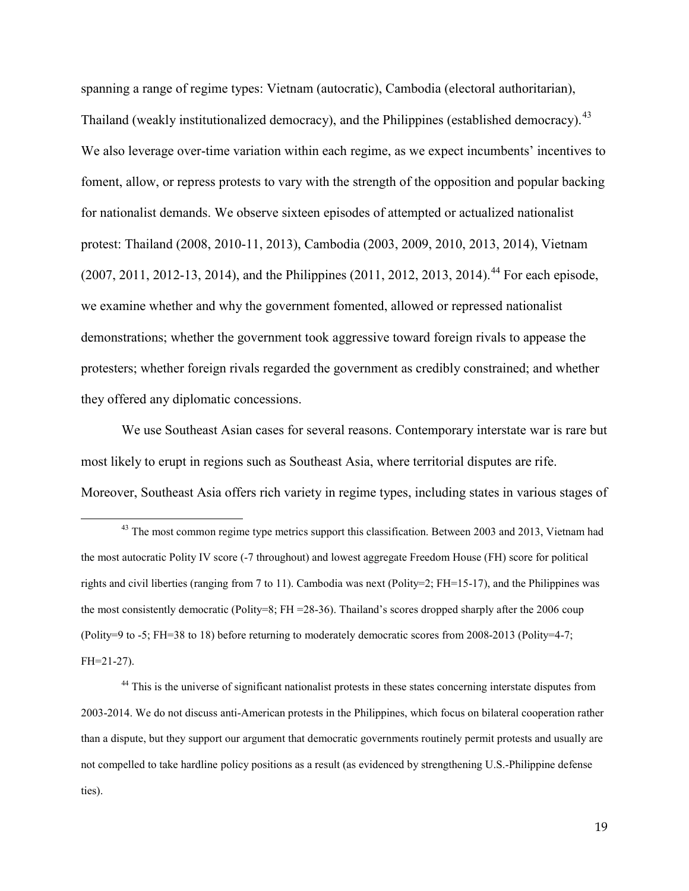spanning a range of regime types: Vietnam (autocratic), Cambodia (electoral authoritarian), Thailand (weakly institutionalized democracy), and the Philippines (established democracy).[43] We also leverage over-time variation within each regime, as we expect incumbents' incentives to foment, allow, or repress protests to vary with the strength of the opposition and popular backing for nationalist demands. We observe sixteen episodes of attempted or actualized nationalist protest: Thailand (2008, 2010-11, 2013), Cambodia (2003, 2009, 2010, 2013, 2014), Vietnam (2007, 2011, 2012-13, 2014), and the Philippines (2011, 2012, 2013, 2014).[44] For each episode, we examine whether and why the government fomented, allowed or repressed nationalist demonstrations; whether the government took aggressive toward foreign rivals to appease the protesters; whether foreign rivals regarded the government as credibly constrained; and whether they offered any diplomatic concessions.

We use Southeast Asian cases for several reasons. Contemporary interstate war is rare but most likely to erupt in regions such as Southeast Asia, where territorial disputes are rife. Moreover, Southeast Asia offers rich variety in regime types, including states in various stages of

[43] The most common regime type metrics support this classification. Between 2003 and 2013, Vietnam had the most autocratic Polity IV score (-7 throughout) and lowest aggregate Freedom House (FH) score for political rights and civil liberties (ranging from 7 to 11). Cambodia was next (Polity=2; FH=15-17), and the Philippines was the most consistently democratic (Polity=8; FH =28-36). Thailand's scores dropped sharply after the 2006 coup (Polity=9 to -5; FH=38 to 18) before returning to moderately democratic scores from 2008-2013 (Polity=4-7; FH=21-27).

[44] This is the universe of significant nationalist protests in these states concerning interstate disputes from 2003-2014. We do not discuss anti-American protests in the Philippines, which focus on bilateral cooperation rather than a dispute, but they support our argument that democratic governments routinely permit protests and usually are not compelled to take hardline policy positions as a result (as evidenced by strengthening U.S.-Philippine defense ties).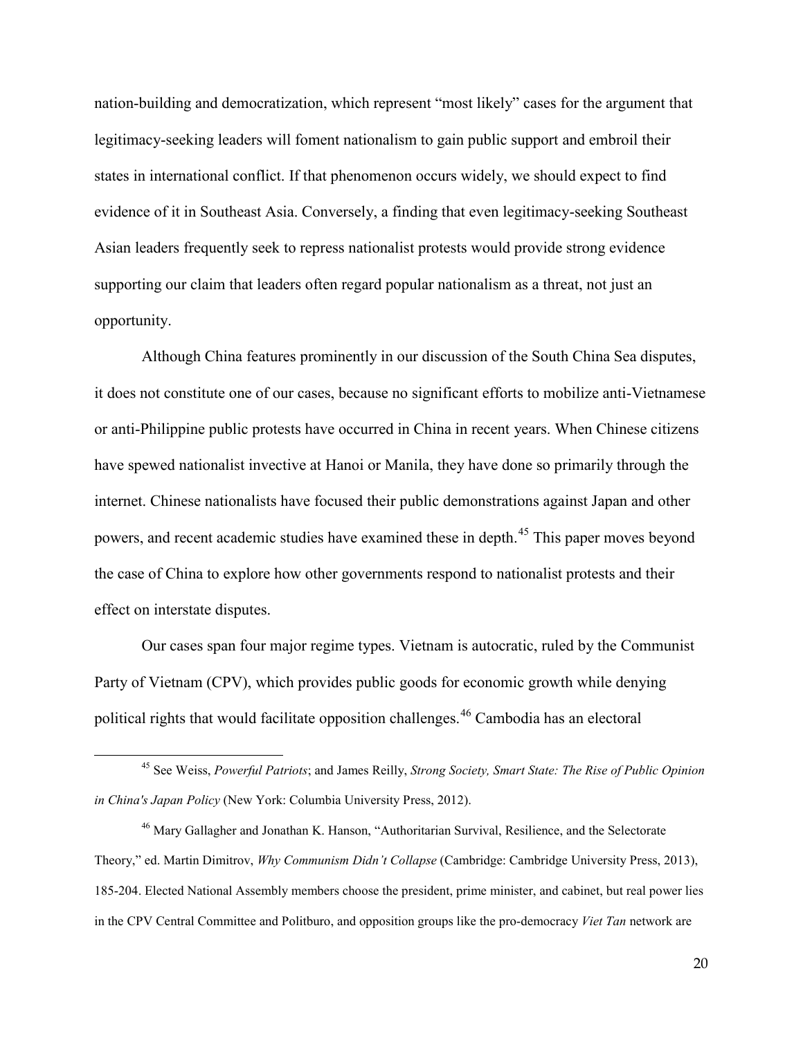nation-building and democratization, which represent "most likely" cases for the argument that legitimacy-seeking leaders will foment nationalism to gain public support and embroil their states in international conflict. If that phenomenon occurs widely, we should expect to find evidence of it in Southeast Asia. Conversely, a finding that even legitimacy-seeking Southeast Asian leaders frequently seek to repress nationalist protests would provide strong evidence supporting our claim that leaders often regard popular nationalism as a threat, not just an opportunity.

Although China features prominently in our discussion of the South China Sea disputes, it does not constitute one of our cases, because no significant efforts to mobilize anti-Vietnamese or anti-Philippine public protests have occurred in China in recent years. When Chinese citizens have spewed nationalist invective at Hanoi or Manila, they have done so primarily through the internet. Chinese nationalists have focused their public demonstrations against Japan and other powers, and recent academic studies have examined these in depth.[45] This paper moves beyond the case of China to explore how other governments respond to nationalist protests and their effect on interstate disputes.

Our cases span four major regime types. Vietnam is autocratic, ruled by the Communist Party of Vietnam (CPV), which provides public goods for economic growth while denying political rights that would facilitate opposition challenges.[46] Cambodia has an electoral

---

[45] See Weiss, *Powerful Patriots*; and James Reilly, *Strong Society, Smart State: The Rise of Public Opinion in China's Japan Policy* (New York: Columbia University Press, 2012).

[46] Mary Gallagher and Jonathan K. Hanson, "Authoritarian Survival, Resilience, and the Selectorate Theory," ed. Martin Dimitrov, *Why Communism Didn't Collapse* (Cambridge: Cambridge University Press, 2013), 185-204. Elected National Assembly members choose the president, prime minister, and cabinet, but real power lies in the CPV Central Committee and Politburo, and opposition groups like the pro-democracy *Viet Tan* network are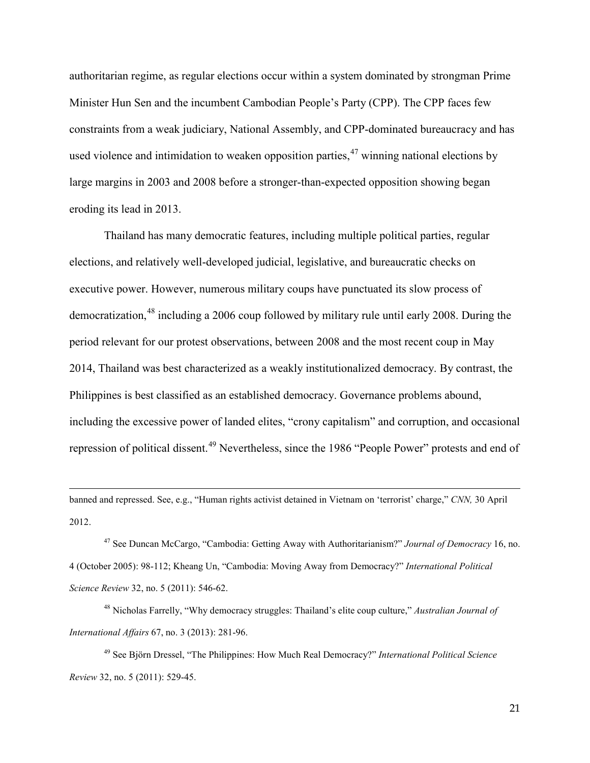authoritarian regime, as regular elections occur within a system dominated by strongman Prime Minister Hun Sen and the incumbent Cambodian People's Party (CPP). The CPP faces few constraints from a weak judiciary, National Assembly, and CPP-dominated bureaucracy and has used violence and intimidation to weaken opposition parties,[47] winning national elections by large margins in 2003 and 2008 before a stronger-than-expected opposition showing began eroding its lead in 2013.

Thailand has many democratic features, including multiple political parties, regular elections, and relatively well-developed judicial, legislative, and bureaucratic checks on executive power. However, numerous military coups have punctuated its slow process of democratization,[48] including a 2006 coup followed by military rule until early 2008. During the period relevant for our protest observations, between 2008 and the most recent coup in May 2014, Thailand was best characterized as a weakly institutionalized democracy. By contrast, the Philippines is best classified as an established democracy. Governance problems abound, including the excessive power of landed elites, "crony capitalism" and corruption, and occasional repression of political dissent.[49] Nevertheless, since the 1986 "People Power" protests and end of

---

banned and repressed. See, e.g., "Human rights activist detained in Vietnam on 'terrorist' charge," *CNN,* 30 April 2012.

[47] See Duncan McCargo, "Cambodia: Getting Away with Authoritarianism?" *Journal of Democracy* 16, no. 4 (October 2005): 98-112; Kheang Un, "Cambodia: Moving Away from Democracy?" *International Political Science Review* 32, no. 5 (2011): 546-62.

[48] Nicholas Farrelly, "Why democracy struggles: Thailand's elite coup culture," *Australian Journal of International Affairs* 67, no. 3 (2013): 281-96.

[49] See Björn Dressel, "The Philippines: How Much Real Democracy?" *International Political Science Review* 32, no. 5 (2011): 529-45.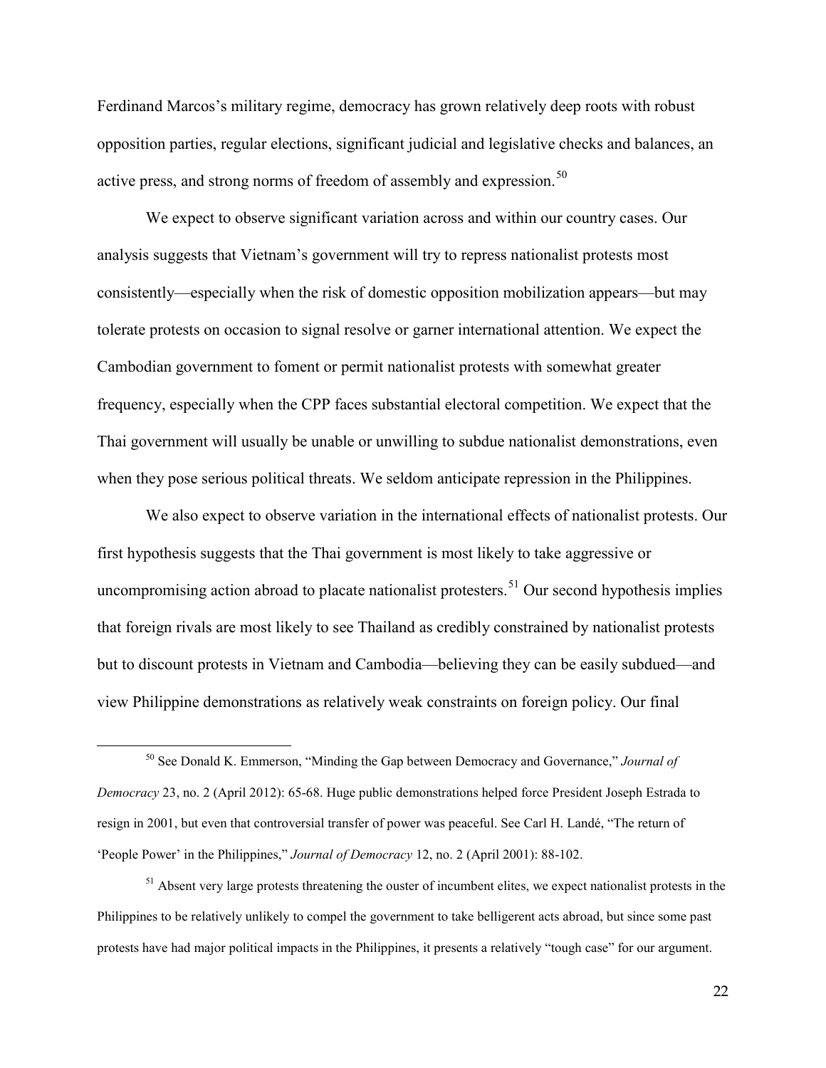Ferdinand Marcos's military regime, democracy has grown relatively deep roots with robust opposition parties, regular elections, significant judicial and legislative checks and balances, an active press, and strong norms of freedom of assembly and expression.[50]

We expect to observe significant variation across and within our country cases. Our analysis suggests that Vietnam's government will try to repress nationalist protests most consistently—especially when the risk of domestic opposition mobilization appears—but may tolerate protests on occasion to signal resolve or garner international attention. We expect the Cambodian government to foment or permit nationalist protests with somewhat greater frequency, especially when the CPP faces substantial electoral competition. We expect that the Thai government will usually be unable or unwilling to subdue nationalist demonstrations, even when they pose serious political threats. We seldom anticipate repression in the Philippines.

We also expect to observe variation in the international effects of nationalist protests. Our first hypothesis suggests that the Thai government is most likely to take aggressive or uncompromising action abroad to placate nationalist protesters.[51] Our second hypothesis implies that foreign rivals are most likely to see Thailand as credibly constrained by nationalist protests but to discount protests in Vietnam and Cambodia—believing they can be easily subdued—and view Philippine demonstrations as relatively weak constraints on foreign policy. Our final

[50] See Donald K. Emmerson, "Minding the Gap between Democracy and Governance," *Journal of Democracy* 23, no. 2 (April 2012): 65-68. Huge public demonstrations helped force President Joseph Estrada to resign in 2001, but even that controversial transfer of power was peaceful. See Carl H. Landé, "The return of 'People Power' in the Philippines," *Journal of Democracy* 12, no. 2 (April 2001): 88-102.

[51] Absent very large protests threatening the ouster of incumbent elites, we expect nationalist protests in the Philippines to be relatively unlikely to compel the government to take belligerent acts abroad, but since some past protests have had major political impacts in the Philippines, it presents a relatively "tough case" for our argument.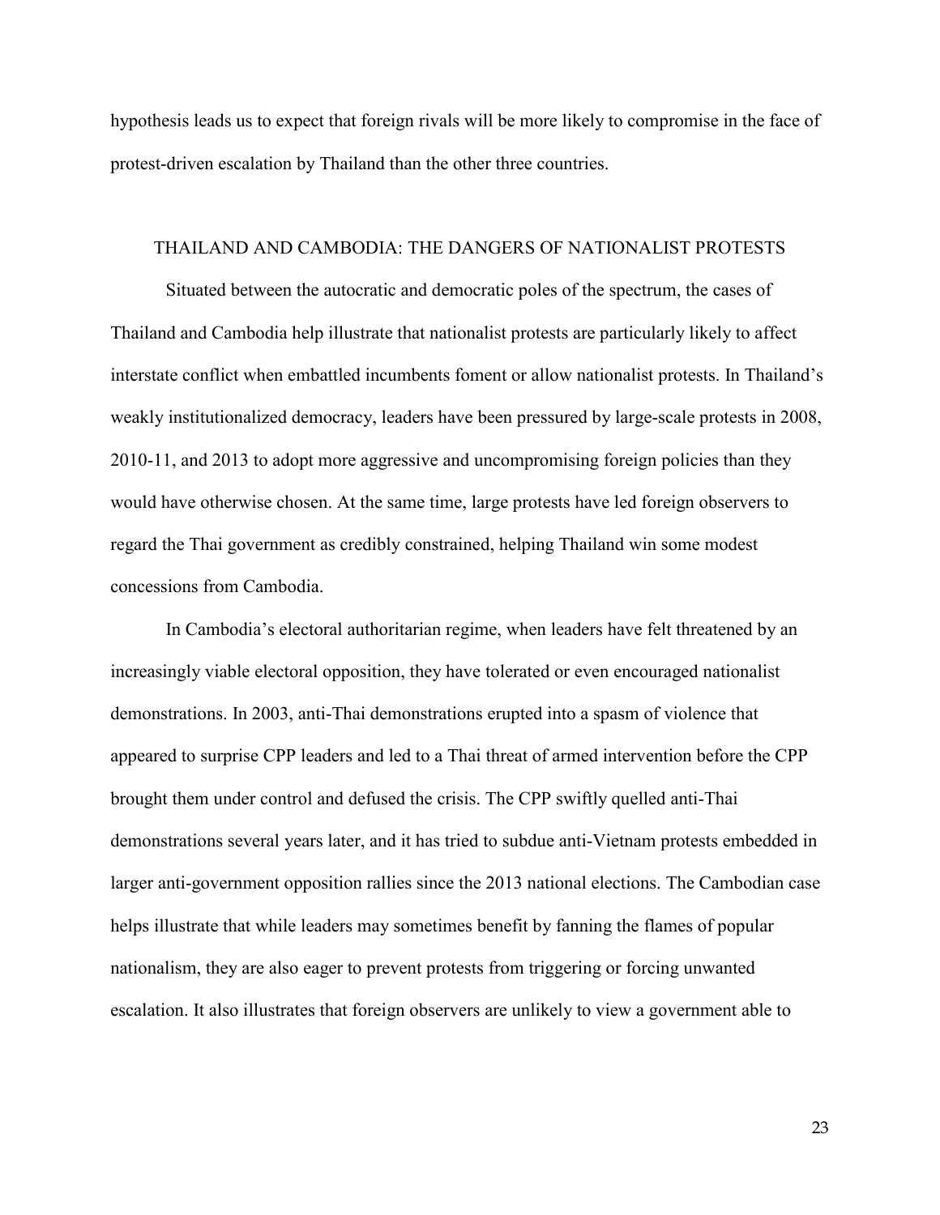hypothesis leads us to expect that foreign rivals will be more likely to compromise in the face of protest-driven escalation by Thailand than the other three countries.

## THAILAND AND CAMBODIA: THE DANGERS OF NATIONALIST PROTESTS

Situated between the autocratic and democratic poles of the spectrum, the cases of Thailand and Cambodia help illustrate that nationalist protests are particularly likely to affect interstate conflict when embattled incumbents foment or allow nationalist protests. In Thailand's weakly institutionalized democracy, leaders have been pressured by large-scale protests in 2008, 2010-11, and 2013 to adopt more aggressive and uncompromising foreign policies than they would have otherwise chosen. At the same time, large protests have led foreign observers to regard the Thai government as credibly constrained, helping Thailand win some modest concessions from Cambodia.

In Cambodia's electoral authoritarian regime, when leaders have felt threatened by an increasingly viable electoral opposition, they have tolerated or even encouraged nationalist demonstrations. In 2003, anti-Thai demonstrations erupted into a spasm of violence that appeared to surprise CPP leaders and led to a Thai threat of armed intervention before the CPP brought them under control and defused the crisis. The CPP swiftly quelled anti-Thai demonstrations several years later, and it has tried to subdue anti-Vietnam protests embedded in larger anti-government opposition rallies since the 2013 national elections. The Cambodian case helps illustrate that while leaders may sometimes benefit by fanning the flames of popular nationalism, they are also eager to prevent protests from triggering or forcing unwanted escalation. It also illustrates that foreign observers are unlikely to view a government able to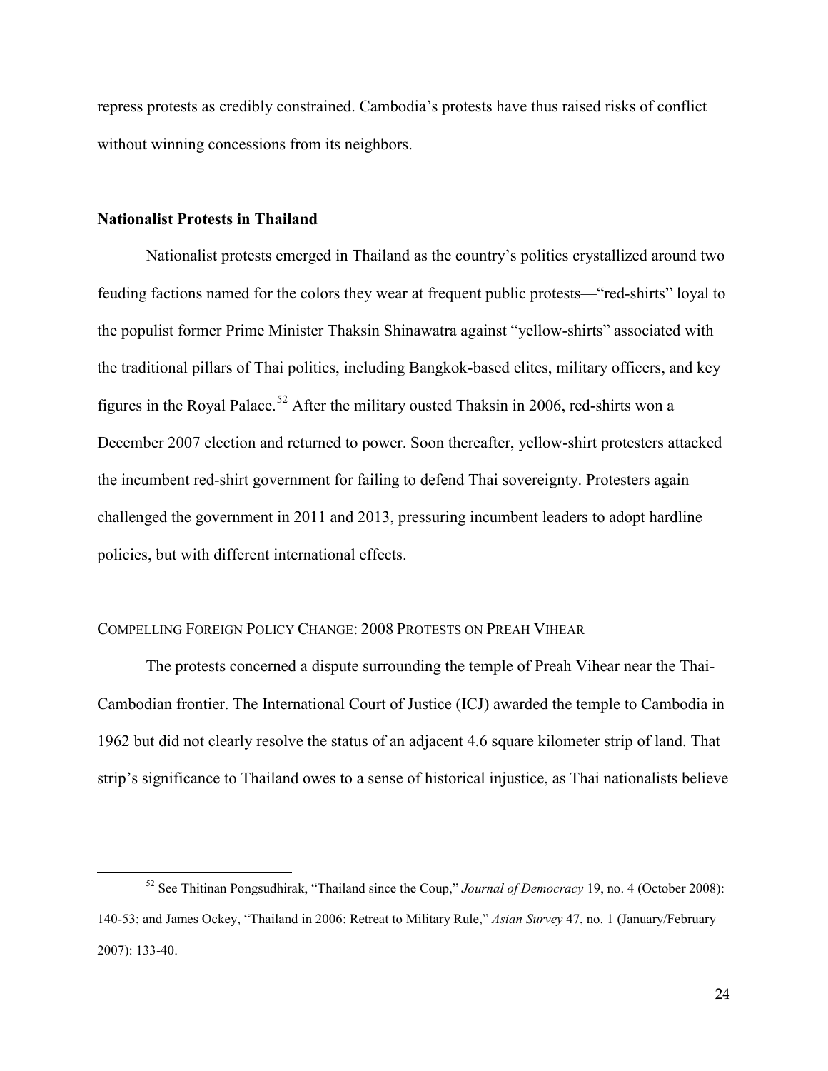repress protests as credibly constrained. Cambodia's protests have thus raised risks of conflict without winning concessions from its neighbors.

## Nationalist Protests in Thailand

Nationalist protests emerged in Thailand as the country's politics crystallized around two feuding factions named for the colors they wear at frequent public protests—"red-shirts" loyal to the populist former Prime Minister Thaksin Shinawatra against "yellow-shirts" associated with the traditional pillars of Thai politics, including Bangkok-based elites, military officers, and key figures in the Royal Palace.[52] After the military ousted Thaksin in 2006, red-shirts won a December 2007 election and returned to power. Soon thereafter, yellow-shirt protesters attacked the incumbent red-shirt government for failing to defend Thai sovereignty. Protesters again challenged the government in 2011 and 2013, pressuring incumbent leaders to adopt hardline policies, but with different international effects.

### Compelling Foreign Policy Change: 2008 Protests on Preah Vihear

The protests concerned a dispute surrounding the temple of Preah Vihear near the Thai-Cambodian frontier. The International Court of Justice (ICJ) awarded the temple to Cambodia in 1962 but did not clearly resolve the status of an adjacent 4.6 square kilometer strip of land. That strip's significance to Thailand owes to a sense of historical injustice, as Thai nationalists believe

---

[52] See Thitinan Pongsudhirak, "Thailand since the Coup," *Journal of Democracy* 19, no. 4 (October 2008): 140-53; and James Ockey, "Thailand in 2006: Retreat to Military Rule," *Asian Survey* 47, no. 1 (January/February 2007): 133-40.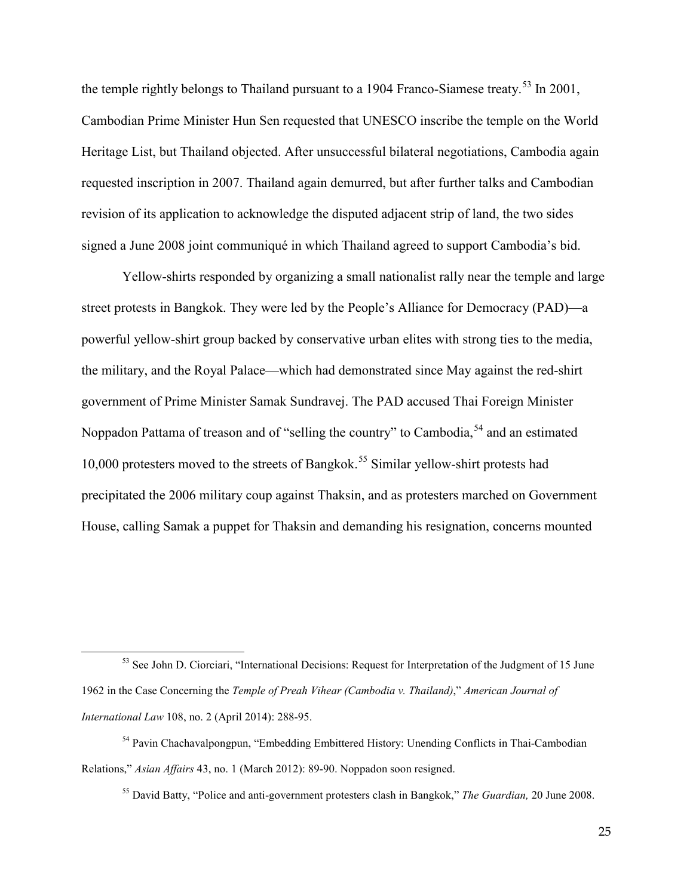the temple rightly belongs to Thailand pursuant to a 1904 Franco-Siamese treaty.[53] In 2001, Cambodian Prime Minister Hun Sen requested that UNESCO inscribe the temple on the World Heritage List, but Thailand objected. After unsuccessful bilateral negotiations, Cambodia again requested inscription in 2007. Thailand again demurred, but after further talks and Cambodian revision of its application to acknowledge the disputed adjacent strip of land, the two sides signed a June 2008 joint communiqué in which Thailand agreed to support Cambodia's bid.

Yellow-shirts responded by organizing a small nationalist rally near the temple and large street protests in Bangkok. They were led by the People's Alliance for Democracy (PAD)—a powerful yellow-shirt group backed by conservative urban elites with strong ties to the media, the military, and the Royal Palace—which had demonstrated since May against the red-shirt government of Prime Minister Samak Sundravej. The PAD accused Thai Foreign Minister Noppadon Pattama of treason and of "selling the country" to Cambodia,[54] and an estimated 10,000 protesters moved to the streets of Bangkok.[55] Similar yellow-shirt protests had precipitated the 2006 military coup against Thaksin, and as protesters marched on Government House, calling Samak a puppet for Thaksin and demanding his resignation, concerns mounted

---

[53] See John D. Ciorciari, "International Decisions: Request for Interpretation of the Judgment of 15 June 1962 in the Case Concerning the *Temple of Preah Vihear (Cambodia v. Thailand)*," *American Journal of International Law* 108, no. 2 (April 2014): 288-95.

[54] Pavin Chachavalpongpun, "Embedding Embittered History: Unending Conflicts in Thai-Cambodian Relations," *Asian Affairs* 43, no. 1 (March 2012): 89-90. Noppadon soon resigned.

[55] David Batty, "Police and anti-government protesters clash in Bangkok," *The Guardian,* 20 June 2008.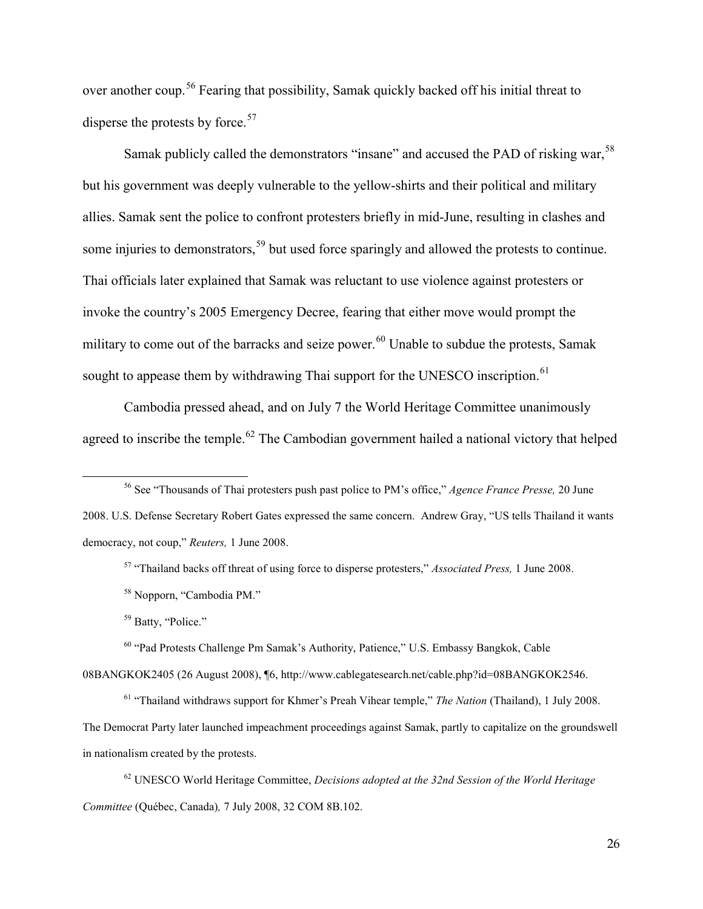over another coup.[56] Fearing that possibility, Samak quickly backed off his initial threat to disperse the protests by force.[57]

Samak publicly called the demonstrators "insane" and accused the PAD of risking war,[58] but his government was deeply vulnerable to the yellow-shirts and their political and military allies. Samak sent the police to confront protesters briefly in mid-June, resulting in clashes and some injuries to demonstrators,[59] but used force sparingly and allowed the protests to continue. Thai officials later explained that Samak was reluctant to use violence against protesters or invoke the country's 2005 Emergency Decree, fearing that either move would prompt the military to come out of the barracks and seize power.[60] Unable to subdue the protests, Samak sought to appease them by withdrawing Thai support for the UNESCO inscription.[61]

Cambodia pressed ahead, and on July 7 the World Heritage Committee unanimously agreed to inscribe the temple.[62] The Cambodian government hailed a national victory that helped

---

[56] See "Thousands of Thai protesters push past police to PM's office," *Agence France Presse,* 20 June 2008. U.S. Defense Secretary Robert Gates expressed the same concern. Andrew Gray, "US tells Thailand it wants democracy, not coup," *Reuters,* 1 June 2008.

[57] "Thailand backs off threat of using force to disperse protesters," *Associated Press,* 1 June 2008.

[58] Nopporn, "Cambodia PM."

[59] Batty, "Police."

[60] "Pad Protests Challenge Pm Samak's Authority, Patience," U.S. Embassy Bangkok, Cable 08BANGKOK2405 (26 August 2008), ¶6, http://www.cablegatesearch.net/cable.php?id=08BANGKOK2546.

[61] "Thailand withdraws support for Khmer's Preah Vihear temple," *The Nation* (Thailand), 1 July 2008. The Democrat Party later launched impeachment proceedings against Samak, partly to capitalize on the groundswell in nationalism created by the protests.

[62] UNESCO World Heritage Committee, *Decisions adopted at the 32nd Session of the World Heritage Committee* (Québec, Canada)*,* 7 July 2008, 32 COM 8B.102.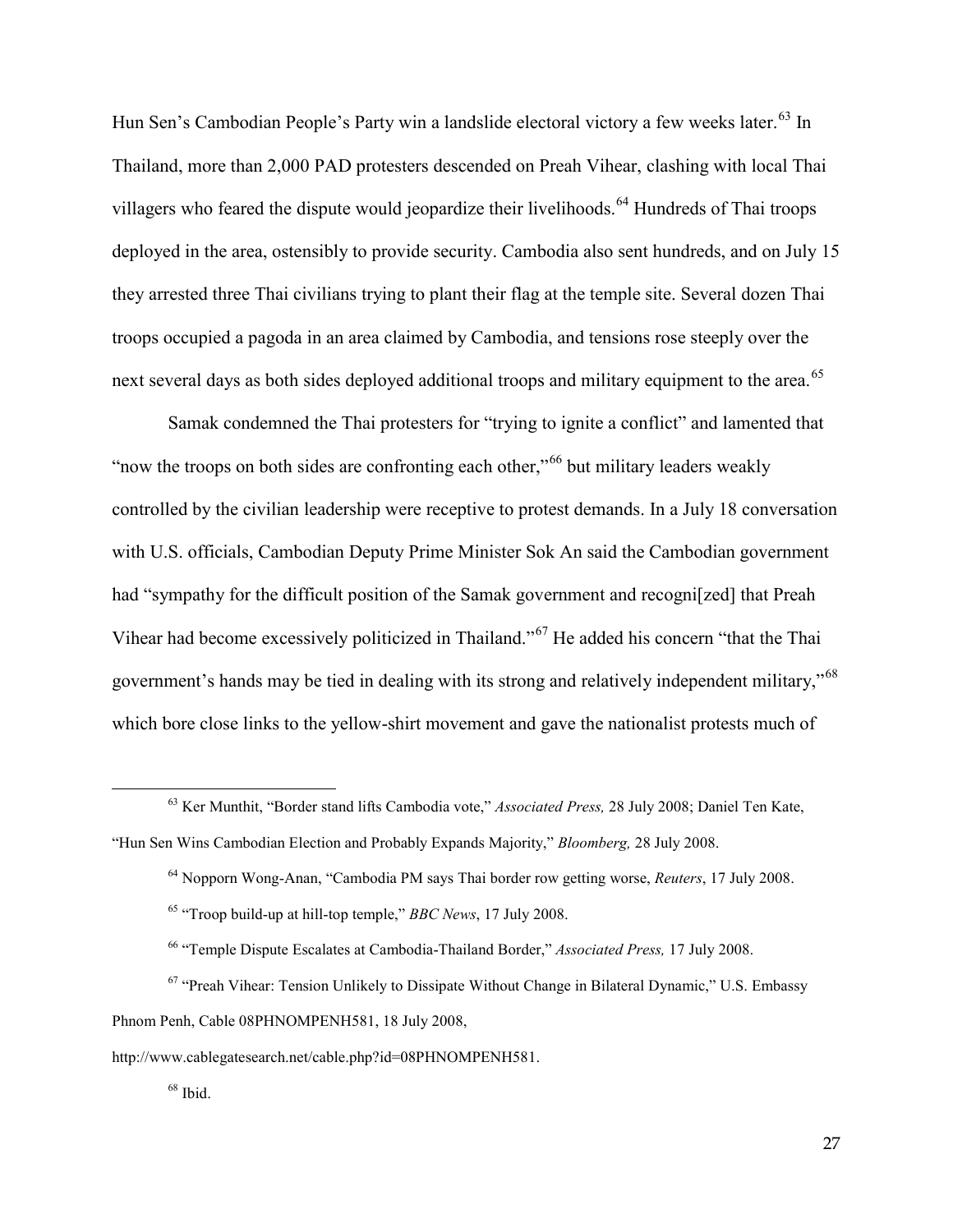Hun Sen's Cambodian People's Party win a landslide electoral victory a few weeks later.[63] In Thailand, more than 2,000 PAD protesters descended on Preah Vihear, clashing with local Thai villagers who feared the dispute would jeopardize their livelihoods.[64] Hundreds of Thai troops deployed in the area, ostensibly to provide security. Cambodia also sent hundreds, and on July 15 they arrested three Thai civilians trying to plant their flag at the temple site. Several dozen Thai troops occupied a pagoda in an area claimed by Cambodia, and tensions rose steeply over the next several days as both sides deployed additional troops and military equipment to the area.[65]

Samak condemned the Thai protesters for "trying to ignite a conflict" and lamented that "now the troops on both sides are confronting each other,"[66] but military leaders weakly controlled by the civilian leadership were receptive to protest demands. In a July 18 conversation with U.S. officials, Cambodian Deputy Prime Minister Sok An said the Cambodian government had "sympathy for the difficult position of the Samak government and recogni[zed] that Preah Vihear had become excessively politicized in Thailand."[67] He added his concern "that the Thai government's hands may be tied in dealing with its strong and relatively independent military,"[68] which bore close links to the yellow-shirt movement and gave the nationalist protests much of

---

[63] Ker Munthit, "Border stand lifts Cambodia vote," *Associated Press,* 28 July 2008; Daniel Ten Kate, "Hun Sen Wins Cambodian Election and Probably Expands Majority," *Bloomberg,* 28 July 2008.

[64] Nopporn Wong-Anan, "Cambodia PM says Thai border row getting worse, *Reuters*, 17 July 2008.

[65] "Troop build-up at hill-top temple," *BBC News*, 17 July 2008.

[66] "Temple Dispute Escalates at Cambodia-Thailand Border," *Associated Press,* 17 July 2008.

[67] "Preah Vihear: Tension Unlikely to Dissipate Without Change in Bilateral Dynamic," U.S. Embassy Phnom Penh, Cable 08PHNOMPENH581, 18 July 2008, http://www.cablegatesearch.net/cable.php?id=08PHNOMPENH581.

[68] Ibid.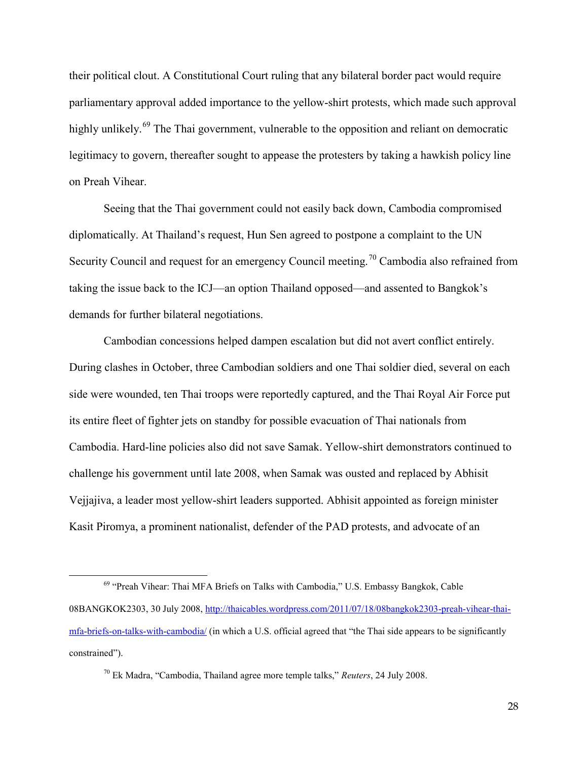their political clout. A Constitutional Court ruling that any bilateral border pact would require parliamentary approval added importance to the yellow-shirt protests, which made such approval highly unlikely.[69] The Thai government, vulnerable to the opposition and reliant on democratic legitimacy to govern, thereafter sought to appease the protesters by taking a hawkish policy line on Preah Vihear.

Seeing that the Thai government could not easily back down, Cambodia compromised diplomatically. At Thailand's request, Hun Sen agreed to postpone a complaint to the UN Security Council and request for an emergency Council meeting.[70] Cambodia also refrained from taking the issue back to the ICJ—an option Thailand opposed—and assented to Bangkok's demands for further bilateral negotiations.

Cambodian concessions helped dampen escalation but did not avert conflict entirely. During clashes in October, three Cambodian soldiers and one Thai soldier died, several on each side were wounded, ten Thai troops were reportedly captured, and the Thai Royal Air Force put its entire fleet of fighter jets on standby for possible evacuation of Thai nationals from Cambodia. Hard-line policies also did not save Samak. Yellow-shirt demonstrators continued to challenge his government until late 2008, when Samak was ousted and replaced by Abhisit Vejjajiva, a leader most yellow-shirt leaders supported. Abhisit appointed as foreign minister Kasit Piromya, a prominent nationalist, defender of the PAD protests, and advocate of an

---

[69] "Preah Vihear: Thai MFA Briefs on Talks with Cambodia," U.S. Embassy Bangkok, Cable 08BANGKOK2303, 30 July 2008, http://thaicables.wordpress.com/2011/07/18/08bangkok2303-preah-vihear-thai-mfa-briefs-on-talks-with-cambodia/ (in which a U.S. official agreed that "the Thai side appears to be significantly constrained").

[70] Ek Madra, "Cambodia, Thailand agree more temple talks," *Reuters*, 24 July 2008.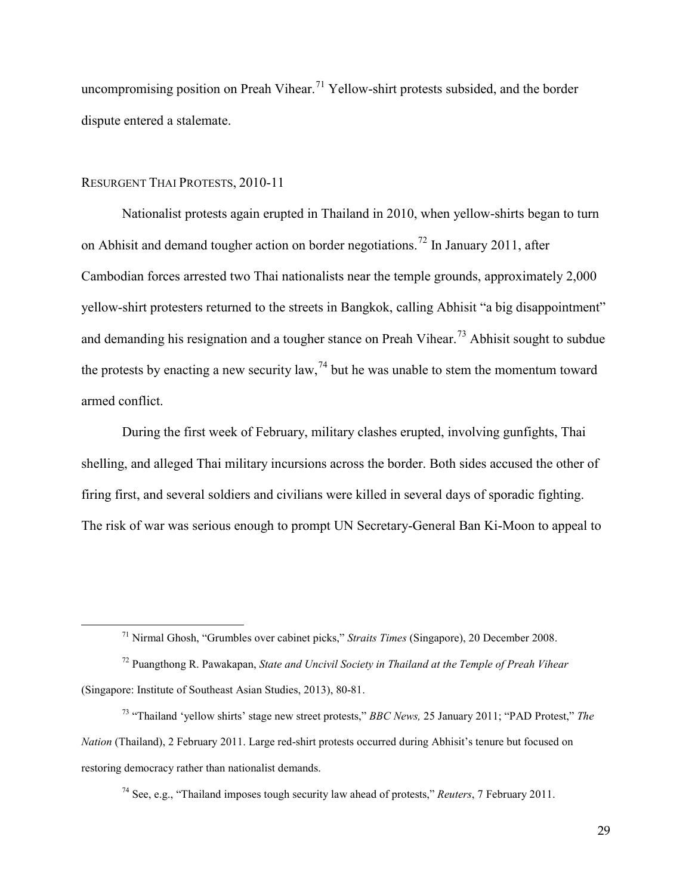uncompromising position on Preah Vihear.[71] Yellow-shirt protests subsided, and the border dispute entered a stalemate.

### Resurgent Thai Protests, 2010-11

Nationalist protests again erupted in Thailand in 2010, when yellow-shirts began to turn on Abhisit and demand tougher action on border negotiations.[72] In January 2011, after Cambodian forces arrested two Thai nationalists near the temple grounds, approximately 2,000 yellow-shirt protesters returned to the streets in Bangkok, calling Abhisit "a big disappointment" and demanding his resignation and a tougher stance on Preah Vihear.[73] Abhisit sought to subdue the protests by enacting a new security law,[74] but he was unable to stem the momentum toward armed conflict.

During the first week of February, military clashes erupted, involving gunfights, Thai shelling, and alleged Thai military incursions across the border. Both sides accused the other of firing first, and several soldiers and civilians were killed in several days of sporadic fighting. The risk of war was serious enough to prompt UN Secretary-General Ban Ki-Moon to appeal to

---

[71] Nirmal Ghosh, "Grumbles over cabinet picks," *Straits Times* (Singapore), 20 December 2008.

[72] Puangthong R. Pawakapan, *State and Uncivil Society in Thailand at the Temple of Preah Vihear* (Singapore: Institute of Southeast Asian Studies, 2013), 80-81.

[73] "Thailand 'yellow shirts' stage new street protests," *BBC News,* 25 January 2011; "PAD Protest," *The Nation* (Thailand), 2 February 2011. Large red-shirt protests occurred during Abhisit's tenure but focused on restoring democracy rather than nationalist demands.

[74] See, e.g., "Thailand imposes tough security law ahead of protests," *Reuters*, 7 February 2011.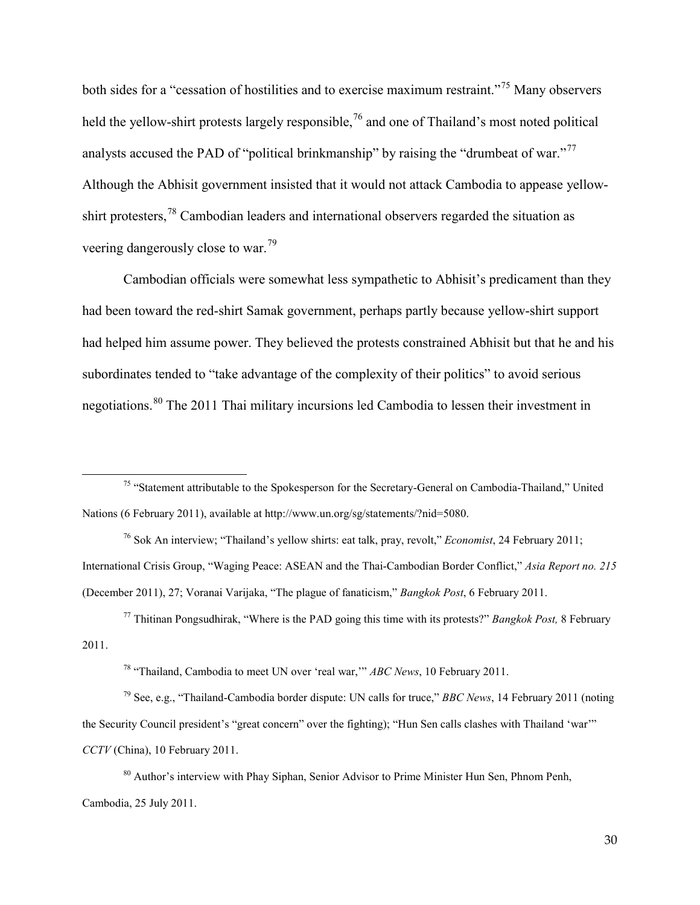both sides for a "cessation of hostilities and to exercise maximum restraint."[75] Many observers held the yellow-shirt protests largely responsible,[76] and one of Thailand's most noted political analysts accused the PAD of "political brinkmanship" by raising the "drumbeat of war."[77] Although the Abhisit government insisted that it would not attack Cambodia to appease yellow-shirt protesters,[78] Cambodian leaders and international observers regarded the situation as veering dangerously close to war.[79]

Cambodian officials were somewhat less sympathetic to Abhisit's predicament than they had been toward the red-shirt Samak government, perhaps partly because yellow-shirt support had helped him assume power. They believed the protests constrained Abhisit but that he and his subordinates tended to "take advantage of the complexity of their politics" to avoid serious negotiations.[80] The 2011 Thai military incursions led Cambodia to lessen their investment in

---

[75] "Statement attributable to the Spokesperson for the Secretary-General on Cambodia-Thailand," United Nations (6 February 2011), available at http://www.un.org/sg/statements/?nid=5080.

[76] Sok An interview; "Thailand's yellow shirts: eat talk, pray, revolt," *Economist*, 24 February 2011; International Crisis Group, "Waging Peace: ASEAN and the Thai-Cambodian Border Conflict," *Asia Report no. 215* (December 2011), 27; Voranai Varijaka, "The plague of fanaticism," *Bangkok Post*, 6 February 2011.

[77] Thitinan Pongsudhirak, "Where is the PAD going this time with its protests?" *Bangkok Post,* 8 February 2011.

[78] "Thailand, Cambodia to meet UN over 'real war,'" *ABC News*, 10 February 2011.

[79] See, e.g., "Thailand-Cambodia border dispute: UN calls for truce," *BBC News*, 14 February 2011 (noting the Security Council president's "great concern" over the fighting); "Hun Sen calls clashes with Thailand 'war'" *CCTV* (China), 10 February 2011.

[80] Author's interview with Phay Siphan, Senior Advisor to Prime Minister Hun Sen, Phnom Penh, Cambodia, 25 July 2011.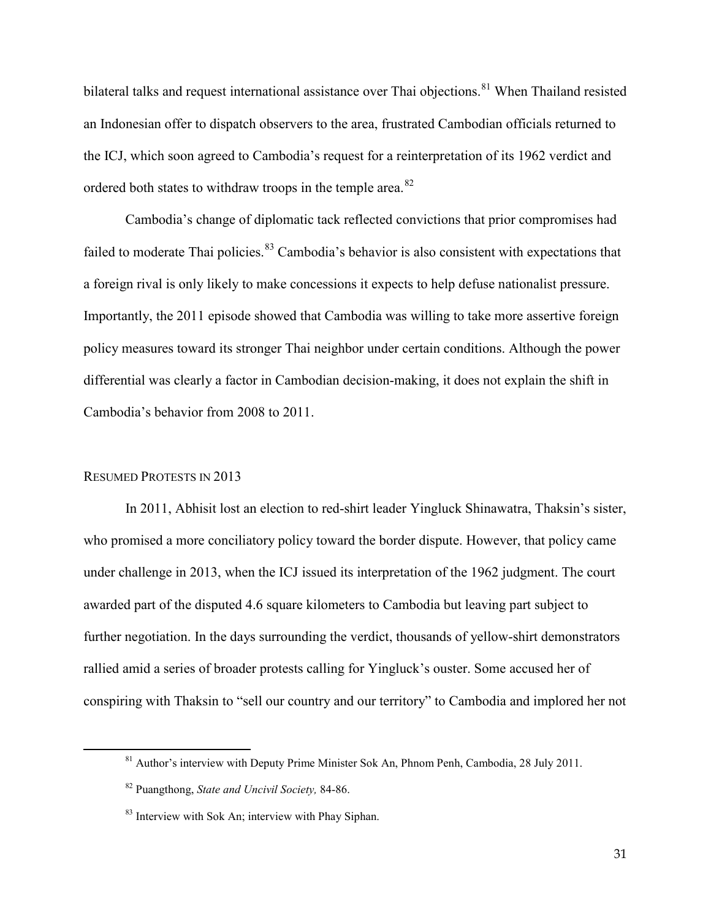bilateral talks and request international assistance over Thai objections.[81] When Thailand resisted an Indonesian offer to dispatch observers to the area, frustrated Cambodian officials returned to the ICJ, which soon agreed to Cambodia's request for a reinterpretation of its 1962 verdict and ordered both states to withdraw troops in the temple area.[82]

Cambodia's change of diplomatic tack reflected convictions that prior compromises had failed to moderate Thai policies.[83] Cambodia's behavior is also consistent with expectations that a foreign rival is only likely to make concessions it expects to help defuse nationalist pressure. Importantly, the 2011 episode showed that Cambodia was willing to take more assertive foreign policy measures toward its stronger Thai neighbor under certain conditions. Although the power differential was clearly a factor in Cambodian decision-making, it does not explain the shift in Cambodia's behavior from 2008 to 2011.

### Resumed Protests in 2013

In 2011, Abhisit lost an election to red-shirt leader Yingluck Shinawatra, Thaksin's sister, who promised a more conciliatory policy toward the border dispute. However, that policy came under challenge in 2013, when the ICJ issued its interpretation of the 1962 judgment. The court awarded part of the disputed 4.6 square kilometers to Cambodia but leaving part subject to further negotiation. In the days surrounding the verdict, thousands of yellow-shirt demonstrators rallied amid a series of broader protests calling for Yingluck's ouster. Some accused her of conspiring with Thaksin to "sell our country and our territory" to Cambodia and implored her not

---

[81] Author's interview with Deputy Prime Minister Sok An, Phnom Penh, Cambodia, 28 July 2011.

[82] Puangthong, *State and Uncivil Society,* 84-86.

[83] Interview with Sok An; interview with Phay Siphan.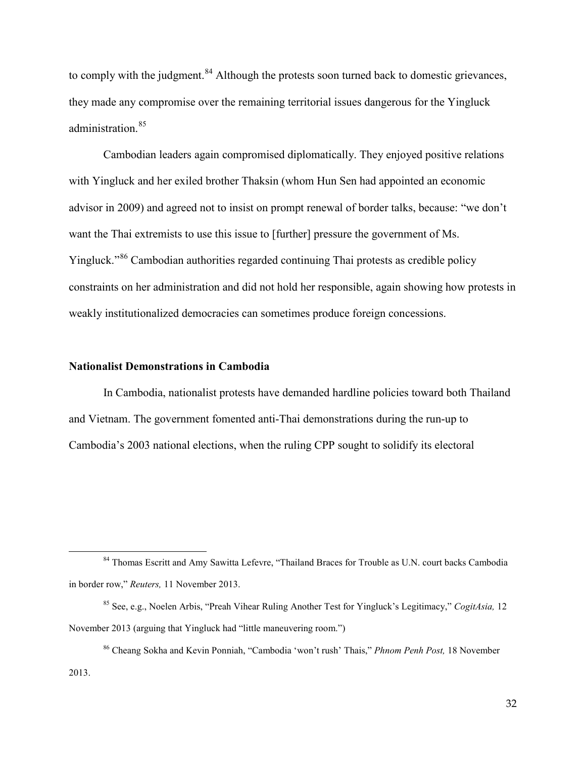to comply with the judgment.[84] Although the protests soon turned back to domestic grievances, they made any compromise over the remaining territorial issues dangerous for the Yingluck administration.[85]

Cambodian leaders again compromised diplomatically. They enjoyed positive relations with Yingluck and her exiled brother Thaksin (whom Hun Sen had appointed an economic advisor in 2009) and agreed not to insist on prompt renewal of border talks, because: "we don't want the Thai extremists to use this issue to [further] pressure the government of Ms. Yingluck."[86] Cambodian authorities regarded continuing Thai protests as credible policy constraints on her administration and did not hold her responsible, again showing how protests in weakly institutionalized democracies can sometimes produce foreign concessions.

**Nationalist Demonstrations in Cambodia**

In Cambodia, nationalist protests have demanded hardline policies toward both Thailand and Vietnam. The government fomented anti-Thai demonstrations during the run-up to Cambodia's 2003 national elections, when the ruling CPP sought to solidify its electoral

---

[84] Thomas Escritt and Amy Sawitta Lefevre, "Thailand Braces for Trouble as U.N. court backs Cambodia in border row," *Reuters,* 11 November 2013.

[85] See, e.g., Noelen Arbis, "Preah Vihear Ruling Another Test for Yingluck's Legitimacy," *CogitAsia,* 12 November 2013 (arguing that Yingluck had "little maneuvering room.")

[86] Cheang Sokha and Kevin Ponniah, "Cambodia 'won't rush' Thais," *Phnom Penh Post,* 18 November 2013.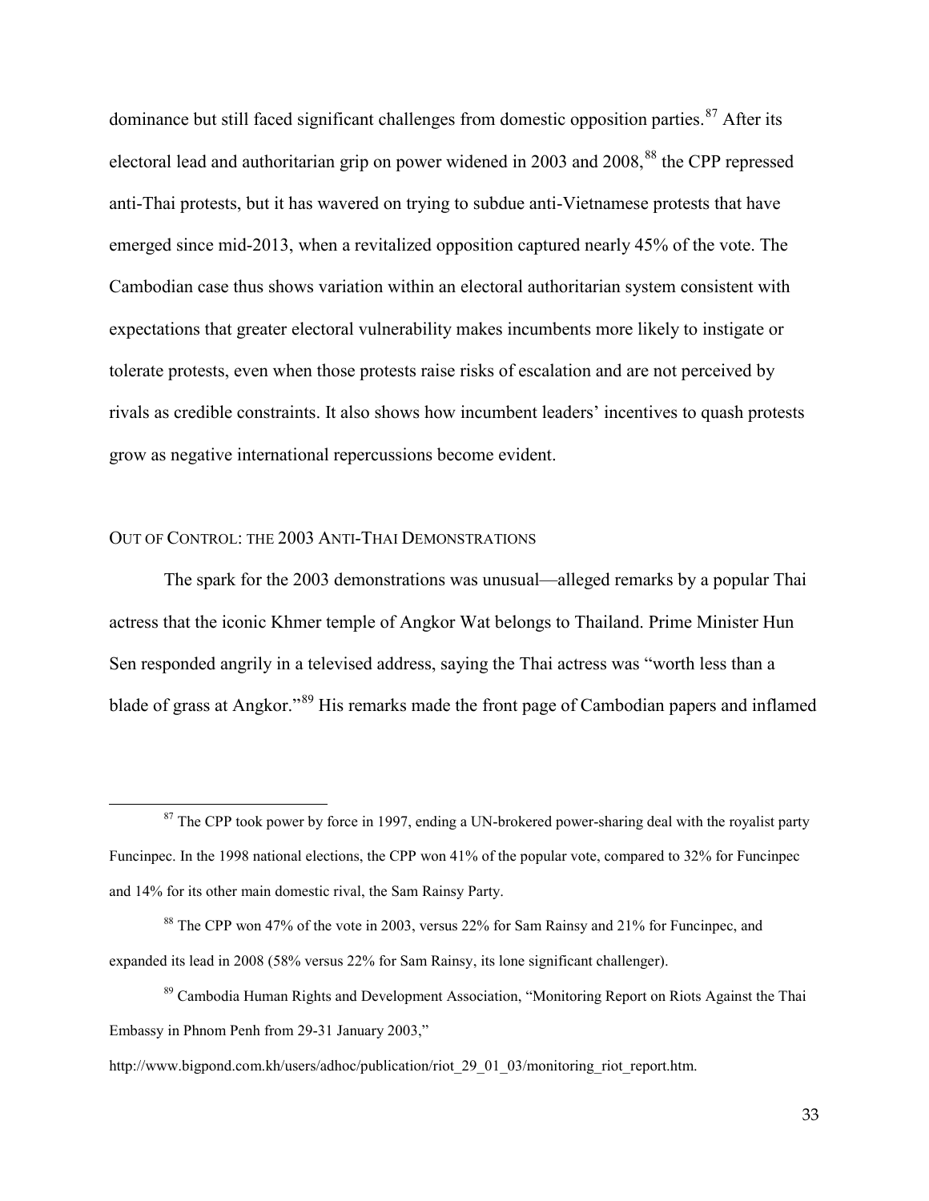dominance but still faced significant challenges from domestic opposition parties.[87] After its electoral lead and authoritarian grip on power widened in 2003 and 2008,[88] the CPP repressed anti-Thai protests, but it has wavered on trying to subdue anti-Vietnamese protests that have emerged since mid-2013, when a revitalized opposition captured nearly 45% of the vote. The Cambodian case thus shows variation within an electoral authoritarian system consistent with expectations that greater electoral vulnerability makes incumbents more likely to instigate or tolerate protests, even when those protests raise risks of escalation and are not perceived by rivals as credible constraints. It also shows how incumbent leaders' incentives to quash protests grow as negative international repercussions become evident.

### OUT OF CONTROL: THE 2003 ANTI-THAI DEMONSTRATIONS

The spark for the 2003 demonstrations was unusual—alleged remarks by a popular Thai actress that the iconic Khmer temple of Angkor Wat belongs to Thailand. Prime Minister Hun Sen responded angrily in a televised address, saying the Thai actress was "worth less than a blade of grass at Angkor."[89] His remarks made the front page of Cambodian papers and inflamed

---

[87] The CPP took power by force in 1997, ending a UN-brokered power-sharing deal with the royalist party Funcinpec. In the 1998 national elections, the CPP won 41% of the popular vote, compared to 32% for Funcinpec and 14% for its other main domestic rival, the Sam Rainsy Party.

[88] The CPP won 47% of the vote in 2003, versus 22% for Sam Rainsy and 21% for Funcinpec, and expanded its lead in 2008 (58% versus 22% for Sam Rainsy, its lone significant challenger).

[89] Cambodia Human Rights and Development Association, "Monitoring Report on Riots Against the Thai Embassy in Phnom Penh from 29-31 January 2003,"

http://www.bigpond.com.kh/users/adhoc/publication/riot_29_01_03/monitoring_riot_report.htm.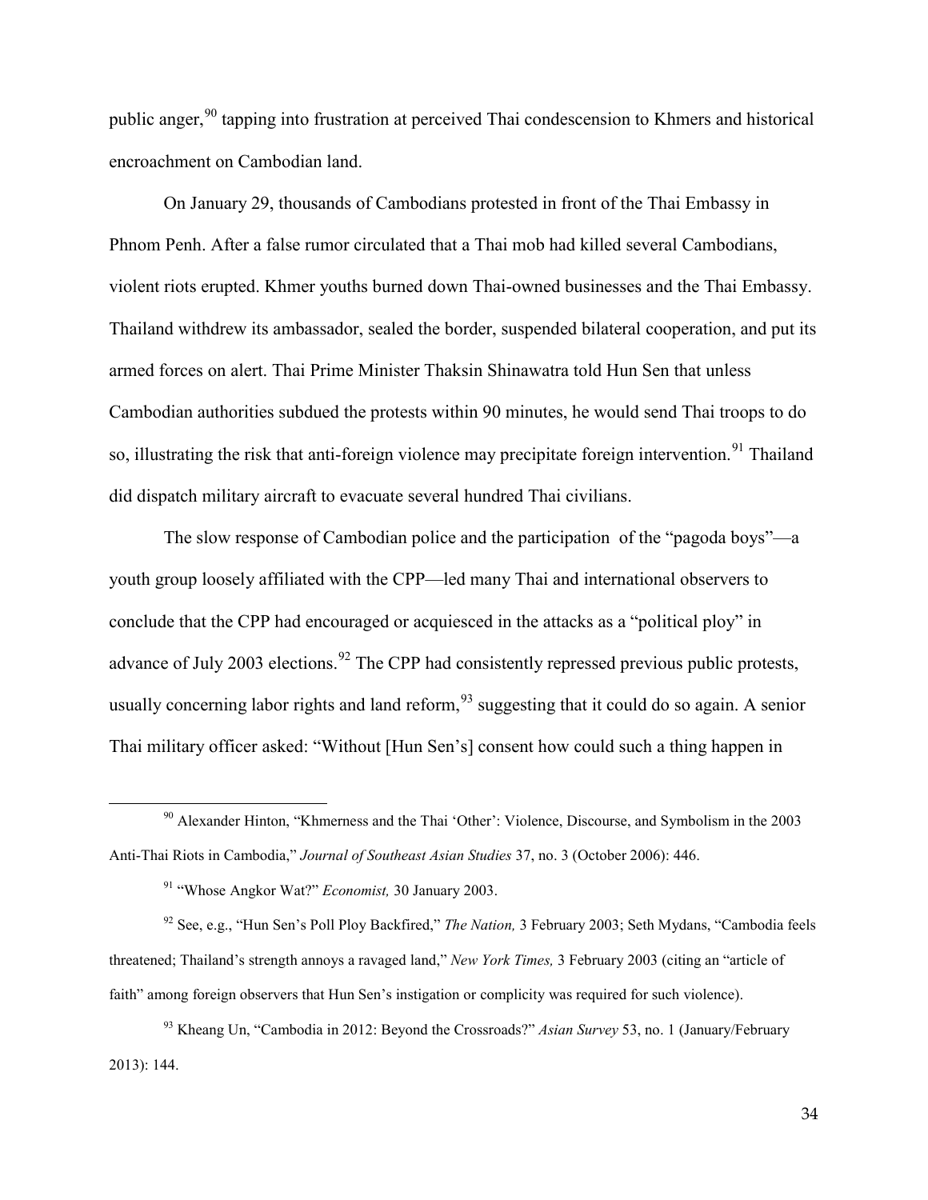public anger,[90] tapping into frustration at perceived Thai condescension to Khmers and historical encroachment on Cambodian land.

On January 29, thousands of Cambodians protested in front of the Thai Embassy in Phnom Penh. After a false rumor circulated that a Thai mob had killed several Cambodians, violent riots erupted. Khmer youths burned down Thai-owned businesses and the Thai Embassy. Thailand withdrew its ambassador, sealed the border, suspended bilateral cooperation, and put its armed forces on alert. Thai Prime Minister Thaksin Shinawatra told Hun Sen that unless Cambodian authorities subdued the protests within 90 minutes, he would send Thai troops to do so, illustrating the risk that anti-foreign violence may precipitate foreign intervention.[91] Thailand did dispatch military aircraft to evacuate several hundred Thai civilians.

The slow response of Cambodian police and the participation of the "pagoda boys"—a youth group loosely affiliated with the CPP—led many Thai and international observers to conclude that the CPP had encouraged or acquiesced in the attacks as a "political ploy" in advance of July 2003 elections.[92] The CPP had consistently repressed previous public protests, usually concerning labor rights and land reform,[93] suggesting that it could do so again. A senior Thai military officer asked: "Without [Hun Sen's] consent how could such a thing happen in

---

[90] Alexander Hinton, "Khmerness and the Thai 'Other': Violence, Discourse, and Symbolism in the 2003 Anti-Thai Riots in Cambodia," *Journal of Southeast Asian Studies* 37, no. 3 (October 2006): 446.

[91] "Whose Angkor Wat?" *Economist,* 30 January 2003.

[92] See, e.g., "Hun Sen's Poll Ploy Backfired," *The Nation,* 3 February 2003; Seth Mydans, "Cambodia feels threatened; Thailand's strength annoys a ravaged land," *New York Times,* 3 February 2003 (citing an "article of faith" among foreign observers that Hun Sen's instigation or complicity was required for such violence).

[93] Kheang Un, "Cambodia in 2012: Beyond the Crossroads?" *Asian Survey* 53, no. 1 (January/February 2013): 144.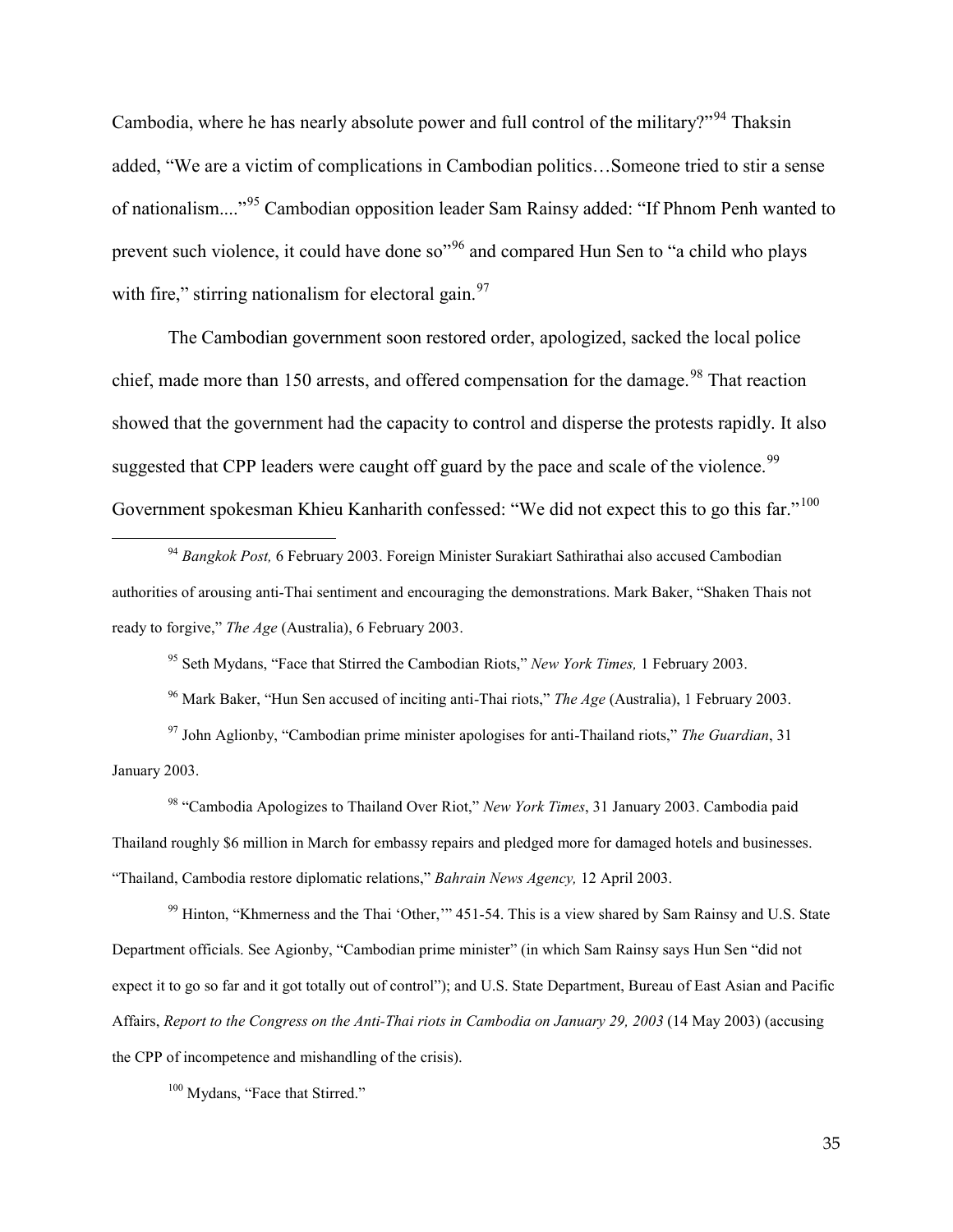Cambodia, where he has nearly absolute power and full control of the military?"[94] Thaksin added, "We are a victim of complications in Cambodian politics…Someone tried to stir a sense of nationalism...."[95] Cambodian opposition leader Sam Rainsy added: "If Phnom Penh wanted to prevent such violence, it could have done so"[96] and compared Hun Sen to "a child who plays with fire," stirring nationalism for electoral gain.[97]

The Cambodian government soon restored order, apologized, sacked the local police chief, made more than 150 arrests, and offered compensation for the damage.[98] That reaction showed that the government had the capacity to control and disperse the protests rapidly. It also suggested that CPP leaders were caught off guard by the pace and scale of the violence.[99] Government spokesman Khieu Kanharith confessed: "We did not expect this to go this far."[100]

---

[94] *Bangkok Post,* 6 February 2003. Foreign Minister Surakiart Sathirathai also accused Cambodian authorities of arousing anti-Thai sentiment and encouraging the demonstrations. Mark Baker, "Shaken Thais not ready to forgive," *The Age* (Australia), 6 February 2003.

[95] Seth Mydans, "Face that Stirred the Cambodian Riots," *New York Times,* 1 February 2003.

[96] Mark Baker, "Hun Sen accused of inciting anti-Thai riots," *The Age* (Australia), 1 February 2003.

[97] John Aglionby, "Cambodian prime minister apologises for anti-Thailand riots," *The Guardian*, 31 January 2003.

[98] "Cambodia Apologizes to Thailand Over Riot," *New York Times*, 31 January 2003. Cambodia paid Thailand roughly $6 million in March for embassy repairs and pledged more for damaged hotels and businesses. "Thailand, Cambodia restore diplomatic relations," *Bahrain News Agency,* 12 April 2003.

[99] Hinton, "Khmerness and the Thai 'Other,'" 451-54. This is a view shared by Sam Rainsy and U.S. State Department officials. See Agionby, "Cambodian prime minister" (in which Sam Rainsy says Hun Sen "did not expect it to go so far and it got totally out of control"); and U.S. State Department, Bureau of East Asian and Pacific Affairs, *Report to the Congress on the Anti-Thai riots in Cambodia on January 29, 2003* (14 May 2003) (accusing the CPP of incompetence and mishandling of the crisis).

[100] Mydans, "Face that Stirred."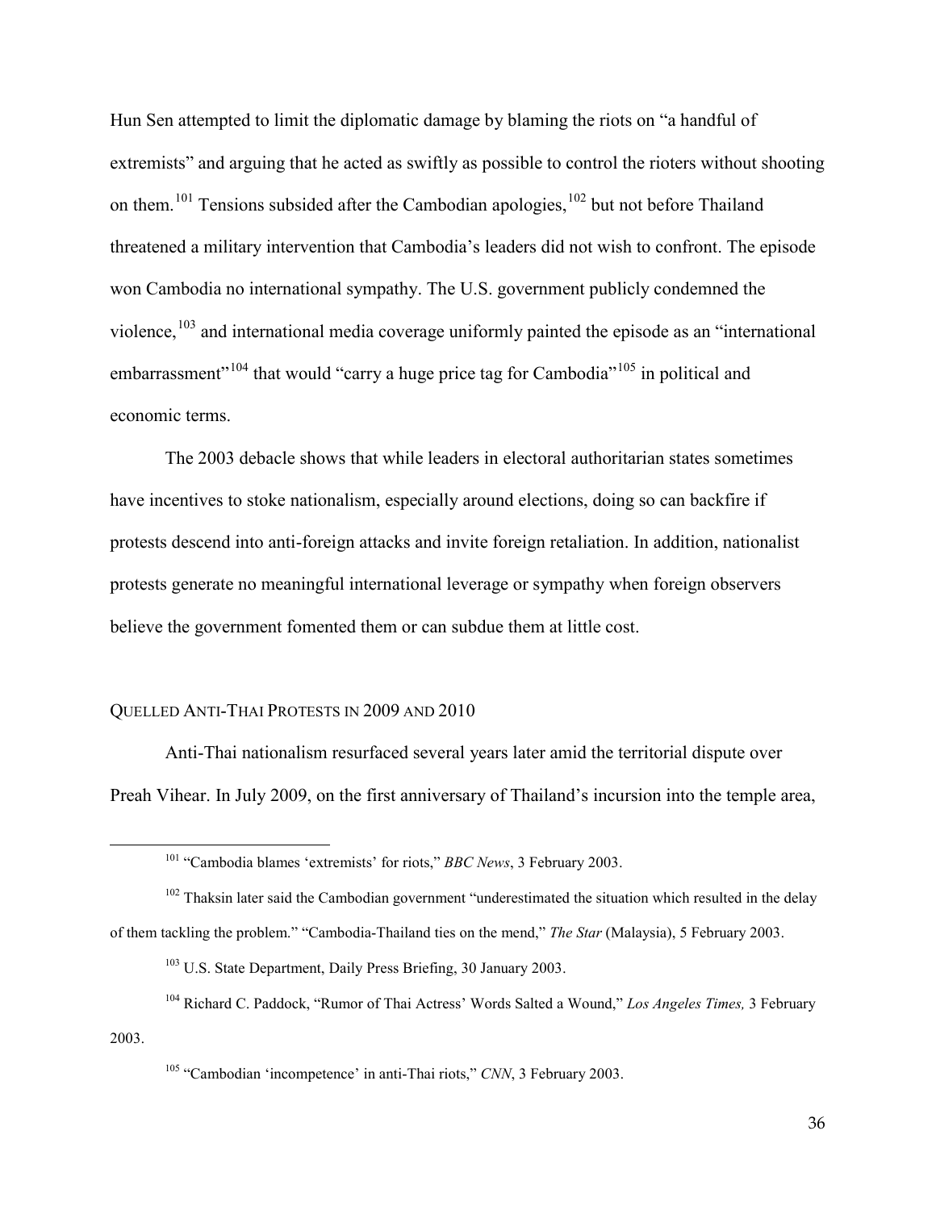Hun Sen attempted to limit the diplomatic damage by blaming the riots on "a handful of extremists" and arguing that he acted as swiftly as possible to control the rioters without shooting on them.[101] Tensions subsided after the Cambodian apologies,[102] but not before Thailand threatened a military intervention that Cambodia's leaders did not wish to confront. The episode won Cambodia no international sympathy. The U.S. government publicly condemned the violence,[103] and international media coverage uniformly painted the episode as an "international embarrassment"[104] that would "carry a huge price tag for Cambodia"[105] in political and economic terms.

The 2003 debacle shows that while leaders in electoral authoritarian states sometimes have incentives to stoke nationalism, especially around elections, doing so can backfire if protests descend into anti-foreign attacks and invite foreign retaliation. In addition, nationalist protests generate no meaningful international leverage or sympathy when foreign observers believe the government fomented them or can subdue them at little cost.

### Quelled Anti-Thai Protests in 2009 and 2010

Anti-Thai nationalism resurfaced several years later amid the territorial dispute over Preah Vihear. In July 2009, on the first anniversary of Thailand's incursion into the temple area,

---

[101] "Cambodia blames 'extremists' for riots," *BBC News*, 3 February 2003.

[102] Thaksin later said the Cambodian government "underestimated the situation which resulted in the delay of them tackling the problem." "Cambodia-Thailand ties on the mend," *The Star* (Malaysia), 5 February 2003.

[103] U.S. State Department, Daily Press Briefing, 30 January 2003.

[104] Richard C. Paddock, "Rumor of Thai Actress' Words Salted a Wound," *Los Angeles Times,* 3 February 2003.

[105] "Cambodian 'incompetence' in anti-Thai riots," *CNN*, 3 February 2003.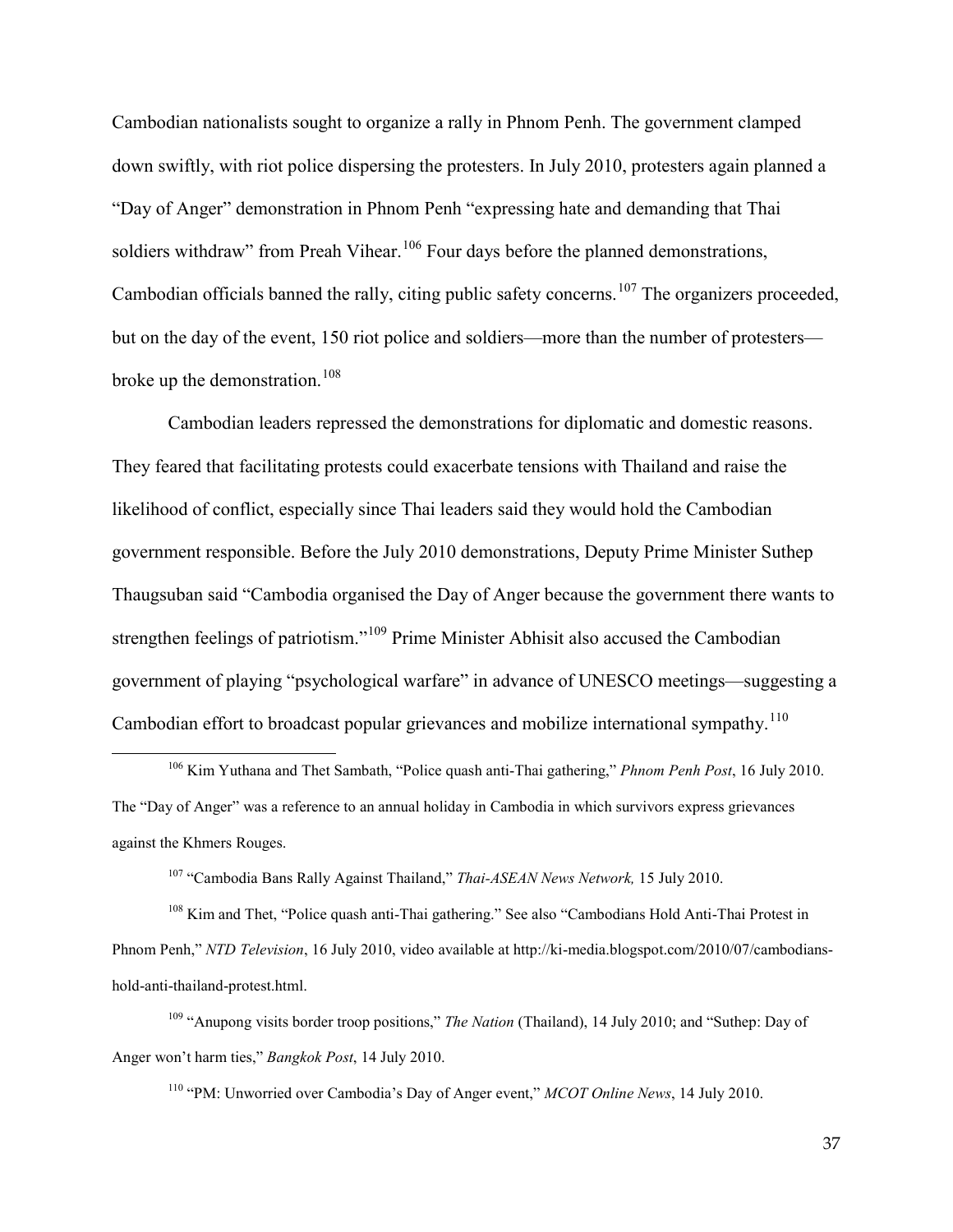Cambodian nationalists sought to organize a rally in Phnom Penh. The government clamped down swiftly, with riot police dispersing the protesters. In July 2010, protesters again planned a "Day of Anger" demonstration in Phnom Penh "expressing hate and demanding that Thai soldiers withdraw" from Preah Vihear.[106] Four days before the planned demonstrations, Cambodian officials banned the rally, citing public safety concerns.[107] The organizers proceeded, but on the day of the event, 150 riot police and soldiers—more than the number of protesters—broke up the demonstration.[108]

Cambodian leaders repressed the demonstrations for diplomatic and domestic reasons. They feared that facilitating protests could exacerbate tensions with Thailand and raise the likelihood of conflict, especially since Thai leaders said they would hold the Cambodian government responsible. Before the July 2010 demonstrations, Deputy Prime Minister Suthep Thaugsuban said "Cambodia organised the Day of Anger because the government there wants to strengthen feelings of patriotism."[109] Prime Minister Abhisit also accused the Cambodian government of playing "psychological warfare" in advance of UNESCO meetings—suggesting a Cambodian effort to broadcast popular grievances and mobilize international sympathy.[110]

---

[106] Kim Yuthana and Thet Sambath, "Police quash anti-Thai gathering," *Phnom Penh Post*, 16 July 2010. The "Day of Anger" was a reference to an annual holiday in Cambodia in which survivors express grievances against the Khmers Rouges.

[107] "Cambodia Bans Rally Against Thailand," *Thai-ASEAN News Network,* 15 July 2010.

[108] Kim and Thet, "Police quash anti-Thai gathering." See also "Cambodians Hold Anti-Thai Protest in Phnom Penh," *NTD Television*, 16 July 2010, video available at http://ki-media.blogspot.com/2010/07/cambodians-hold-anti-thailand-protest.html.

[109] "Anupong visits border troop positions," *The Nation* (Thailand), 14 July 2010; and "Suthep: Day of Anger won't harm ties," *Bangkok Post*, 14 July 2010.

[110] "PM: Unworried over Cambodia's Day of Anger event," *MCOT Online News*, 14 July 2010.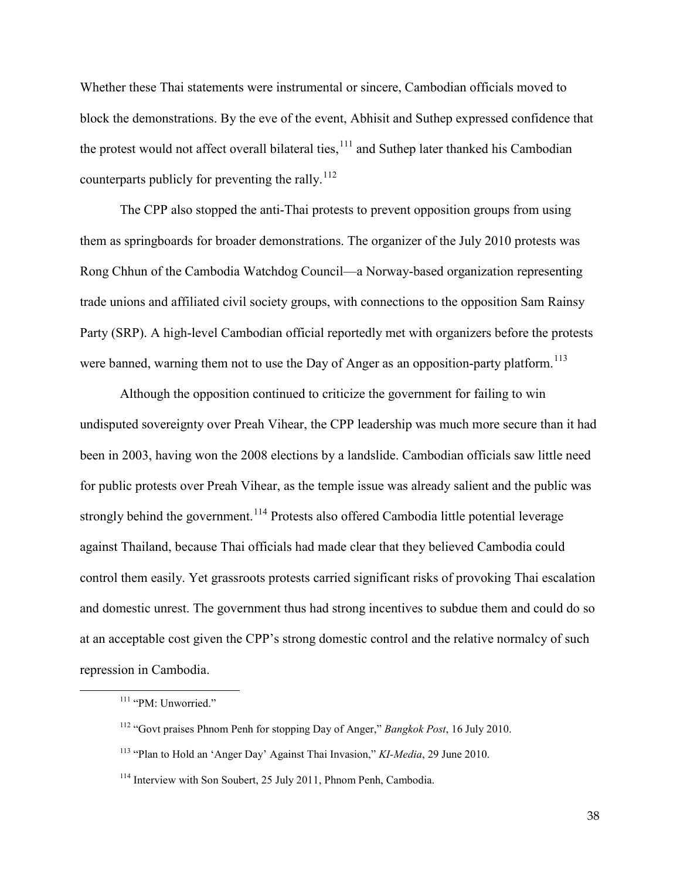Whether these Thai statements were instrumental or sincere, Cambodian officials moved to block the demonstrations. By the eve of the event, Abhisit and Suthep expressed confidence that the protest would not affect overall bilateral ties,[111] and Suthep later thanked his Cambodian counterparts publicly for preventing the rally.[112]

The CPP also stopped the anti-Thai protests to prevent opposition groups from using them as springboards for broader demonstrations. The organizer of the July 2010 protests was Rong Chhun of the Cambodia Watchdog Council—a Norway-based organization representing trade unions and affiliated civil society groups, with connections to the opposition Sam Rainsy Party (SRP). A high-level Cambodian official reportedly met with organizers before the protests were banned, warning them not to use the Day of Anger as an opposition-party platform.[113]

Although the opposition continued to criticize the government for failing to win undisputed sovereignty over Preah Vihear, the CPP leadership was much more secure than it had been in 2003, having won the 2008 elections by a landslide. Cambodian officials saw little need for public protests over Preah Vihear, as the temple issue was already salient and the public was strongly behind the government.[114] Protests also offered Cambodia little potential leverage against Thailand, because Thai officials had made clear that they believed Cambodia could control them easily. Yet grassroots protests carried significant risks of provoking Thai escalation and domestic unrest. The government thus had strong incentives to subdue them and could do so at an acceptable cost given the CPP's strong domestic control and the relative normalcy of such repression in Cambodia.

[111] "PM: Unworried."

[112] "Govt praises Phnom Penh for stopping Day of Anger," *Bangkok Post*, 16 July 2010.

[113] "Plan to Hold an 'Anger Day' Against Thai Invasion," *KI-Media*, 29 June 2010.

[114] Interview with Son Soubert, 25 July 2011, Phnom Penh, Cambodia.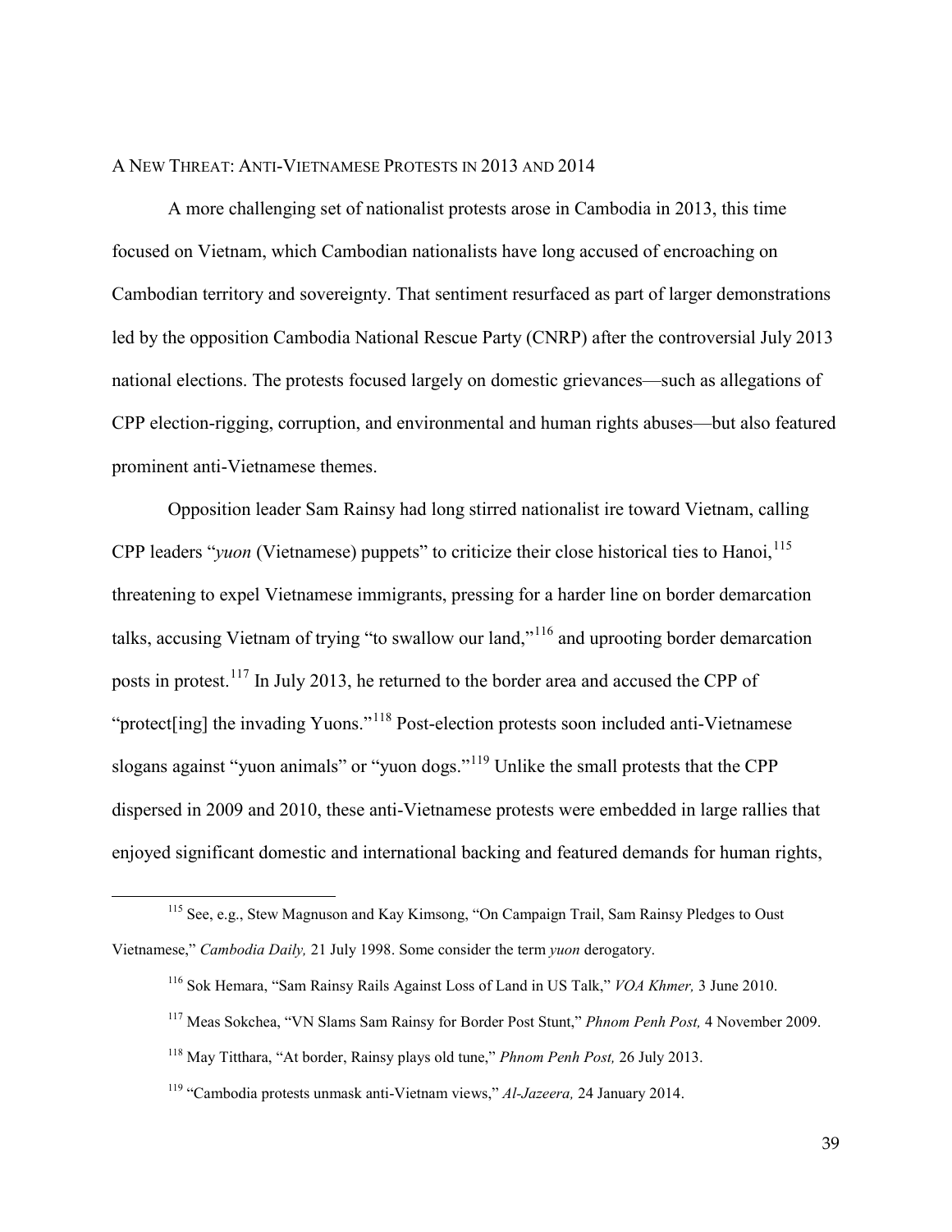## A New Threat: Anti-Vietnamese Protests in 2013 and 2014

A more challenging set of nationalist protests arose in Cambodia in 2013, this time focused on Vietnam, which Cambodian nationalists have long accused of encroaching on Cambodian territory and sovereignty. That sentiment resurfaced as part of larger demonstrations led by the opposition Cambodia National Rescue Party (CNRP) after the controversial July 2013 national elections. The protests focused largely on domestic grievances—such as allegations of CPP election-rigging, corruption, and environmental and human rights abuses—but also featured prominent anti-Vietnamese themes.

Opposition leader Sam Rainsy had long stirred nationalist ire toward Vietnam, calling CPP leaders "*yuon* (Vietnamese) puppets" to criticize their close historical ties to Hanoi,[115] threatening to expel Vietnamese immigrants, pressing for a harder line on border demarcation talks, accusing Vietnam of trying "to swallow our land,"[116] and uprooting border demarcation posts in protest.[117] In July 2013, he returned to the border area and accused the CPP of "protect[ing] the invading Yuons."[118] Post-election protests soon included anti-Vietnamese slogans against "yuon animals" or "yuon dogs."[119] Unlike the small protests that the CPP dispersed in 2009 and 2010, these anti-Vietnamese protests were embedded in large rallies that enjoyed significant domestic and international backing and featured demands for human rights,

---

[115] See, e.g., Stew Magnuson and Kay Kimsong, "On Campaign Trail, Sam Rainsy Pledges to Oust Vietnamese," *Cambodia Daily,* 21 July 1998. Some consider the term *yuon* derogatory.

[116] Sok Hemara, "Sam Rainsy Rails Against Loss of Land in US Talk," *VOA Khmer,* 3 June 2010.

[117] Meas Sokchea, "VN Slams Sam Rainsy for Border Post Stunt," *Phnom Penh Post,* 4 November 2009.

[118] May Titthara, "At border, Rainsy plays old tune," *Phnom Penh Post,* 26 July 2013.

[119] "Cambodia protests unmask anti-Vietnam views," *Al-Jazeera,* 24 January 2014.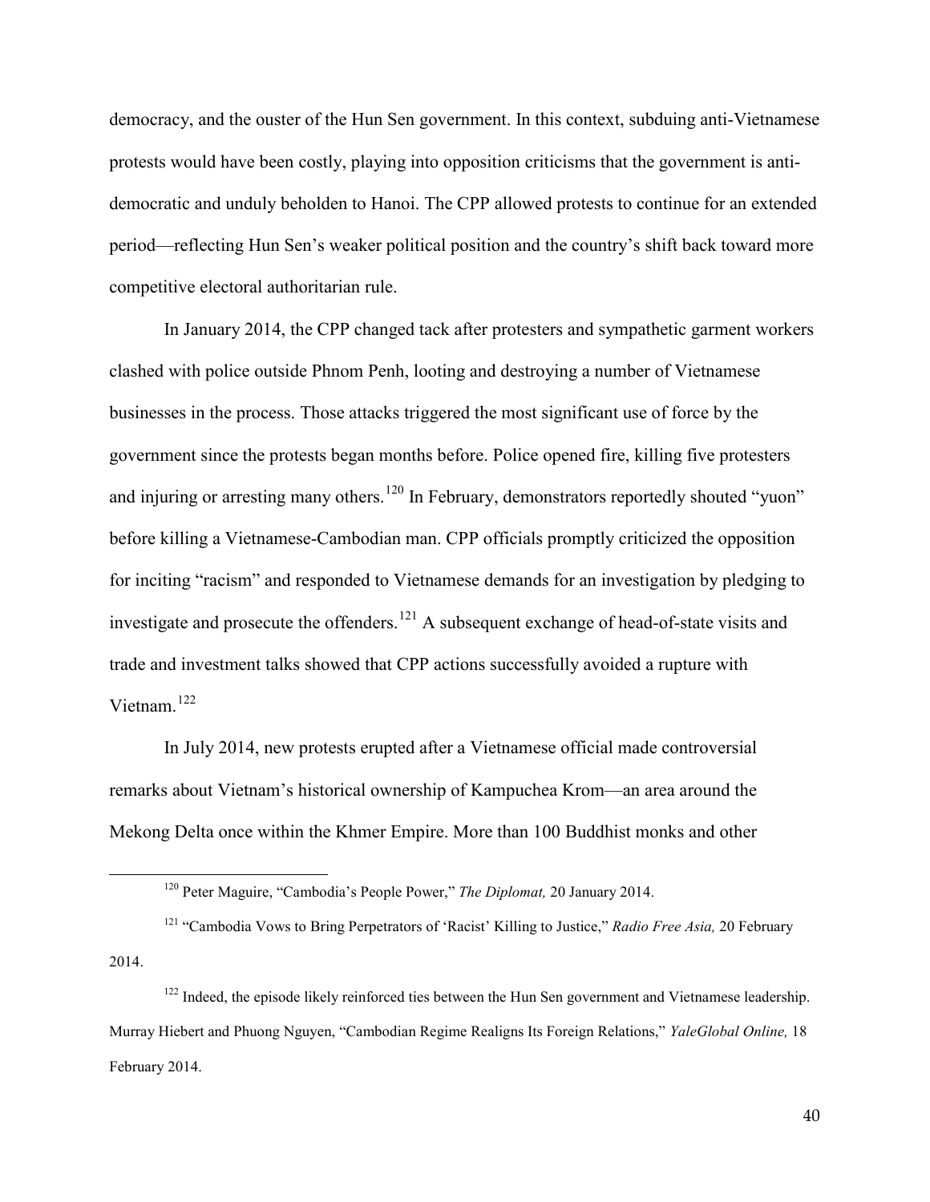democracy, and the ouster of the Hun Sen government. In this context, subduing anti-Vietnamese protests would have been costly, playing into opposition criticisms that the government is anti-democratic and unduly beholden to Hanoi. The CPP allowed protests to continue for an extended period—reflecting Hun Sen's weaker political position and the country's shift back toward more competitive electoral authoritarian rule.

In January 2014, the CPP changed tack after protesters and sympathetic garment workers clashed with police outside Phnom Penh, looting and destroying a number of Vietnamese businesses in the process. Those attacks triggered the most significant use of force by the government since the protests began months before. Police opened fire, killing five protesters and injuring or arresting many others.[120] In February, demonstrators reportedly shouted "yuon" before killing a Vietnamese-Cambodian man. CPP officials promptly criticized the opposition for inciting "racism" and responded to Vietnamese demands for an investigation by pledging to investigate and prosecute the offenders.[121] A subsequent exchange of head-of-state visits and trade and investment talks showed that CPP actions successfully avoided a rupture with Vietnam.[122]

In July 2014, new protests erupted after a Vietnamese official made controversial remarks about Vietnam's historical ownership of Kampuchea Krom—an area around the Mekong Delta once within the Khmer Empire. More than 100 Buddhist monks and other

---

[120] Peter Maguire, "Cambodia's People Power," *The Diplomat,* 20 January 2014.

[121] "Cambodia Vows to Bring Perpetrators of 'Racist' Killing to Justice," *Radio Free Asia,* 20 February 2014.

[122] Indeed, the episode likely reinforced ties between the Hun Sen government and Vietnamese leadership. Murray Hiebert and Phuong Nguyen, "Cambodian Regime Realigns Its Foreign Relations," *YaleGlobal Online,* 18 February 2014.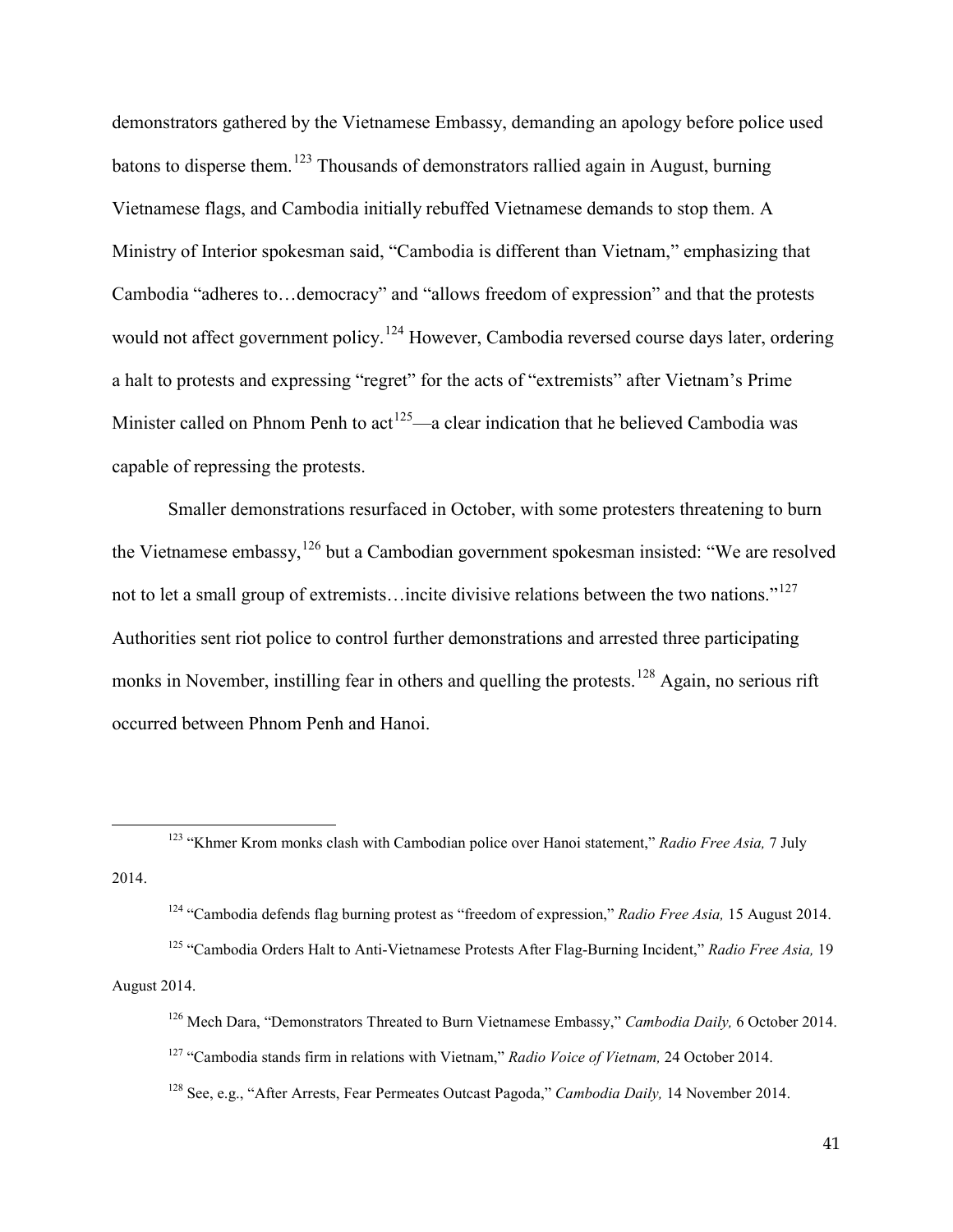demonstrators gathered by the Vietnamese Embassy, demanding an apology before police used batons to disperse them.[123] Thousands of demonstrators rallied again in August, burning Vietnamese flags, and Cambodia initially rebuffed Vietnamese demands to stop them. A Ministry of Interior spokesman said, "Cambodia is different than Vietnam," emphasizing that Cambodia "adheres to…democracy" and "allows freedom of expression" and that the protests would not affect government policy.[124] However, Cambodia reversed course days later, ordering a halt to protests and expressing "regret" for the acts of "extremists" after Vietnam's Prime Minister called on Phnom Penh to act[125]—a clear indication that he believed Cambodia was capable of repressing the protests.

Smaller demonstrations resurfaced in October, with some protesters threatening to burn the Vietnamese embassy,[126] but a Cambodian government spokesman insisted: "We are resolved not to let a small group of extremists…incite divisive relations between the two nations."[127] Authorities sent riot police to control further demonstrations and arrested three participating monks in November, instilling fear in others and quelling the protests.[128] Again, no serious rift occurred between Phnom Penh and Hanoi.

---

[123] "Khmer Krom monks clash with Cambodian police over Hanoi statement," *Radio Free Asia,* 7 July 2014.

[124] "Cambodia defends flag burning protest as "freedom of expression," *Radio Free Asia,* 15 August 2014.

[125] "Cambodia Orders Halt to Anti-Vietnamese Protests After Flag-Burning Incident," *Radio Free Asia,* 19 August 2014.

[126] Mech Dara, "Demonstrators Threated to Burn Vietnamese Embassy," *Cambodia Daily,* 6 October 2014.

[127] "Cambodia stands firm in relations with Vietnam," *Radio Voice of Vietnam,* 24 October 2014.

[128] See, e.g., "After Arrests, Fear Permeates Outcast Pagoda," *Cambodia Daily,* 14 November 2014.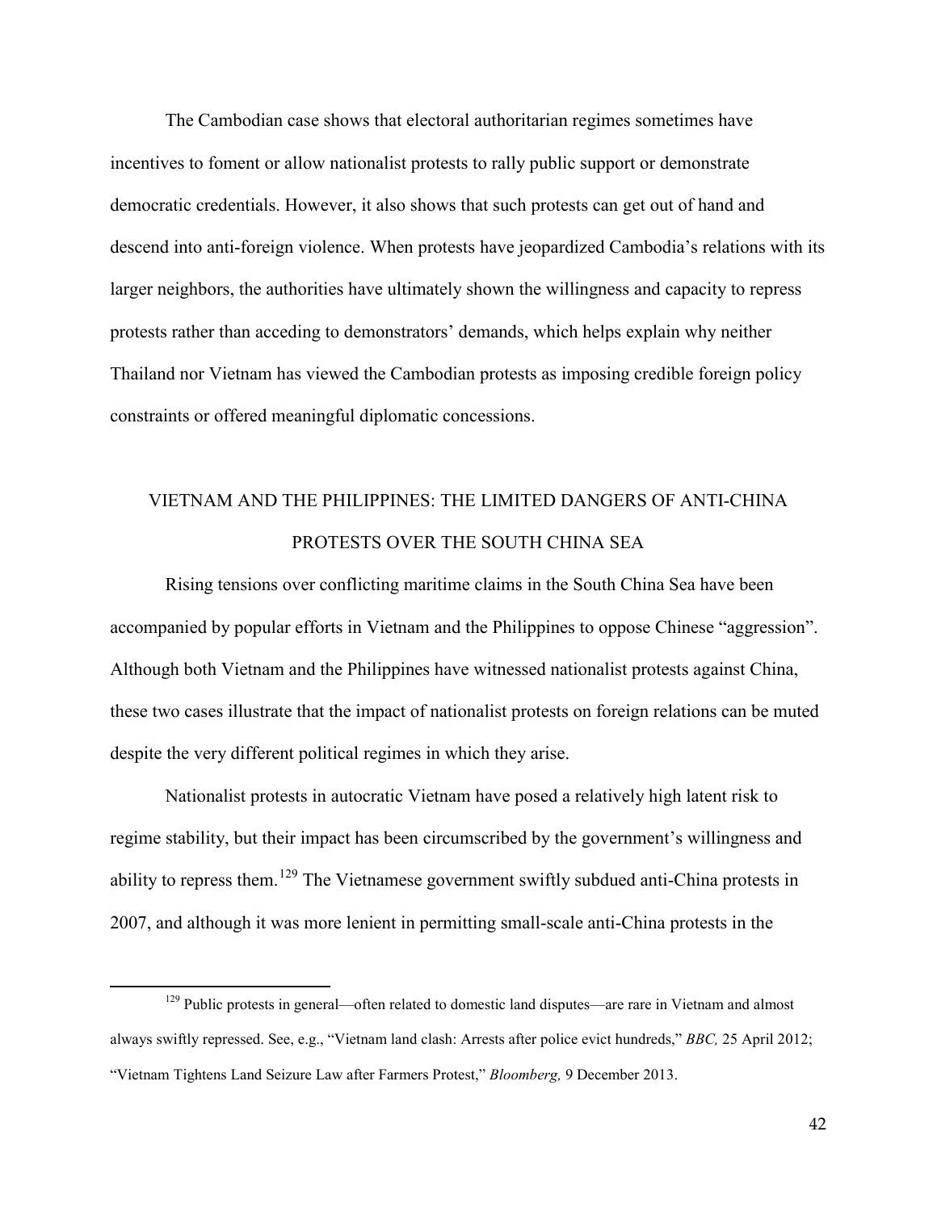The Cambodian case shows that electoral authoritarian regimes sometimes have incentives to foment or allow nationalist protests to rally public support or demonstrate democratic credentials. However, it also shows that such protests can get out of hand and descend into anti-foreign violence. When protests have jeopardized Cambodia's relations with its larger neighbors, the authorities have ultimately shown the willingness and capacity to repress protests rather than acceding to demonstrators' demands, which helps explain why neither Thailand nor Vietnam has viewed the Cambodian protests as imposing credible foreign policy constraints or offered meaningful diplomatic concessions.

## VIETNAM AND THE PHILIPPINES: THE LIMITED DANGERS OF ANTI-CHINA PROTESTS OVER THE SOUTH CHINA SEA

Rising tensions over conflicting maritime claims in the South China Sea have been accompanied by popular efforts in Vietnam and the Philippines to oppose Chinese "aggression". Although both Vietnam and the Philippines have witnessed nationalist protests against China, these two cases illustrate that the impact of nationalist protests on foreign relations can be muted despite the very different political regimes in which they arise.

Nationalist protests in autocratic Vietnam have posed a relatively high latent risk to regime stability, but their impact has been circumscribed by the government's willingness and ability to repress them.[129] The Vietnamese government swiftly subdued anti-China protests in 2007, and although it was more lenient in permitting small-scale anti-China protests in the

[129] Public protests in general—often related to domestic land disputes—are rare in Vietnam and almost always swiftly repressed. See, e.g., "Vietnam land clash: Arrests after police evict hundreds," *BBC,* 25 April 2012; "Vietnam Tightens Land Seizure Law after Farmers Protest," *Bloomberg,* 9 December 2013.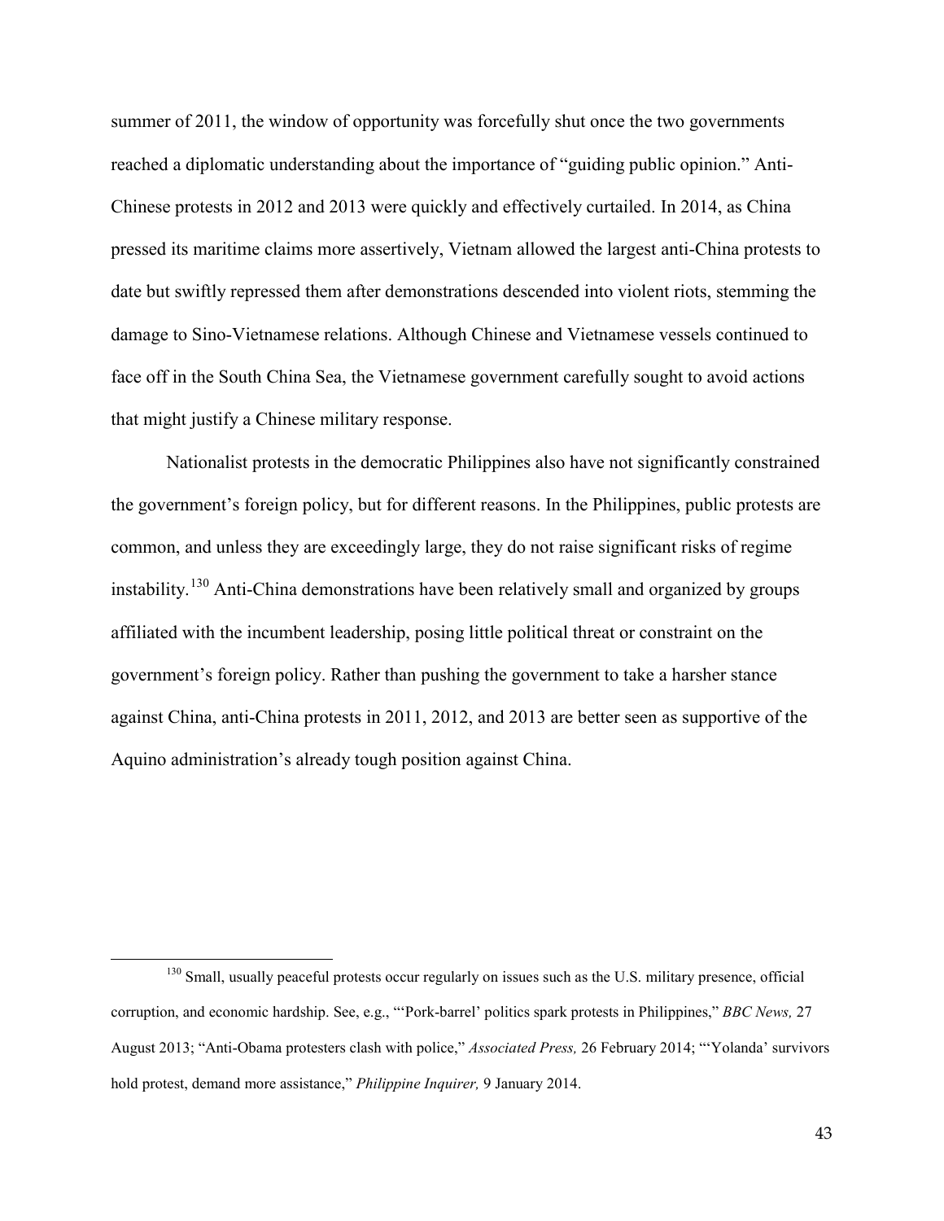summer of 2011, the window of opportunity was forcefully shut once the two governments reached a diplomatic understanding about the importance of "guiding public opinion." Anti-Chinese protests in 2012 and 2013 were quickly and effectively curtailed. In 2014, as China pressed its maritime claims more assertively, Vietnam allowed the largest anti-China protests to date but swiftly repressed them after demonstrations descended into violent riots, stemming the damage to Sino-Vietnamese relations. Although Chinese and Vietnamese vessels continued to face off in the South China Sea, the Vietnamese government carefully sought to avoid actions that might justify a Chinese military response.

Nationalist protests in the democratic Philippines also have not significantly constrained the government's foreign policy, but for different reasons. In the Philippines, public protests are common, and unless they are exceedingly large, they do not raise significant risks of regime instability.[130] Anti-China demonstrations have been relatively small and organized by groups affiliated with the incumbent leadership, posing little political threat or constraint on the government's foreign policy. Rather than pushing the government to take a harsher stance against China, anti-China protests in 2011, 2012, and 2013 are better seen as supportive of the Aquino administration's already tough position against China.

---

[130] Small, usually peaceful protests occur regularly on issues such as the U.S. military presence, official corruption, and economic hardship. See, e.g., "'Pork-barrel' politics spark protests in Philippines," *BBC News,* 27 August 2013; "Anti-Obama protesters clash with police," *Associated Press,* 26 February 2014; "'Yolanda' survivors hold protest, demand more assistance," *Philippine Inquirer,* 9 January 2014.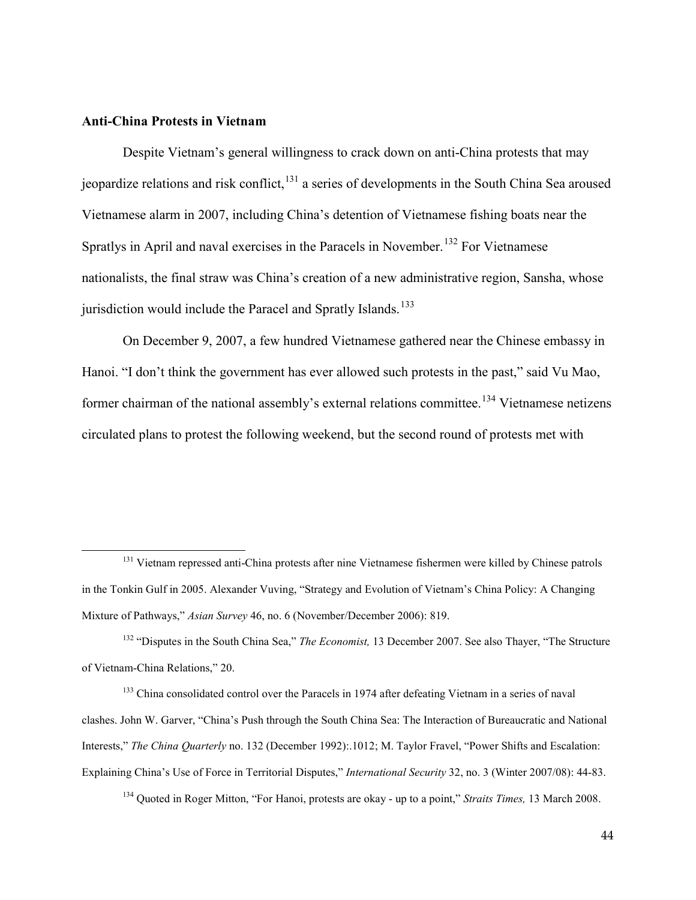**Anti-China Protests in Vietnam**

Despite Vietnam's general willingness to crack down on anti-China protests that may jeopardize relations and risk conflict,[131] a series of developments in the South China Sea aroused Vietnamese alarm in 2007, including China's detention of Vietnamese fishing boats near the Spratlys in April and naval exercises in the Paracels in November.[132] For Vietnamese nationalists, the final straw was China's creation of a new administrative region, Sansha, whose jurisdiction would include the Paracel and Spratly Islands.[133]

On December 9, 2007, a few hundred Vietnamese gathered near the Chinese embassy in Hanoi. "I don't think the government has ever allowed such protests in the past," said Vu Mao, former chairman of the national assembly's external relations committee.[134] Vietnamese netizens circulated plans to protest the following weekend, but the second round of protests met with

---

[131] Vietnam repressed anti-China protests after nine Vietnamese fishermen were killed by Chinese patrols in the Tonkin Gulf in 2005. Alexander Vuving, "Strategy and Evolution of Vietnam's China Policy: A Changing Mixture of Pathways," *Asian Survey* 46, no. 6 (November/December 2006): 819.

[132] "Disputes in the South China Sea," *The Economist,* 13 December 2007. See also Thayer, "The Structure of Vietnam-China Relations," 20.

[133] China consolidated control over the Paracels in 1974 after defeating Vietnam in a series of naval clashes. John W. Garver, "China's Push through the South China Sea: The Interaction of Bureaucratic and National Interests," *The China Quarterly* no. 132 (December 1992):.1012; M. Taylor Fravel, "Power Shifts and Escalation: Explaining China's Use of Force in Territorial Disputes," *International Security* 32, no. 3 (Winter 2007/08): 44-83.

[134] Quoted in Roger Mitton, "For Hanoi, protests are okay - up to a point," *Straits Times,* 13 March 2008.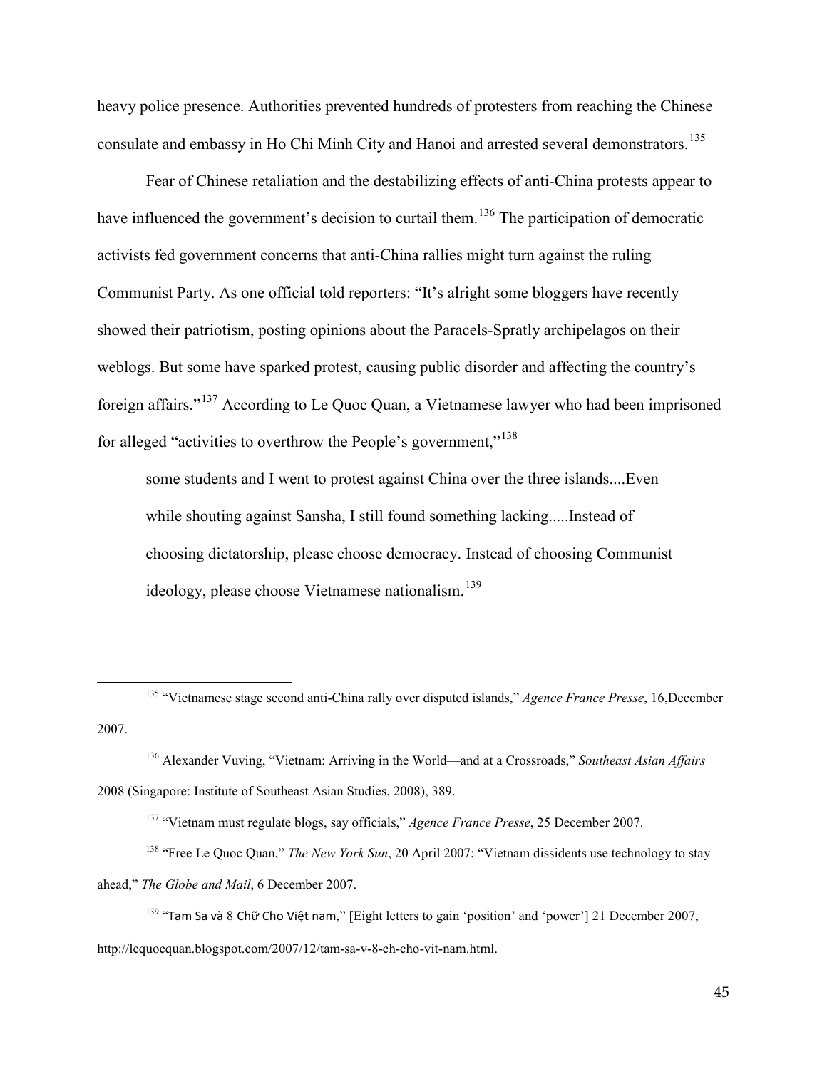heavy police presence. Authorities prevented hundreds of protesters from reaching the Chinese consulate and embassy in Ho Chi Minh City and Hanoi and arrested several demonstrators.[135]

Fear of Chinese retaliation and the destabilizing effects of anti-China protests appear to have influenced the government's decision to curtail them.[136] The participation of democratic activists fed government concerns that anti-China rallies might turn against the ruling Communist Party. As one official told reporters: "It's alright some bloggers have recently showed their patriotism, posting opinions about the Paracels-Spratly archipelagos on their weblogs. But some have sparked protest, causing public disorder and affecting the country's foreign affairs."[137] According to Le Quoc Quan, a Vietnamese lawyer who had been imprisoned for alleged "activities to overthrow the People's government,"[138]

> some students and I went to protest against China over the three islands....Even while shouting against Sansha, I still found something lacking.....Instead of choosing dictatorship, please choose democracy. Instead of choosing Communist ideology, please choose Vietnamese nationalism.[139]

---

[135] "Vietnamese stage second anti-China rally over disputed islands," *Agence France Presse*, 16,December 2007.

[136] Alexander Vuving, "Vietnam: Arriving in the World—and at a Crossroads," *Southeast Asian Affairs* 2008 (Singapore: Institute of Southeast Asian Studies, 2008), 389.

[137] "Vietnam must regulate blogs, say officials," *Agence France Presse*, 25 December 2007.

[138] "Free Le Quoc Quan," *The New York Sun*, 20 April 2007; "Vietnam dissidents use technology to stay ahead," *The Globe and Mail*, 6 December 2007.

[139] "Tam Sa và 8 Chữ Cho Việt nam," [Eight letters to gain 'position' and 'power'] 21 December 2007, http://lequocquan.blogspot.com/2007/12/tam-sa-v-8-ch-cho-vit-nam.html.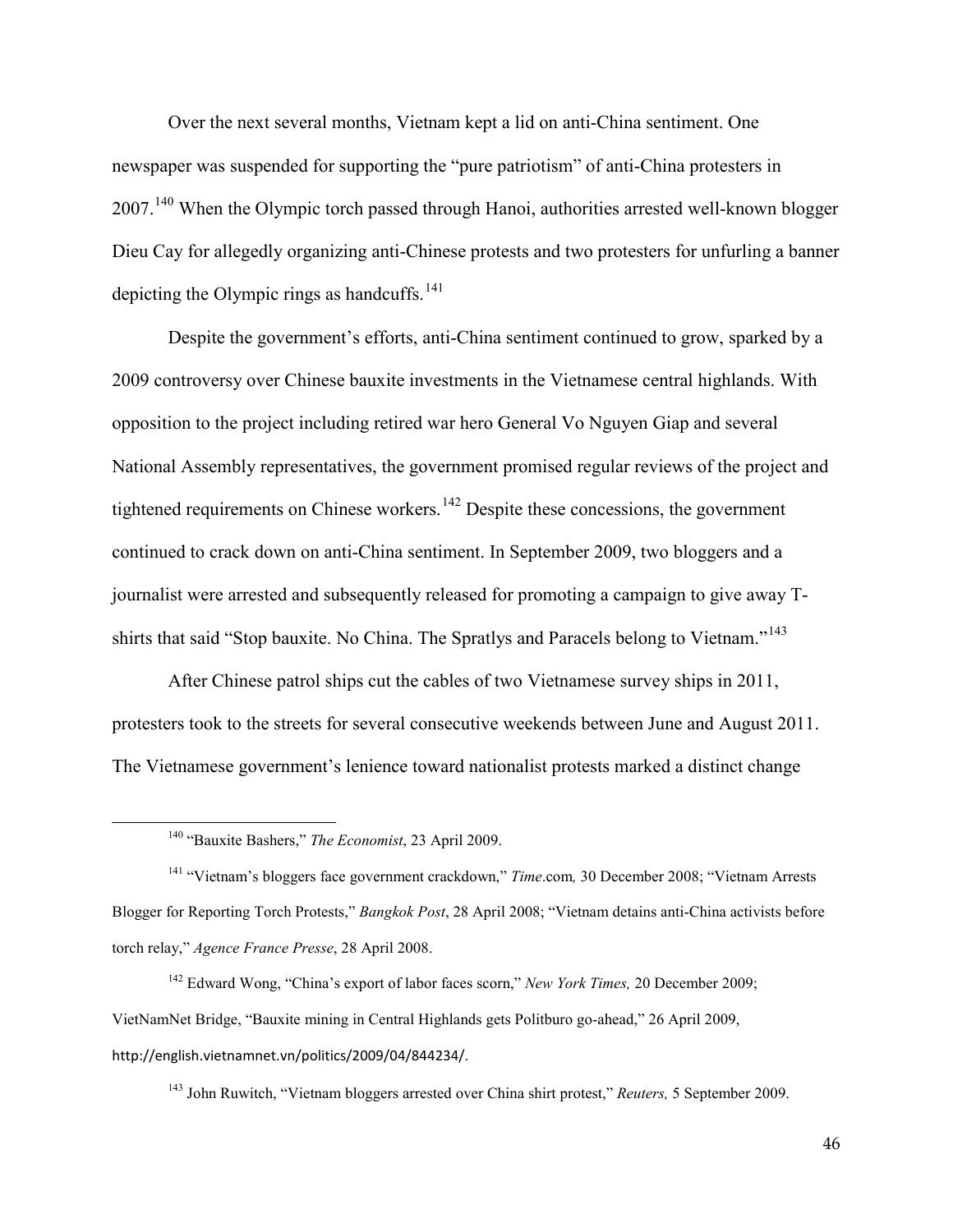Over the next several months, Vietnam kept a lid on anti-China sentiment. One newspaper was suspended for supporting the "pure patriotism" of anti-China protesters in 2007.[140] When the Olympic torch passed through Hanoi, authorities arrested well-known blogger Dieu Cay for allegedly organizing anti-Chinese protests and two protesters for unfurling a banner depicting the Olympic rings as handcuffs.[141]

Despite the government's efforts, anti-China sentiment continued to grow, sparked by a 2009 controversy over Chinese bauxite investments in the Vietnamese central highlands. With opposition to the project including retired war hero General Vo Nguyen Giap and several National Assembly representatives, the government promised regular reviews of the project and tightened requirements on Chinese workers.[142] Despite these concessions, the government continued to crack down on anti-China sentiment. In September 2009, two bloggers and a journalist were arrested and subsequently released for promoting a campaign to give away T-shirts that said "Stop bauxite. No China. The Spratlys and Paracels belong to Vietnam."[143]

After Chinese patrol ships cut the cables of two Vietnamese survey ships in 2011, protesters took to the streets for several consecutive weekends between June and August 2011. The Vietnamese government's lenience toward nationalist protests marked a distinct change

---

[140] "Bauxite Bashers," *The Economist*, 23 April 2009.

[141] "Vietnam's bloggers face government crackdown," *Time*.com*,* 30 December 2008; "Vietnam Arrests Blogger for Reporting Torch Protests," *Bangkok Post*, 28 April 2008; "Vietnam detains anti-China activists before torch relay," *Agence France Presse*, 28 April 2008.

[142] Edward Wong, "China's export of labor faces scorn," *New York Times,* 20 December 2009; VietNamNet Bridge, "Bauxite mining in Central Highlands gets Politburo go-ahead," 26 April 2009, http://english.vietnamnet.vn/politics/2009/04/844234/.

[143] John Ruwitch, "Vietnam bloggers arrested over China shirt protest," *Reuters,* 5 September 2009.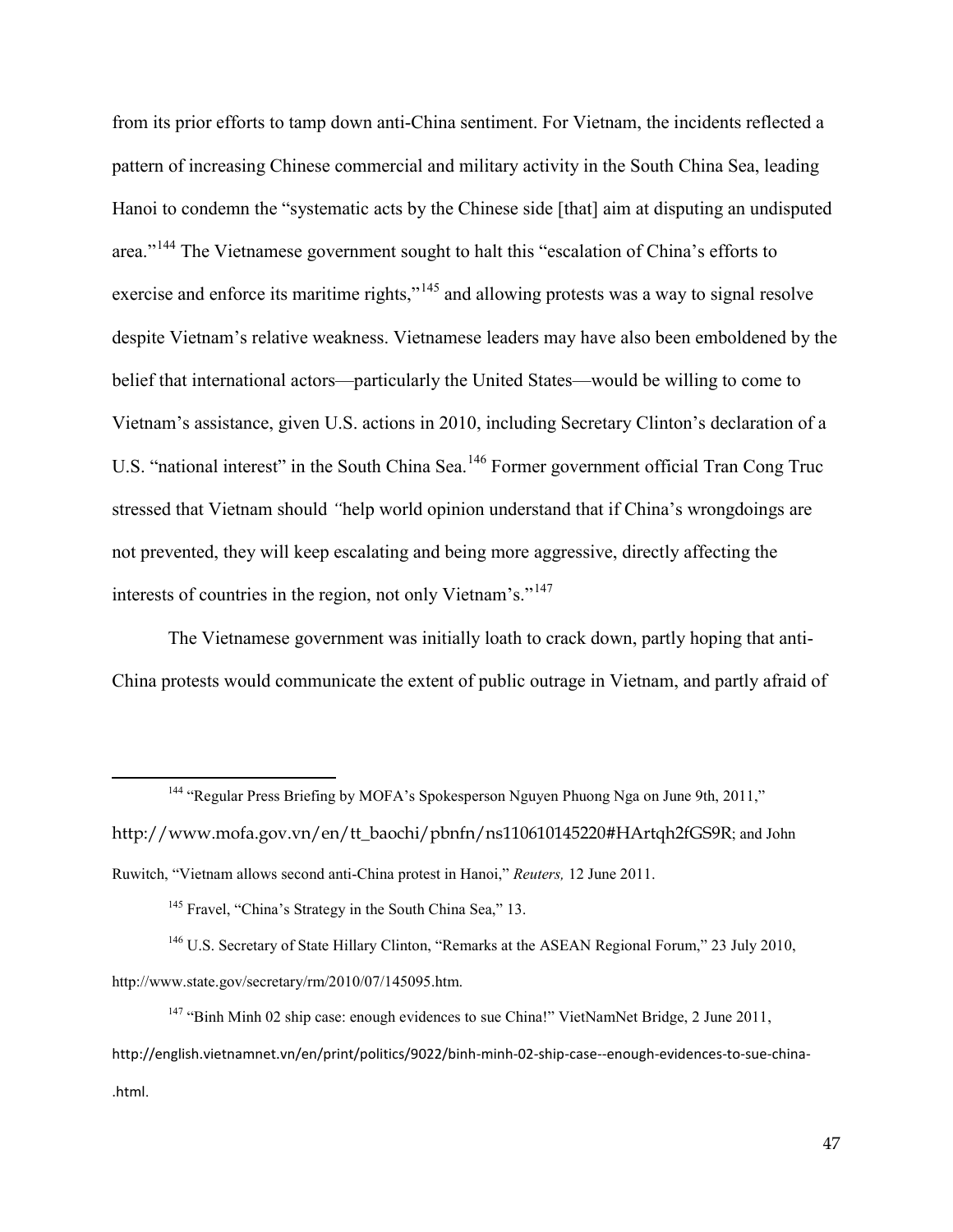from its prior efforts to tamp down anti-China sentiment. For Vietnam, the incidents reflected a pattern of increasing Chinese commercial and military activity in the South China Sea, leading Hanoi to condemn the "systematic acts by the Chinese side [that] aim at disputing an undisputed area."[144] The Vietnamese government sought to halt this "escalation of China's efforts to exercise and enforce its maritime rights,"[145] and allowing protests was a way to signal resolve despite Vietnam's relative weakness. Vietnamese leaders may have also been emboldened by the belief that international actors—particularly the United States—would be willing to come to Vietnam's assistance, given U.S. actions in 2010, including Secretary Clinton's declaration of a U.S. "national interest" in the South China Sea.[146] Former government official Tran Cong Truc stressed that Vietnam should *"*help world opinion understand that if China's wrongdoings are not prevented, they will keep escalating and being more aggressive, directly affecting the interests of countries in the region, not only Vietnam's."[147]

The Vietnamese government was initially loath to crack down, partly hoping that anti-China protests would communicate the extent of public outrage in Vietnam, and partly afraid of

---

[144] "Regular Press Briefing by MOFA's Spokesperson Nguyen Phuong Nga on June 9th, 2011," http://www.mofa.gov.vn/en/tt_baochi/pbnfn/ns110610145220#HArtqh2fGS9R; and John Ruwitch, "Vietnam allows second anti-China protest in Hanoi," *Reuters,* 12 June 2011.

[145] Fravel, "China's Strategy in the South China Sea," 13.

[146] U.S. Secretary of State Hillary Clinton, "Remarks at the ASEAN Regional Forum," 23 July 2010, http://www.state.gov/secretary/rm/2010/07/145095.htm.

[147] "Binh Minh 02 ship case: enough evidences to sue China!" VietNamNet Bridge, 2 June 2011, http://english.vietnamnet.vn/en/print/politics/9022/binh-minh-02-ship-case--enough-evidences-to-sue-china-.html.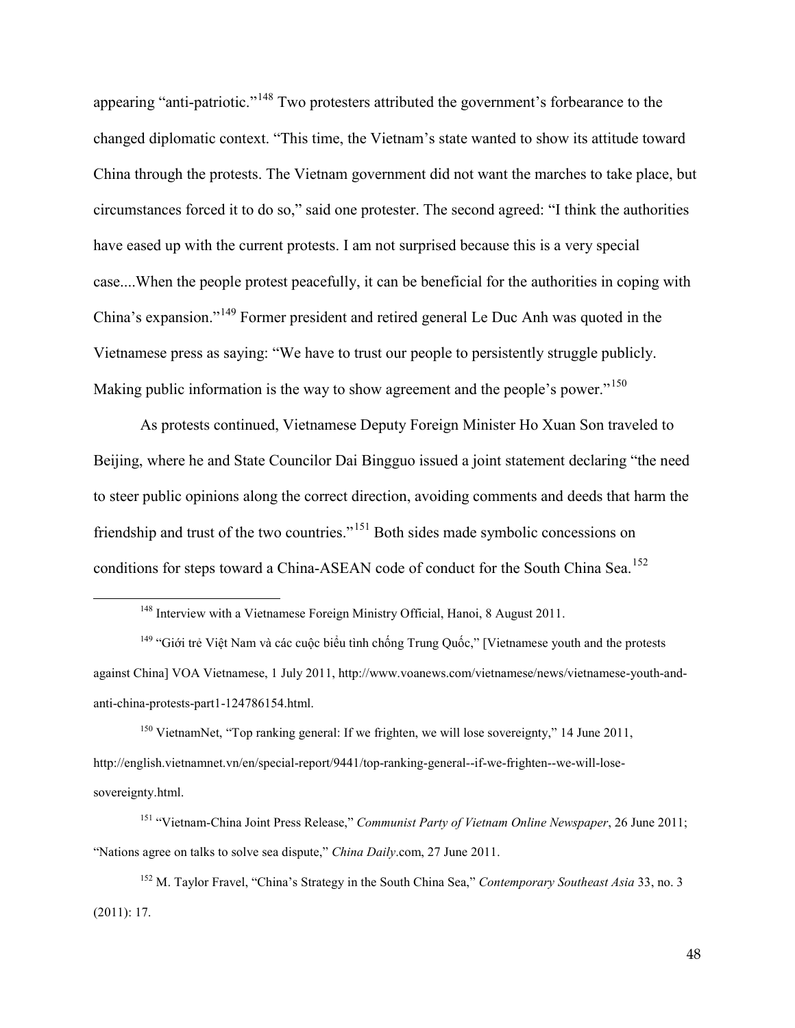appearing "anti-patriotic."[148] Two protesters attributed the government's forbearance to the changed diplomatic context. "This time, the Vietnam's state wanted to show its attitude toward China through the protests. The Vietnam government did not want the marches to take place, but circumstances forced it to do so," said one protester. The second agreed: "I think the authorities have eased up with the current protests. I am not surprised because this is a very special case....When the people protest peacefully, it can be beneficial for the authorities in coping with China's expansion."[149] Former president and retired general Le Duc Anh was quoted in the Vietnamese press as saying: "We have to trust our people to persistently struggle publicly. Making public information is the way to show agreement and the people's power."[150]

As protests continued, Vietnamese Deputy Foreign Minister Ho Xuan Son traveled to Beijing, where he and State Councilor Dai Bingguo issued a joint statement declaring "the need to steer public opinions along the correct direction, avoiding comments and deeds that harm the friendship and trust of the two countries."[151] Both sides made symbolic concessions on conditions for steps toward a China-ASEAN code of conduct for the South China Sea.[152]

---

[148] Interview with a Vietnamese Foreign Ministry Official, Hanoi, 8 August 2011.

[149] "Giới trẻ Việt Nam và các cuộc biểu tình chống Trung Quốc," [Vietnamese youth and the protests against China] VOA Vietnamese, 1 July 2011, http://www.voanews.com/vietnamese/news/vietnamese-youth-and-anti-china-protests-part1-124786154.html.

[150] VietnamNet, "Top ranking general: If we frighten, we will lose sovereignty," 14 June 2011, http://english.vietnamnet.vn/en/special-report/9441/top-ranking-general--if-we-frighten--we-will-lose-sovereignty.html.

[151] "Vietnam-China Joint Press Release," *Communist Party of Vietnam Online Newspaper*, 26 June 2011; "Nations agree on talks to solve sea dispute," *China Daily*.com, 27 June 2011.

[152] M. Taylor Fravel, "China's Strategy in the South China Sea," *Contemporary Southeast Asia* 33, no. 3 (2011): 17.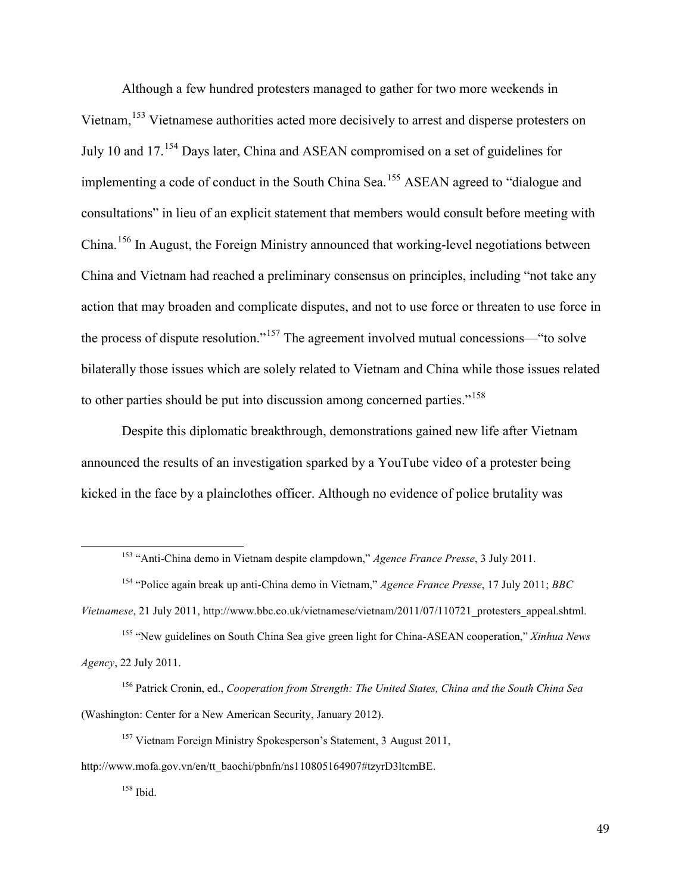Although a few hundred protesters managed to gather for two more weekends in Vietnam,[153] Vietnamese authorities acted more decisively to arrest and disperse protesters on July 10 and 17.[154] Days later, China and ASEAN compromised on a set of guidelines for implementing a code of conduct in the South China Sea.[155] ASEAN agreed to "dialogue and consultations" in lieu of an explicit statement that members would consult before meeting with China.[156] In August, the Foreign Ministry announced that working-level negotiations between China and Vietnam had reached a preliminary consensus on principles, including "not take any action that may broaden and complicate disputes, and not to use force or threaten to use force in the process of dispute resolution."[157] The agreement involved mutual concessions—"to solve bilaterally those issues which are solely related to Vietnam and China while those issues related to other parties should be put into discussion among concerned parties."[158]

Despite this diplomatic breakthrough, demonstrations gained new life after Vietnam announced the results of an investigation sparked by a YouTube video of a protester being kicked in the face by a plainclothes officer. Although no evidence of police brutality was

---

[153] "Anti-China demo in Vietnam despite clampdown," *Agence France Presse*, 3 July 2011.

[154] "Police again break up anti-China demo in Vietnam," *Agence France Presse*, 17 July 2011; *BBC Vietnamese*, 21 July 2011, http://www.bbc.co.uk/vietnamese/vietnam/2011/07/110721_protesters_appeal.shtml.

[155] "New guidelines on South China Sea give green light for China-ASEAN cooperation," *Xinhua News Agency*, 22 July 2011.

[156] Patrick Cronin, ed., *Cooperation from Strength: The United States, China and the South China Sea* (Washington: Center for a New American Security, January 2012).

[157] Vietnam Foreign Ministry Spokesperson's Statement, 3 August 2011, http://www.mofa.gov.vn/en/tt_baochi/pbnfn/ns110805164907#tzyrD3ltcmBE.

[158] Ibid.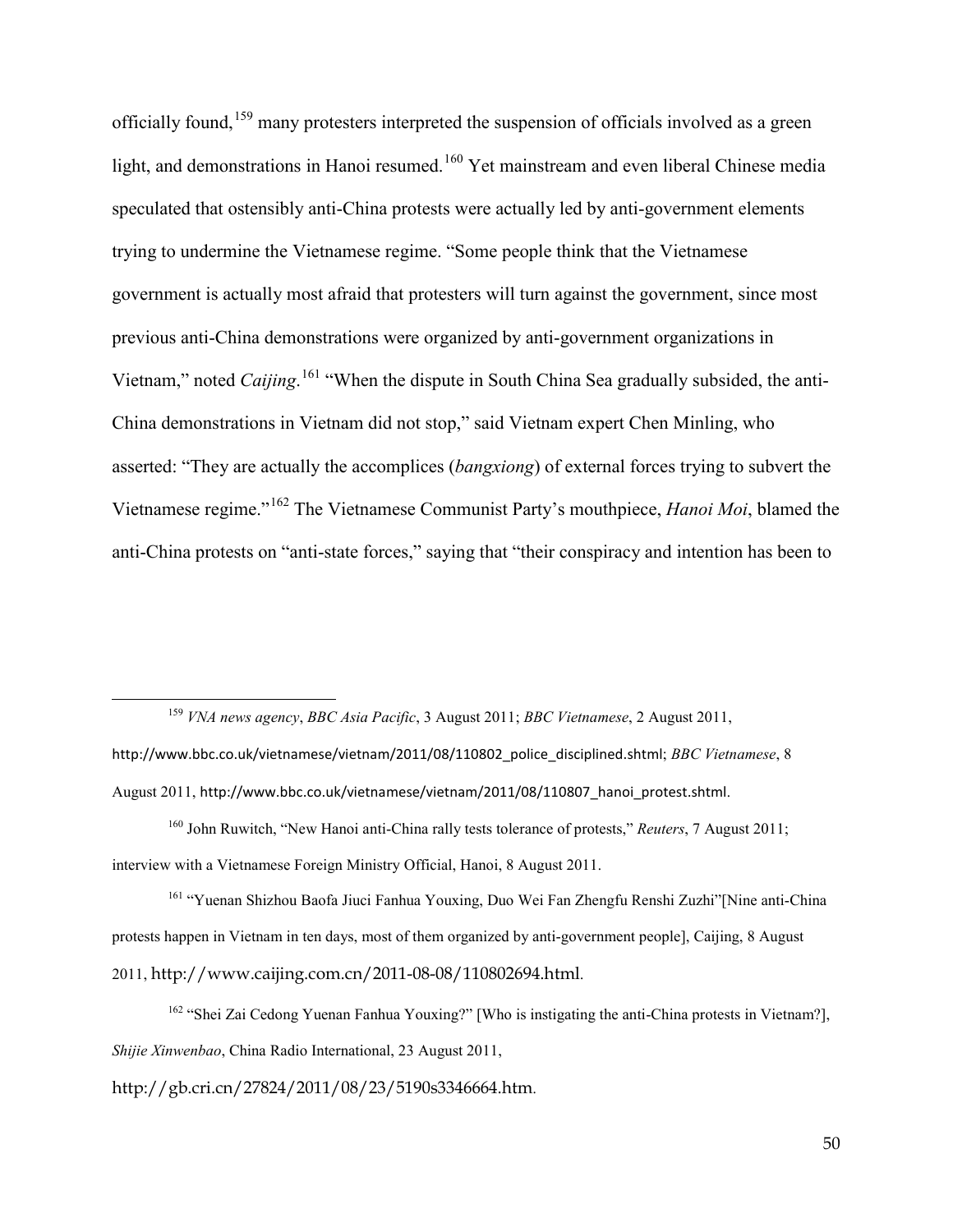officially found,[159] many protesters interpreted the suspension of officials involved as a green light, and demonstrations in Hanoi resumed.[160] Yet mainstream and even liberal Chinese media speculated that ostensibly anti-China protests were actually led by anti-government elements trying to undermine the Vietnamese regime. "Some people think that the Vietnamese government is actually most afraid that protesters will turn against the government, since most previous anti-China demonstrations were organized by anti-government organizations in Vietnam," noted *Caijing*.[161] "When the dispute in South China Sea gradually subsided, the anti-China demonstrations in Vietnam did not stop," said Vietnam expert Chen Minling, who asserted: "They are actually the accomplices (*bangxiong*) of external forces trying to subvert the Vietnamese regime."[162] The Vietnamese Communist Party's mouthpiece, *Hanoi Moi*, blamed the anti-China protests on "anti-state forces," saying that "their conspiracy and intention has been to

---

[159] *VNA news agency*, *BBC Asia Pacific*, 3 August 2011; *BBC Vietnamese*, 2 August 2011, http://www.bbc.co.uk/vietnamese/vietnam/2011/08/110802_police_disciplined.shtml; *BBC Vietnamese*, 8 August 2011, http://www.bbc.co.uk/vietnamese/vietnam/2011/08/110807_hanoi_protest.shtml.

[160] John Ruwitch, "New Hanoi anti-China rally tests tolerance of protests," *Reuters*, 7 August 2011; interview with a Vietnamese Foreign Ministry Official, Hanoi, 8 August 2011.

[161] "Yuenan Shizhou Baofa Jiuci Fanhua Youxing, Duo Wei Fan Zhengfu Renshi Zuzhi"[Nine anti-China protests happen in Vietnam in ten days, most of them organized by anti-government people], Caijing, 8 August 2011, http://www.caijing.com.cn/2011-08-08/110802694.html.

[162] "Shei Zai Cedong Yuenan Fanhua Youxing?" [Who is instigating the anti-China protests in Vietnam?], *Shijie Xinwenbao*, China Radio International, 23 August 2011, http://gb.cri.cn/27824/2011/08/23/5190s3346664.htm.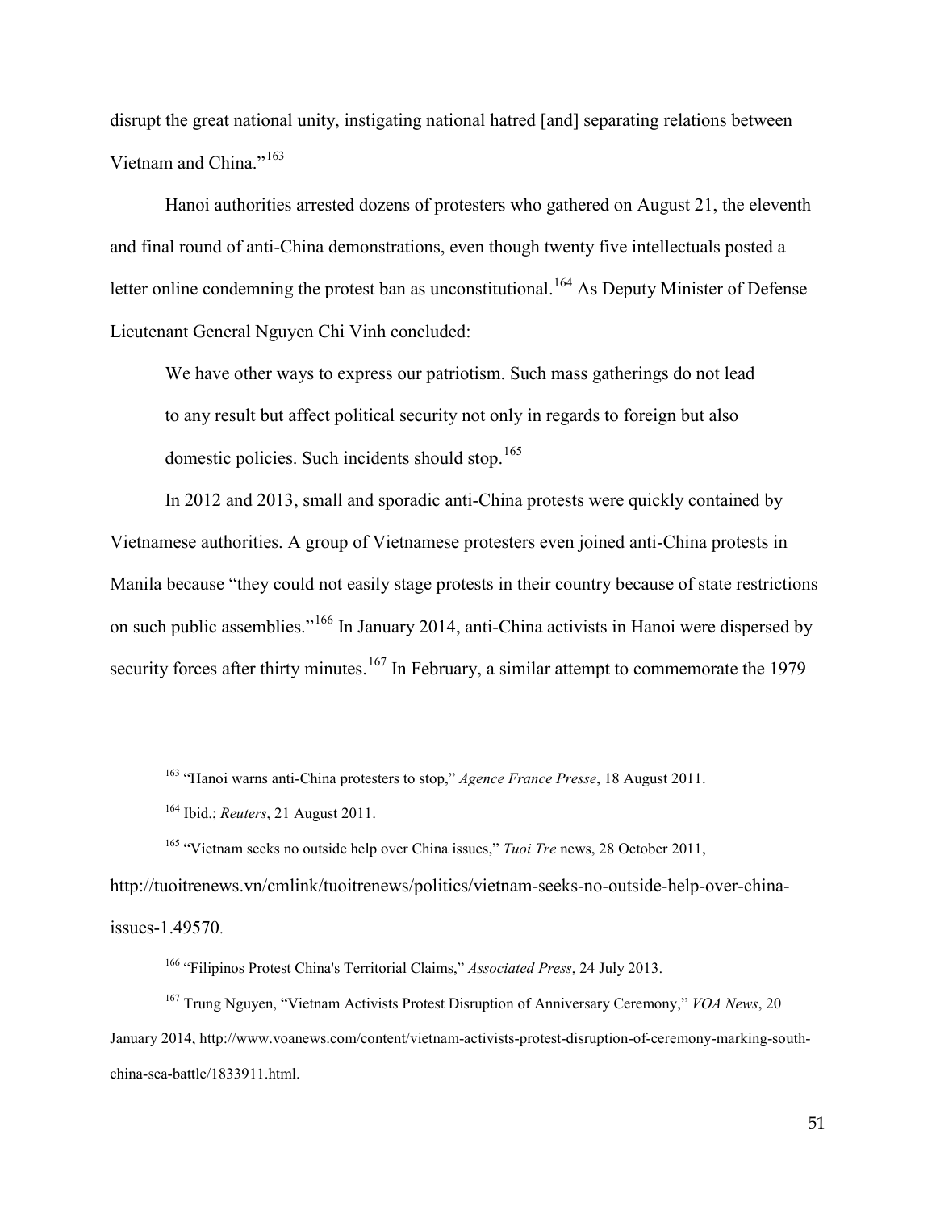disrupt the great national unity, instigating national hatred [and] separating relations between Vietnam and China."[163]

Hanoi authorities arrested dozens of protesters who gathered on August 21, the eleventh and final round of anti-China demonstrations, even though twenty five intellectuals posted a letter online condemning the protest ban as unconstitutional.[164] As Deputy Minister of Defense Lieutenant General Nguyen Chi Vinh concluded:

> We have other ways to express our patriotism. Such mass gatherings do not lead to any result but affect political security not only in regards to foreign but also domestic policies. Such incidents should stop.[165]

In 2012 and 2013, small and sporadic anti-China protests were quickly contained by Vietnamese authorities. A group of Vietnamese protesters even joined anti-China protests in Manila because "they could not easily stage protests in their country because of state restrictions on such public assemblies."[166] In January 2014, anti-China activists in Hanoi were dispersed by security forces after thirty minutes.[167] In February, a similar attempt to commemorate the 1979

---

[163] "Hanoi warns anti-China protesters to stop," *Agence France Presse*, 18 August 2011.

[164] Ibid.; *Reuters*, 21 August 2011.

[165] "Vietnam seeks no outside help over China issues," *Tuoi Tre* news, 28 October 2011, http://tuoitrenews.vn/cmlink/tuoitrenews/politics/vietnam-seeks-no-outside-help-over-china-issues-1.49570.

[166] "Filipinos Protest China's Territorial Claims," *Associated Press*, 24 July 2013.

[167] Trung Nguyen, "Vietnam Activists Protest Disruption of Anniversary Ceremony," *VOA News*, 20 January 2014, http://www.voanews.com/content/vietnam-activists-protest-disruption-of-ceremony-marking-south-china-sea-battle/1833911.html.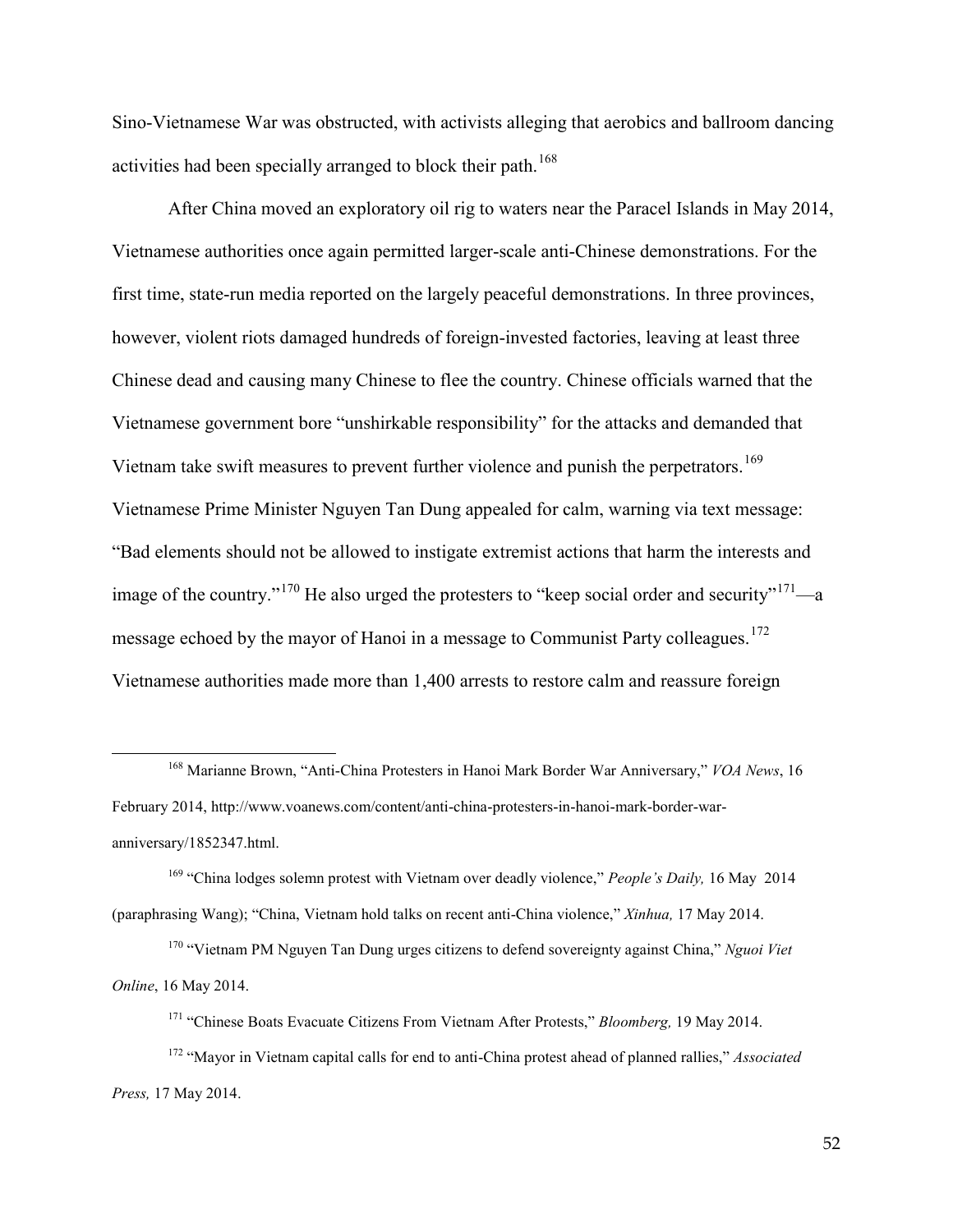Sino-Vietnamese War was obstructed, with activists alleging that aerobics and ballroom dancing activities had been specially arranged to block their path.[168]

After China moved an exploratory oil rig to waters near the Paracel Islands in May 2014, Vietnamese authorities once again permitted larger-scale anti-Chinese demonstrations. For the first time, state-run media reported on the largely peaceful demonstrations. In three provinces, however, violent riots damaged hundreds of foreign-invested factories, leaving at least three Chinese dead and causing many Chinese to flee the country. Chinese officials warned that the Vietnamese government bore "unshirkable responsibility" for the attacks and demanded that Vietnam take swift measures to prevent further violence and punish the perpetrators.[169] Vietnamese Prime Minister Nguyen Tan Dung appealed for calm, warning via text message: "Bad elements should not be allowed to instigate extremist actions that harm the interests and image of the country."[170] He also urged the protesters to "keep social order and security"[171]—a message echoed by the mayor of Hanoi in a message to Communist Party colleagues.[172] Vietnamese authorities made more than 1,400 arrests to restore calm and reassure foreign

---

[168] Marianne Brown, "Anti-China Protesters in Hanoi Mark Border War Anniversary," *VOA News*, 16 February 2014, http://www.voanews.com/content/anti-china-protesters-in-hanoi-mark-border-war-anniversary/1852347.html.

[169] "China lodges solemn protest with Vietnam over deadly violence," *People's Daily,* 16 May 2014 (paraphrasing Wang); "China, Vietnam hold talks on recent anti-China violence," *Xinhua,* 17 May 2014.

[170] "Vietnam PM Nguyen Tan Dung urges citizens to defend sovereignty against China," *Nguoi Viet Online*, 16 May 2014.

[171] "Chinese Boats Evacuate Citizens From Vietnam After Protests," *Bloomberg,* 19 May 2014.

[172] "Mayor in Vietnam capital calls for end to anti-China protest ahead of planned rallies," *Associated Press,* 17 May 2014.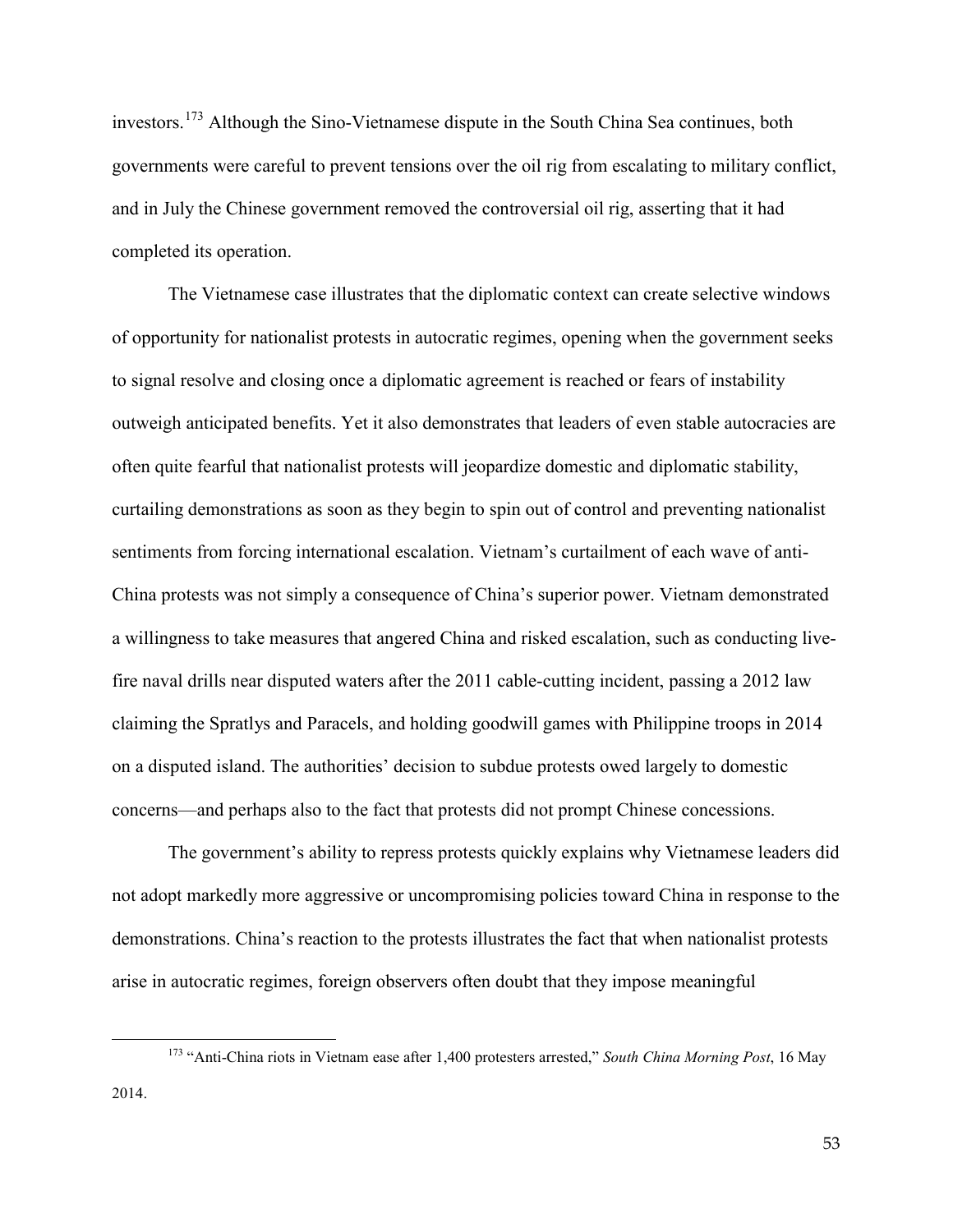investors.[173] Although the Sino-Vietnamese dispute in the South China Sea continues, both governments were careful to prevent tensions over the oil rig from escalating to military conflict, and in July the Chinese government removed the controversial oil rig, asserting that it had completed its operation.

The Vietnamese case illustrates that the diplomatic context can create selective windows of opportunity for nationalist protests in autocratic regimes, opening when the government seeks to signal resolve and closing once a diplomatic agreement is reached or fears of instability outweigh anticipated benefits. Yet it also demonstrates that leaders of even stable autocracies are often quite fearful that nationalist protests will jeopardize domestic and diplomatic stability, curtailing demonstrations as soon as they begin to spin out of control and preventing nationalist sentiments from forcing international escalation. Vietnam's curtailment of each wave of anti-China protests was not simply a consequence of China's superior power. Vietnam demonstrated a willingness to take measures that angered China and risked escalation, such as conducting live-fire naval drills near disputed waters after the 2011 cable-cutting incident, passing a 2012 law claiming the Spratlys and Paracels, and holding goodwill games with Philippine troops in 2014 on a disputed island. The authorities' decision to subdue protests owed largely to domestic concerns—and perhaps also to the fact that protests did not prompt Chinese concessions.

The government's ability to repress protests quickly explains why Vietnamese leaders did not adopt markedly more aggressive or uncompromising policies toward China in response to the demonstrations. China's reaction to the protests illustrates the fact that when nationalist protests arise in autocratic regimes, foreign observers often doubt that they impose meaningful

[173] "Anti-China riots in Vietnam ease after 1,400 protesters arrested," *South China Morning Post*, 16 May 2014.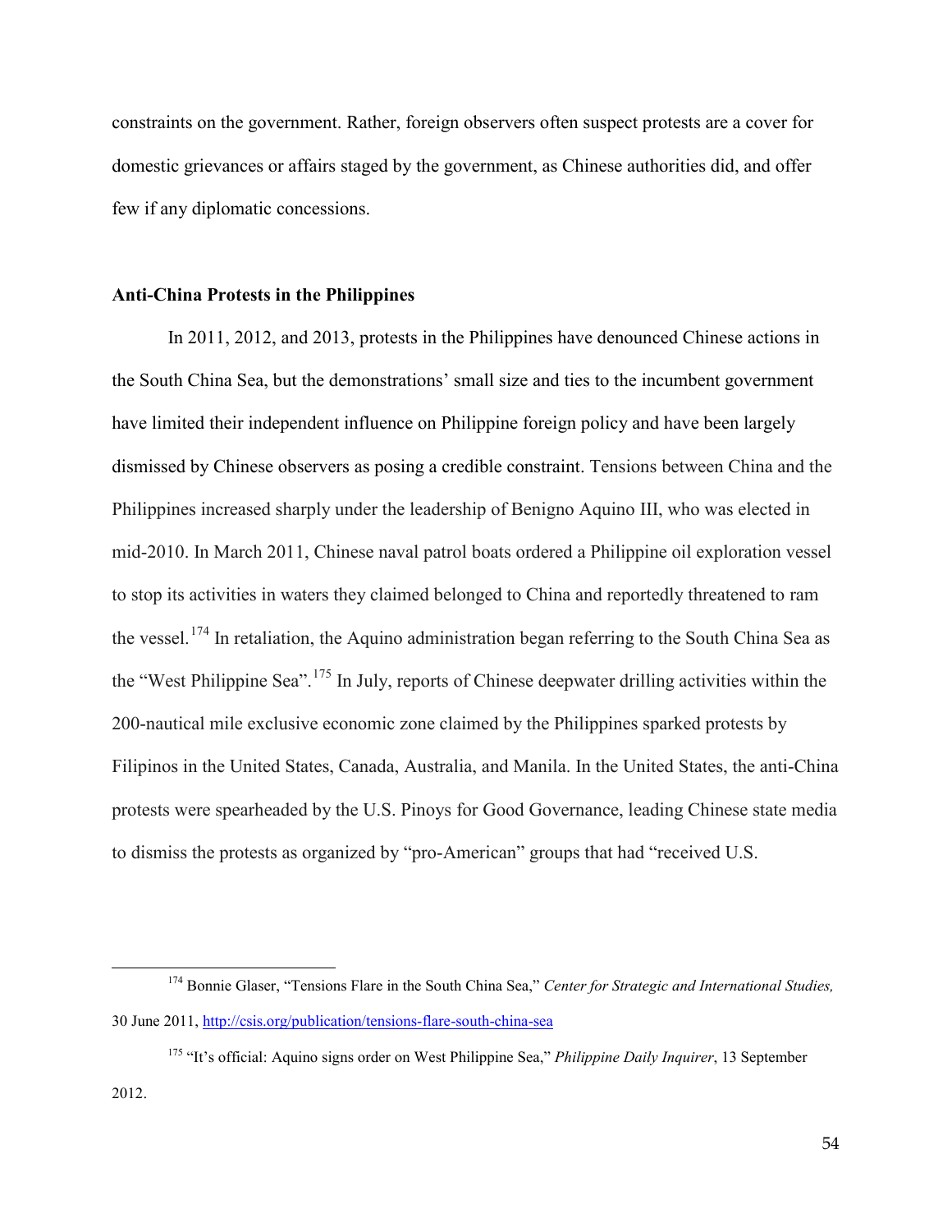constraints on the government. Rather, foreign observers often suspect protests are a cover for domestic grievances or affairs staged by the government, as Chinese authorities did, and offer few if any diplomatic concessions.

**Anti-China Protests in the Philippines**

In 2011, 2012, and 2013, protests in the Philippines have denounced Chinese actions in the South China Sea, but the demonstrations' small size and ties to the incumbent government have limited their independent influence on Philippine foreign policy and have been largely dismissed by Chinese observers as posing a credible constraint. Tensions between China and the Philippines increased sharply under the leadership of Benigno Aquino III, who was elected in mid-2010. In March 2011, Chinese naval patrol boats ordered a Philippine oil exploration vessel to stop its activities in waters they claimed belonged to China and reportedly threatened to ram the vessel.[174] In retaliation, the Aquino administration began referring to the South China Sea as the "West Philippine Sea".[175] In July, reports of Chinese deepwater drilling activities within the 200-nautical mile exclusive economic zone claimed by the Philippines sparked protests by Filipinos in the United States, Canada, Australia, and Manila. In the United States, the anti-China protests were spearheaded by the U.S. Pinoys for Good Governance, leading Chinese state media to dismiss the protests as organized by "pro-American" groups that had "received U.S.

---

[174] Bonnie Glaser, "Tensions Flare in the South China Sea," *Center for Strategic and International Studies,* 30 June 2011, http://csis.org/publication/tensions-flare-south-china-sea

[175] "It's official: Aquino signs order on West Philippine Sea," *Philippine Daily Inquirer*, 13 September 2012.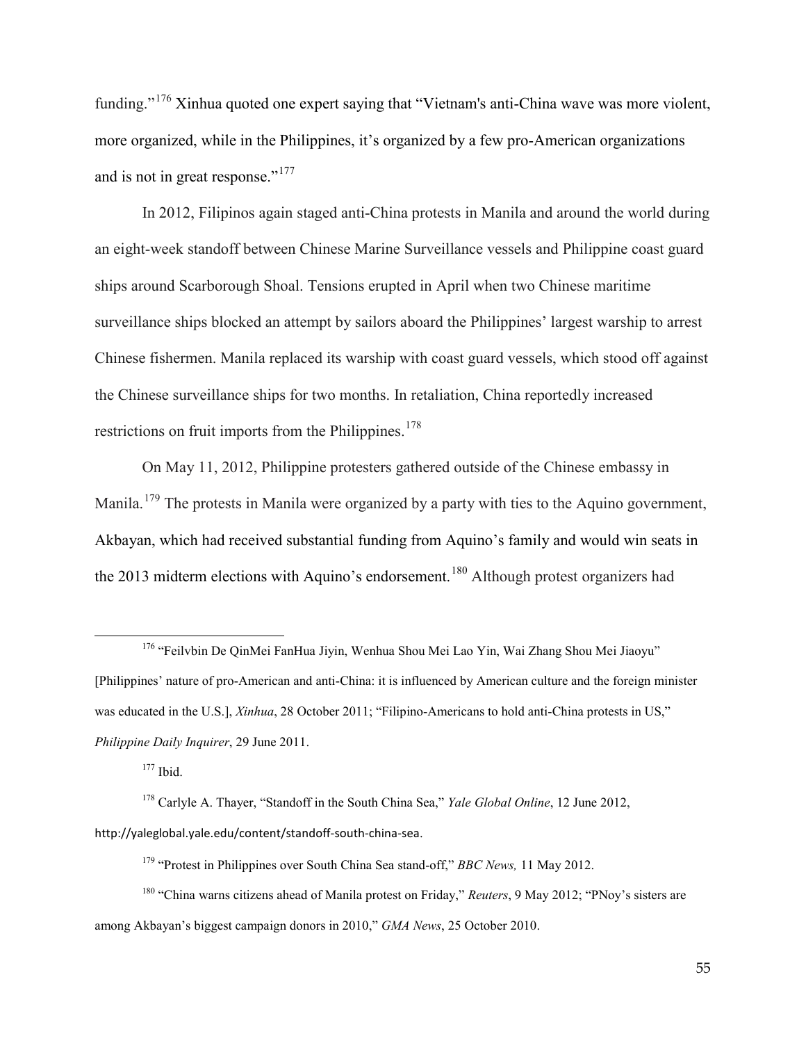funding."[176] Xinhua quoted one expert saying that "Vietnam's anti-China wave was more violent, more organized, while in the Philippines, it's organized by a few pro-American organizations and is not in great response."[177]

In 2012, Filipinos again staged anti-China protests in Manila and around the world during an eight-week standoff between Chinese Marine Surveillance vessels and Philippine coast guard ships around Scarborough Shoal. Tensions erupted in April when two Chinese maritime surveillance ships blocked an attempt by sailors aboard the Philippines' largest warship to arrest Chinese fishermen. Manila replaced its warship with coast guard vessels, which stood off against the Chinese surveillance ships for two months. In retaliation, China reportedly increased restrictions on fruit imports from the Philippines.[178]

On May 11, 2012, Philippine protesters gathered outside of the Chinese embassy in Manila.[179] The protests in Manila were organized by a party with ties to the Aquino government, Akbayan, which had received substantial funding from Aquino's family and would win seats in the 2013 midterm elections with Aquino's endorsement.[180] Although protest organizers had

---

[176] "Feilvbin De QinMei FanHua Jiyin, Wenhua Shou Mei Lao Yin, Wai Zhang Shou Mei Jiaoyu" [Philippines' nature of pro-American and anti-China: it is influenced by American culture and the foreign minister was educated in the U.S.], *Xinhua*, 28 October 2011; "Filipino-Americans to hold anti-China protests in US," *Philippine Daily Inquirer*, 29 June 2011.

[177] Ibid.

[178] Carlyle A. Thayer, "Standoff in the South China Sea," *Yale Global Online*, 12 June 2012, http://yaleglobal.yale.edu/content/standoff-south-china-sea.

[179] "Protest in Philippines over South China Sea stand-off," *BBC News,* 11 May 2012.

[180] "China warns citizens ahead of Manila protest on Friday," *Reuters*, 9 May 2012; "PNoy's sisters are among Akbayan's biggest campaign donors in 2010," *GMA News*, 25 October 2010.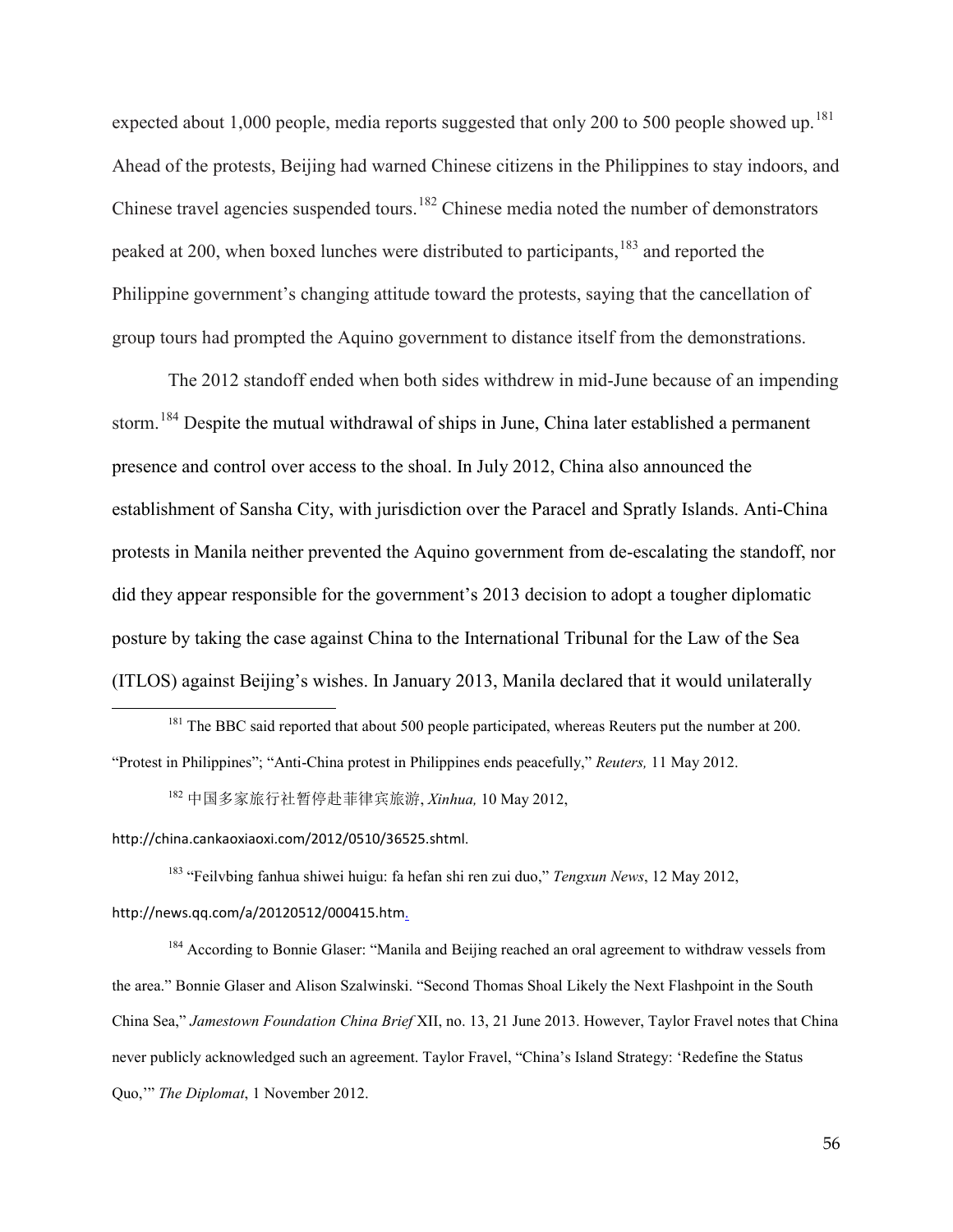expected about 1,000 people, media reports suggested that only 200 to 500 people showed up.[181] Ahead of the protests, Beijing had warned Chinese citizens in the Philippines to stay indoors, and Chinese travel agencies suspended tours.[182] Chinese media noted the number of demonstrators peaked at 200, when boxed lunches were distributed to participants,[183] and reported the Philippine government's changing attitude toward the protests, saying that the cancellation of group tours had prompted the Aquino government to distance itself from the demonstrations.

The 2012 standoff ended when both sides withdrew in mid-June because of an impending storm.[184] Despite the mutual withdrawal of ships in June, China later established a permanent presence and control over access to the shoal. In July 2012, China also announced the establishment of Sansha City, with jurisdiction over the Paracel and Spratly Islands. Anti-China protests in Manila neither prevented the Aquino government from de-escalating the standoff, nor did they appear responsible for the government's 2013 decision to adopt a tougher diplomatic posture by taking the case against China to the International Tribunal for the Law of the Sea (ITLOS) against Beijing's wishes. In January 2013, Manila declared that it would unilaterally

---

[181] The BBC said reported that about 500 people participated, whereas Reuters put the number at 200. "Protest in Philippines"; "Anti-China protest in Philippines ends peacefully," *Reuters,* 11 May 2012.

[182] 中国多家旅行社暂停赴菲律宾旅游, *Xinhua,* 10 May 2012, http://china.cankaoxiaoxi.com/2012/0510/36525.shtml.

[183] "Feilvbing fanhua shiwei huigu: fa hefan shi ren zui duo," *Tengxun News*, 12 May 2012, http://news.qq.com/a/20120512/000415.htm.

[184] According to Bonnie Glaser: "Manila and Beijing reached an oral agreement to withdraw vessels from the area." Bonnie Glaser and Alison Szalwinski. "Second Thomas Shoal Likely the Next Flashpoint in the South China Sea," *Jamestown Foundation China Brief* XII, no. 13, 21 June 2013. However, Taylor Fravel notes that China never publicly acknowledged such an agreement. Taylor Fravel, "China's Island Strategy: 'Redefine the Status Quo,'" *The Diplomat*, 1 November 2012.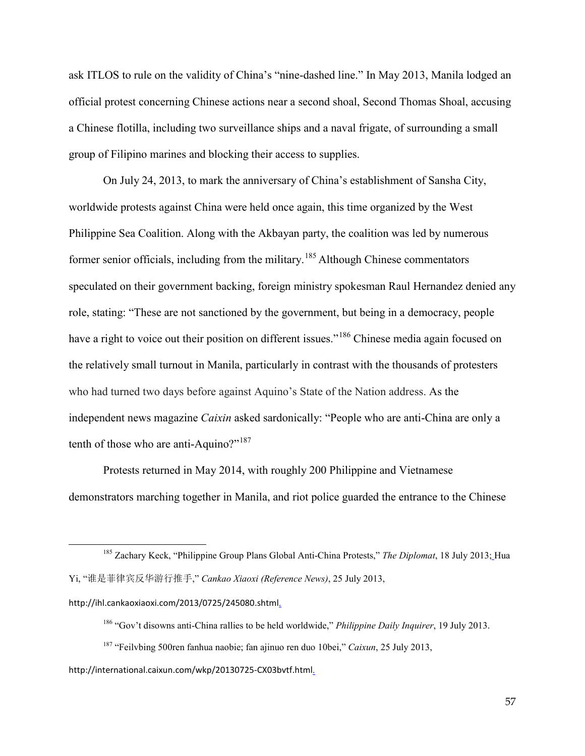ask ITLOS to rule on the validity of China's "nine-dashed line." In May 2013, Manila lodged an official protest concerning Chinese actions near a second shoal, Second Thomas Shoal, accusing a Chinese flotilla, including two surveillance ships and a naval frigate, of surrounding a small group of Filipino marines and blocking their access to supplies.

On July 24, 2013, to mark the anniversary of China's establishment of Sansha City, worldwide protests against China were held once again, this time organized by the West Philippine Sea Coalition. Along with the Akbayan party, the coalition was led by numerous former senior officials, including from the military.[185] Although Chinese commentators speculated on their government backing, foreign ministry spokesman Raul Hernandez denied any role, stating: "These are not sanctioned by the government, but being in a democracy, people have a right to voice out their position on different issues."[186] Chinese media again focused on the relatively small turnout in Manila, particularly in contrast with the thousands of protesters who had turned two days before against Aquino's State of the Nation address. As the independent news magazine *Caixin* asked sardonically: "People who are anti-China are only a tenth of those who are anti-Aquino?"[187]

Protests returned in May 2014, with roughly 200 Philippine and Vietnamese demonstrators marching together in Manila, and riot police guarded the entrance to the Chinese

---

[185] Zachary Keck, "Philippine Group Plans Global Anti-China Protests," *The Diplomat*, 18 July 2013; Hua Yi, "谁是菲律宾反华游行推手," *Cankao Xiaoxi (Reference News)*, 25 July 2013, http://ihl.cankaoxiaoxi.com/2013/0725/245080.shtml.

[186] "Gov't disowns anti-China rallies to be held worldwide," *Philippine Daily Inquirer*, 19 July 2013.

[187] "Feilvbing 500ren fanhua naobie; fan ajinuo ren duo 10bei," *Caixun*, 25 July 2013, http://international.caixun.com/wkp/20130725-CX03bvtf.html.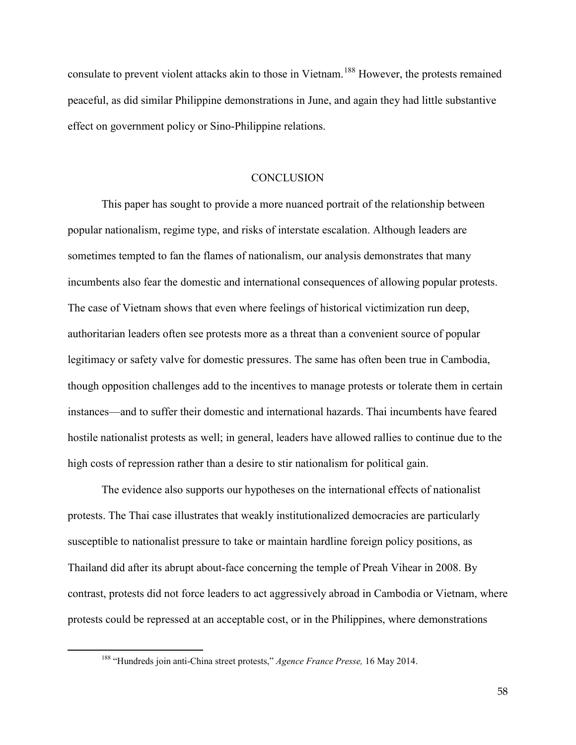consulate to prevent violent attacks akin to those in Vietnam.[188] However, the protests remained peaceful, as did similar Philippine demonstrations in June, and again they had little substantive effect on government policy or Sino-Philippine relations.

## CONCLUSION

This paper has sought to provide a more nuanced portrait of the relationship between popular nationalism, regime type, and risks of interstate escalation. Although leaders are sometimes tempted to fan the flames of nationalism, our analysis demonstrates that many incumbents also fear the domestic and international consequences of allowing popular protests. The case of Vietnam shows that even where feelings of historical victimization run deep, authoritarian leaders often see protests more as a threat than a convenient source of popular legitimacy or safety valve for domestic pressures. The same has often been true in Cambodia, though opposition challenges add to the incentives to manage protests or tolerate them in certain instances—and to suffer their domestic and international hazards. Thai incumbents have feared hostile nationalist protests as well; in general, leaders have allowed rallies to continue due to the high costs of repression rather than a desire to stir nationalism for political gain.

The evidence also supports our hypotheses on the international effects of nationalist protests. The Thai case illustrates that weakly institutionalized democracies are particularly susceptible to nationalist pressure to take or maintain hardline foreign policy positions, as Thailand did after its abrupt about-face concerning the temple of Preah Vihear in 2008. By contrast, protests did not force leaders to act aggressively abroad in Cambodia or Vietnam, where protests could be repressed at an acceptable cost, or in the Philippines, where demonstrations

[188] "Hundreds join anti-China street protests," *Agence France Presse,* 16 May 2014.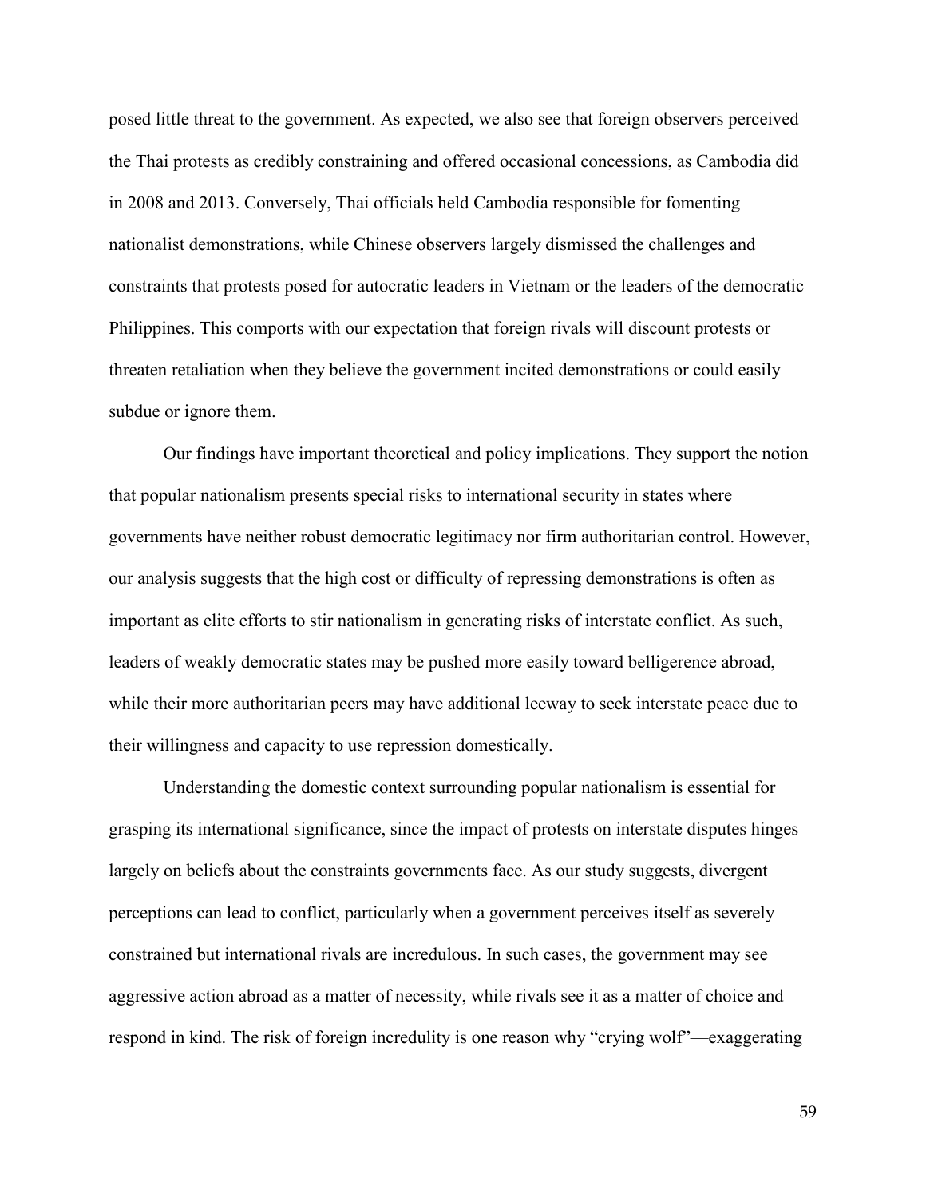posed little threat to the government. As expected, we also see that foreign observers perceived the Thai protests as credibly constraining and offered occasional concessions, as Cambodia did in 2008 and 2013. Conversely, Thai officials held Cambodia responsible for fomenting nationalist demonstrations, while Chinese observers largely dismissed the challenges and constraints that protests posed for autocratic leaders in Vietnam or the leaders of the democratic Philippines. This comports with our expectation that foreign rivals will discount protests or threaten retaliation when they believe the government incited demonstrations or could easily subdue or ignore them.

Our findings have important theoretical and policy implications. They support the notion that popular nationalism presents special risks to international security in states where governments have neither robust democratic legitimacy nor firm authoritarian control. However, our analysis suggests that the high cost or difficulty of repressing demonstrations is often as important as elite efforts to stir nationalism in generating risks of interstate conflict. As such, leaders of weakly democratic states may be pushed more easily toward belligerence abroad, while their more authoritarian peers may have additional leeway to seek interstate peace due to their willingness and capacity to use repression domestically.

Understanding the domestic context surrounding popular nationalism is essential for grasping its international significance, since the impact of protests on interstate disputes hinges largely on beliefs about the constraints governments face. As our study suggests, divergent perceptions can lead to conflict, particularly when a government perceives itself as severely constrained but international rivals are incredulous. In such cases, the government may see aggressive action abroad as a matter of necessity, while rivals see it as a matter of choice and respond in kind. The risk of foreign incredulity is one reason why "crying wolf"—exaggerating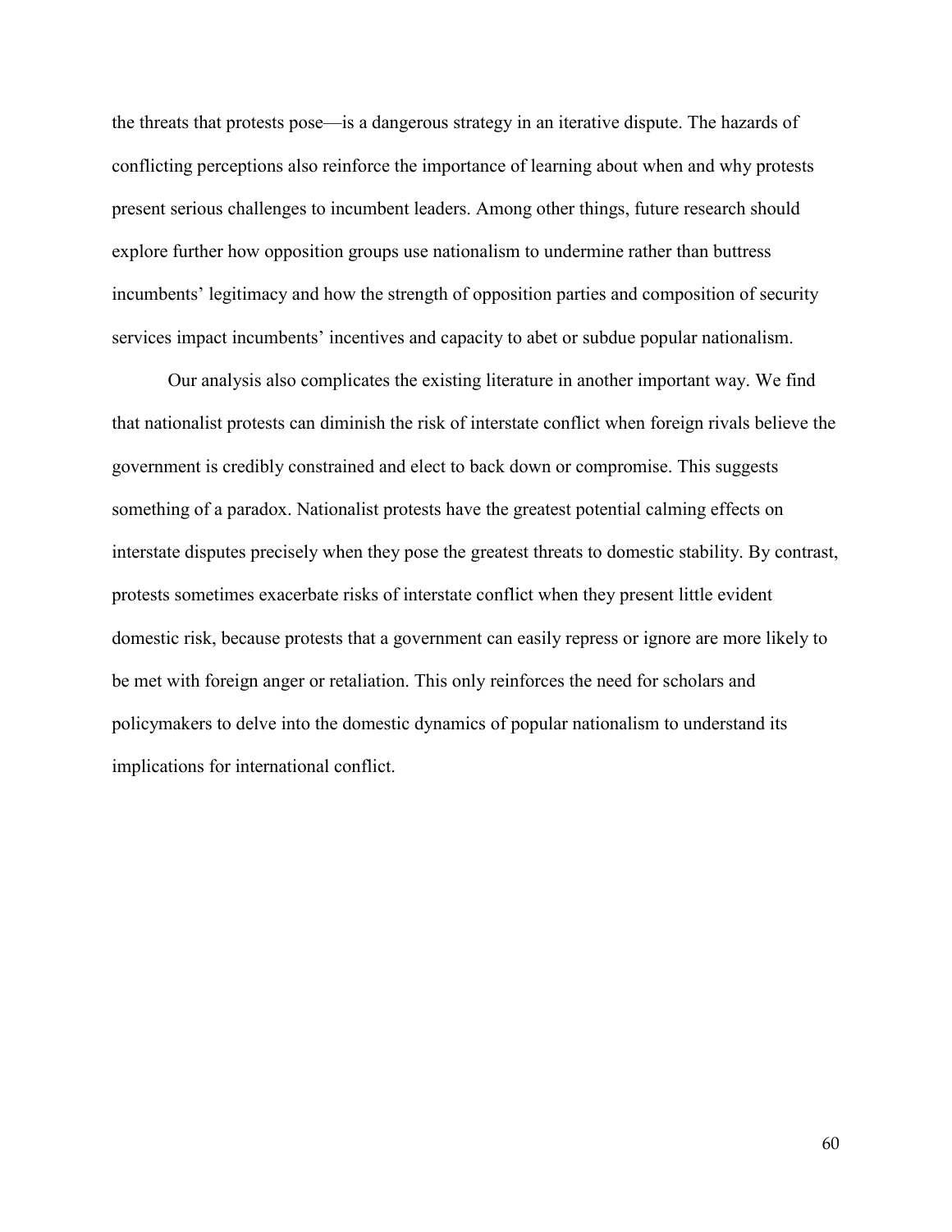the threats that protests pose—is a dangerous strategy in an iterative dispute. The hazards of conflicting perceptions also reinforce the importance of learning about when and why protests present serious challenges to incumbent leaders. Among other things, future research should explore further how opposition groups use nationalism to undermine rather than buttress incumbents' legitimacy and how the strength of opposition parties and composition of security services impact incumbents' incentives and capacity to abet or subdue popular nationalism.

Our analysis also complicates the existing literature in another important way. We find that nationalist protests can diminish the risk of interstate conflict when foreign rivals believe the government is credibly constrained and elect to back down or compromise. This suggests something of a paradox. Nationalist protests have the greatest potential calming effects on interstate disputes precisely when they pose the greatest threats to domestic stability. By contrast, protests sometimes exacerbate risks of interstate conflict when they present little evident domestic risk, because protests that a government can easily repress or ignore are more likely to be met with foreign anger or retaliation. This only reinforces the need for scholars and policymakers to delve into the domestic dynamics of popular nationalism to understand its implications for international conflict.